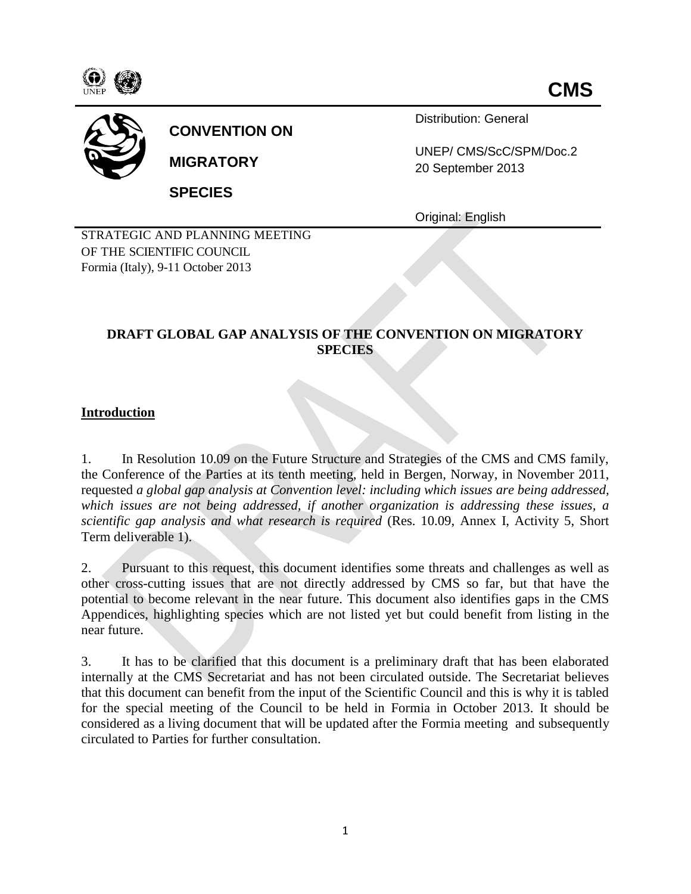**CMS**

**CONVENTION ON MIGRATORY SPECIES**

Distribution: General

UNEP/ CMS/ScC/SPM/Doc.2
20 September 2013

Original: English

STRATEGIC AND PLANNING MEETING
OF THE SCIENTIFIC COUNCIL
Formia (Italy), 9-11 October 2013

# DRAFT GLOBAL GAP ANALYSIS OF THE CONVENTION ON MIGRATORY SPECIES

## Introduction

1. In Resolution 10.09 on the Future Structure and Strategies of the CMS and CMS family, the Conference of the Parties at its tenth meeting, held in Bergen, Norway, in November 2011, requested *a global gap analysis at Convention level: including which issues are being addressed, which issues are not being addressed, if another organization is addressing these issues, a scientific gap analysis and what research is required* (Res. 10.09, Annex I, Activity 5, Short Term deliverable 1).

2. Pursuant to this request, this document identifies some threats and challenges as well as other cross-cutting issues that are not directly addressed by CMS so far, but that have the potential to become relevant in the near future. This document also identifies gaps in the CMS Appendices, highlighting species which are not listed yet but could benefit from listing in the near future.

3. It has to be clarified that this document is a preliminary draft that has been elaborated internally at the CMS Secretariat and has not been circulated outside. The Secretariat believes that this document can benefit from the input of the Scientific Council and this is why it is tabled for the special meeting of the Council to be held in Formia in October 2013. It should be considered as a living document that will be updated after the Formia meeting and subsequently circulated to Parties for further consultation.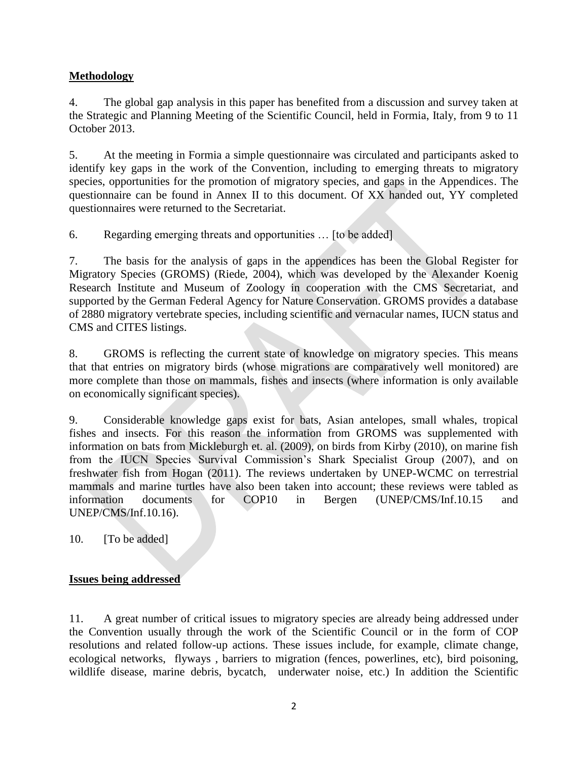**Methodology**

4. The global gap analysis in this paper has benefited from a discussion and survey taken at the Strategic and Planning Meeting of the Scientific Council, held in Formia, Italy, from 9 to 11 October 2013.

5. At the meeting in Formia a simple questionnaire was circulated and participants asked to identify key gaps in the work of the Convention, including to emerging threats to migratory species, opportunities for the promotion of migratory species, and gaps in the Appendices. The questionnaire can be found in Annex II to this document. Of XX handed out, YY completed questionnaires were returned to the Secretariat.

6. Regarding emerging threats and opportunities … [to be added]

7. The basis for the analysis of gaps in the appendices has been the Global Register for Migratory Species (GROMS) (Riede, 2004), which was developed by the Alexander Koenig Research Institute and Museum of Zoology in cooperation with the CMS Secretariat, and supported by the German Federal Agency for Nature Conservation. GROMS provides a database of 2880 migratory vertebrate species, including scientific and vernacular names, IUCN status and CMS and CITES listings.

8. GROMS is reflecting the current state of knowledge on migratory species. This means that that entries on migratory birds (whose migrations are comparatively well monitored) are more complete than those on mammals, fishes and insects (where information is only available on economically significant species).

9. Considerable knowledge gaps exist for bats, Asian antelopes, small whales, tropical fishes and insects. For this reason the information from GROMS was supplemented with information on bats from Mickleburgh et. al. (2009), on birds from Kirby (2010), on marine fish from the IUCN Species Survival Commission's Shark Specialist Group (2007), and on freshwater fish from Hogan (2011). The reviews undertaken by UNEP-WCMC on terrestrial mammals and marine turtles have also been taken into account; these reviews were tabled as information documents for COP10 in Bergen (UNEP/CMS/Inf.10.15 and UNEP/CMS/Inf.10.16).

10. [To be added]

**Issues being addressed**

11. A great number of critical issues to migratory species are already being addressed under the Convention usually through the work of the Scientific Council or in the form of COP resolutions and related follow-up actions. These issues include, for example, climate change, ecological networks, flyways , barriers to migration (fences, powerlines, etc), bird poisoning, wildlife disease, marine debris, bycatch, underwater noise, etc.) In addition the Scientific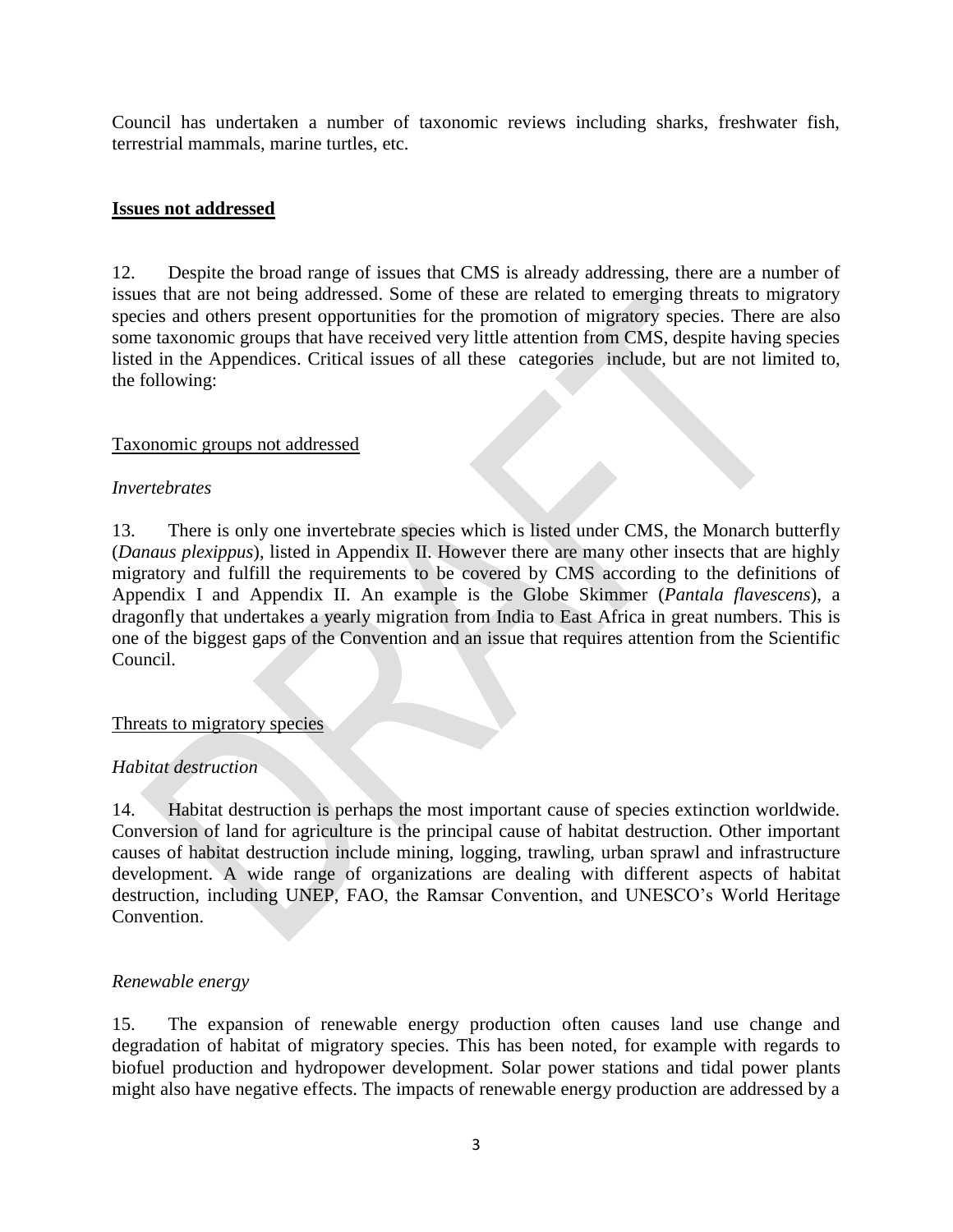Council has undertaken a number of taxonomic reviews including sharks, freshwater fish, terrestrial mammals, marine turtles, etc.

## **Issues not addressed**

12. Despite the broad range of issues that CMS is already addressing, there are a number of issues that are not being addressed. Some of these are related to emerging threats to migratory species and others present opportunities for the promotion of migratory species. There are also some taxonomic groups that have received very little attention from CMS, despite having species listed in the Appendices. Critical issues of all these categories include, but are not limited to, the following:

### Taxonomic groups not addressed

*Invertebrates*

13. There is only one invertebrate species which is listed under CMS, the Monarch butterfly (*Danaus plexippus*), listed in Appendix II. However there are many other insects that are highly migratory and fulfill the requirements to be covered by CMS according to the definitions of Appendix I and Appendix II. An example is the Globe Skimmer (*Pantala flavescens*), a dragonfly that undertakes a yearly migration from India to East Africa in great numbers. This is one of the biggest gaps of the Convention and an issue that requires attention from the Scientific Council.

### Threats to migratory species

*Habitat destruction*

14. Habitat destruction is perhaps the most important cause of species extinction worldwide. Conversion of land for agriculture is the principal cause of habitat destruction. Other important causes of habitat destruction include mining, logging, trawling, urban sprawl and infrastructure development. A wide range of organizations are dealing with different aspects of habitat destruction, including UNEP, FAO, the Ramsar Convention, and UNESCO's World Heritage Convention.

*Renewable energy*

15. The expansion of renewable energy production often causes land use change and degradation of habitat of migratory species. This has been noted, for example with regards to biofuel production and hydropower development. Solar power stations and tidal power plants might also have negative effects. The impacts of renewable energy production are addressed by a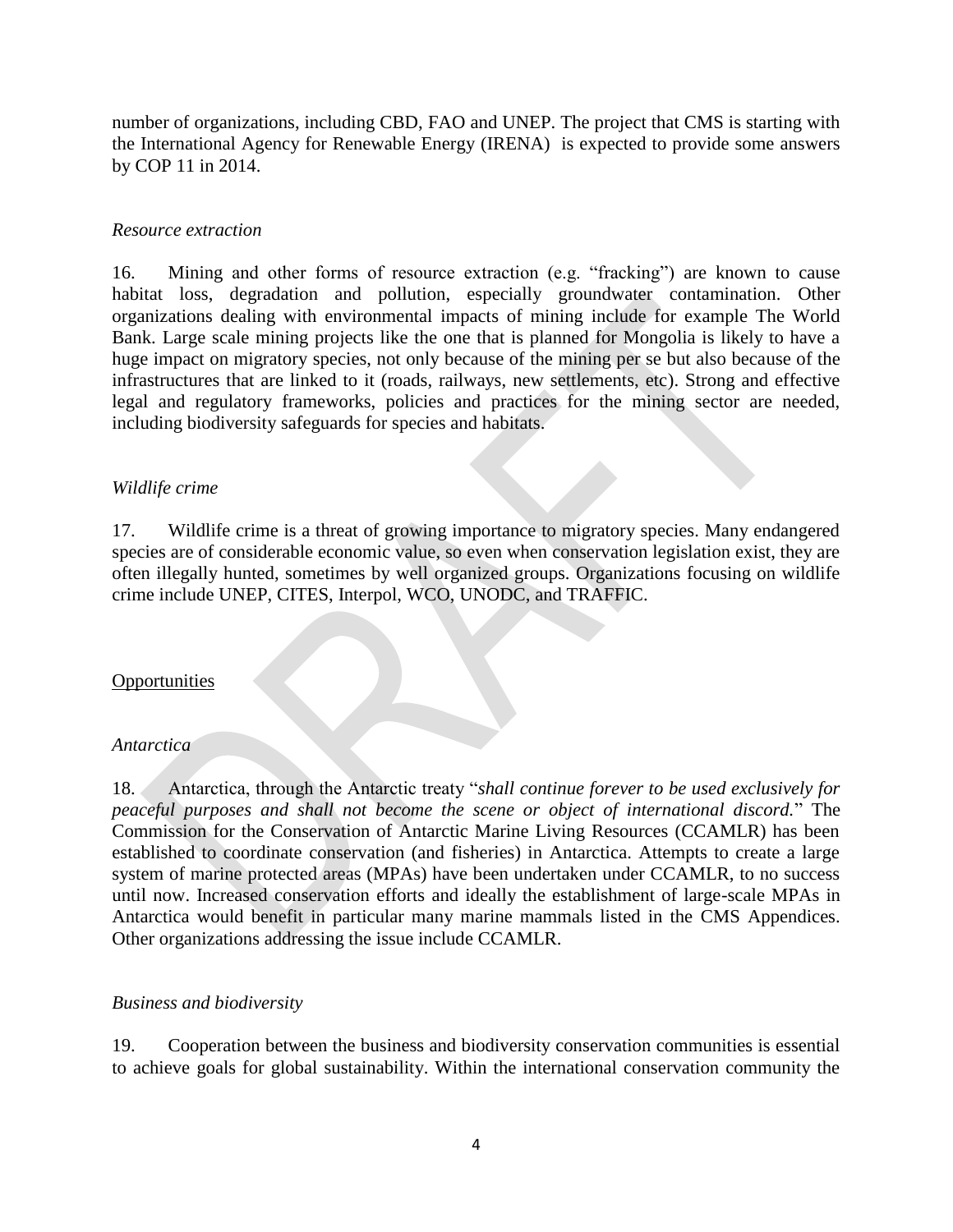number of organizations, including CBD, FAO and UNEP. The project that CMS is starting with the International Agency for Renewable Energy (IRENA)  is expected to provide some answers by COP 11 in 2014.

*Resource extraction*

16. Mining and other forms of resource extraction (e.g. "fracking") are known to cause habitat loss, degradation and pollution, especially groundwater contamination. Other organizations dealing with environmental impacts of mining include for example The World Bank. Large scale mining projects like the one that is planned for Mongolia is likely to have a huge impact on migratory species, not only because of the mining per se but also because of the infrastructures that are linked to it (roads, railways, new settlements, etc). Strong and effective legal and regulatory frameworks, policies and practices for the mining sector are needed, including biodiversity safeguards for species and habitats.

*Wildlife crime*

17. Wildlife crime is a threat of growing importance to migratory species. Many endangered species are of considerable economic value, so even when conservation legislation exist, they are often illegally hunted, sometimes by well organized groups. Organizations focusing on wildlife crime include UNEP, CITES, Interpol, WCO, UNODC, and TRAFFIC.

<u>Opportunities</u>

*Antarctica*

18. Antarctica, through the Antarctic treaty "*shall continue forever to be used exclusively for peaceful purposes and shall not become the scene or object of international discord.*" The Commission for the Conservation of Antarctic Marine Living Resources (CCAMLR) has been established to coordinate conservation (and fisheries) in Antarctica. Attempts to create a large system of marine protected areas (MPAs) have been undertaken under CCAMLR, to no success until now. Increased conservation efforts and ideally the establishment of large-scale MPAs in Antarctica would benefit in particular many marine mammals listed in the CMS Appendices. Other organizations addressing the issue include CCAMLR.

*Business and biodiversity*

19. Cooperation between the business and biodiversity conservation communities is essential to achieve goals for global sustainability. Within the international conservation community the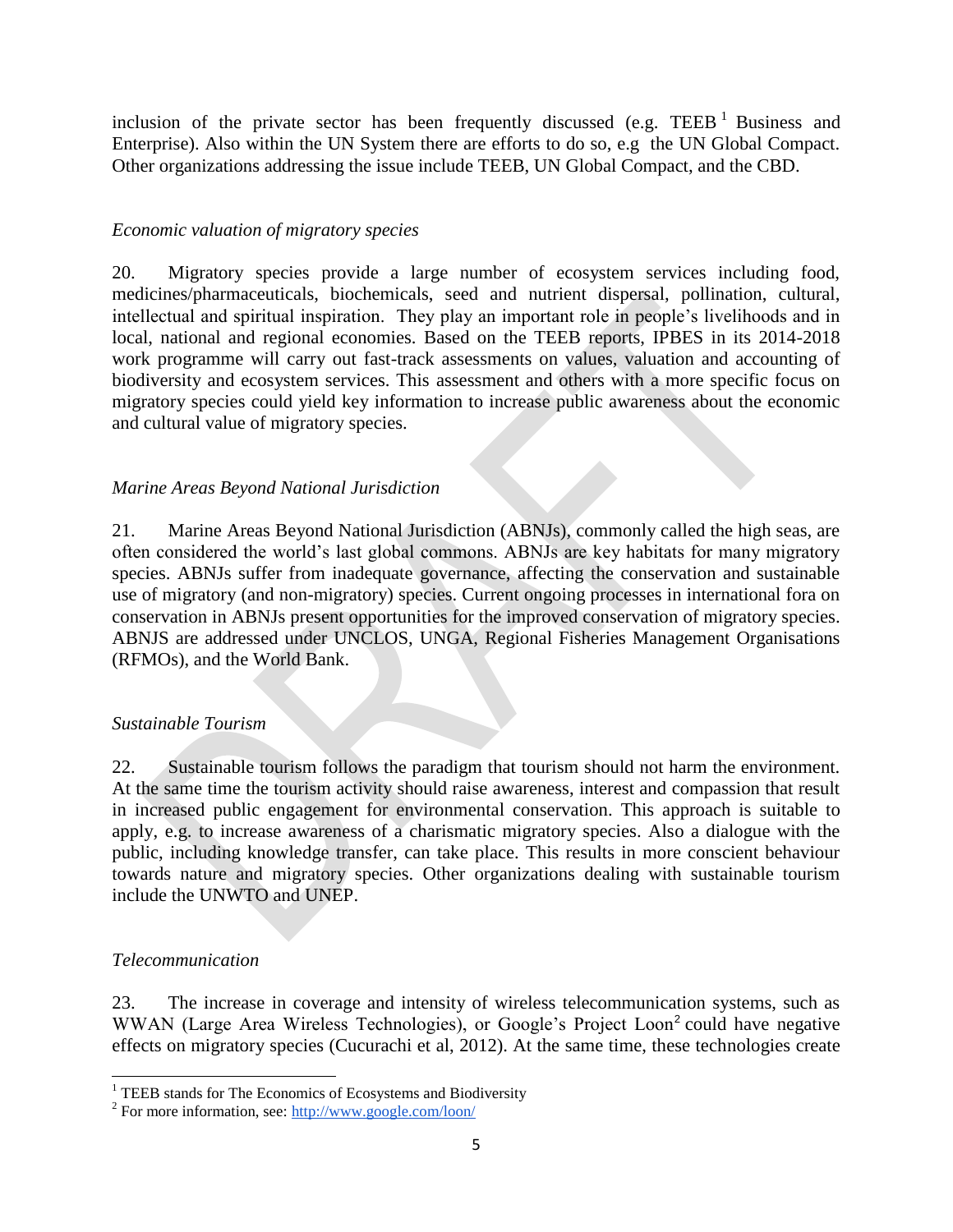inclusion of the private sector has been frequently discussed (e.g. TEEB[1] Business and Enterprise). Also within the UN System there are efforts to do so, e.g the UN Global Compact. Other organizations addressing the issue include TEEB, UN Global Compact, and the CBD.

*Economic valuation of migratory species*

20. Migratory species provide a large number of ecosystem services including food, medicines/pharmaceuticals, biochemicals, seed and nutrient dispersal, pollination, cultural, intellectual and spiritual inspiration. They play an important role in people's livelihoods and in local, national and regional economies. Based on the TEEB reports, IPBES in its 2014-2018 work programme will carry out fast-track assessments on values, valuation and accounting of biodiversity and ecosystem services. This assessment and others with a more specific focus on migratory species could yield key information to increase public awareness about the economic and cultural value of migratory species.

*Marine Areas Beyond National Jurisdiction*

21. Marine Areas Beyond National Jurisdiction (ABNJs), commonly called the high seas, are often considered the world's last global commons. ABNJs are key habitats for many migratory species. ABNJs suffer from inadequate governance, affecting the conservation and sustainable use of migratory (and non-migratory) species. Current ongoing processes in international fora on conservation in ABNJs present opportunities for the improved conservation of migratory species. ABNJS are addressed under UNCLOS, UNGA, Regional Fisheries Management Organisations (RFMOs), and the World Bank.

*Sustainable Tourism*

22. Sustainable tourism follows the paradigm that tourism should not harm the environment. At the same time the tourism activity should raise awareness, interest and compassion that result in increased public engagement for environmental conservation. This approach is suitable to apply, e.g. to increase awareness of a charismatic migratory species. Also a dialogue with the public, including knowledge transfer, can take place. This results in more conscient behaviour towards nature and migratory species. Other organizations dealing with sustainable tourism include the UNWTO and UNEP.

*Telecommunication*

23. The increase in coverage and intensity of wireless telecommunication systems, such as WWAN (Large Area Wireless Technologies), or Google's Project Loon[2] could have negative effects on migratory species (Cucurachi et al, 2012). At the same time, these technologies create

---

[1] TEEB stands for The Economics of Ecosystems and Biodiversity

[2] For more information, see: http://www.google.com/loon/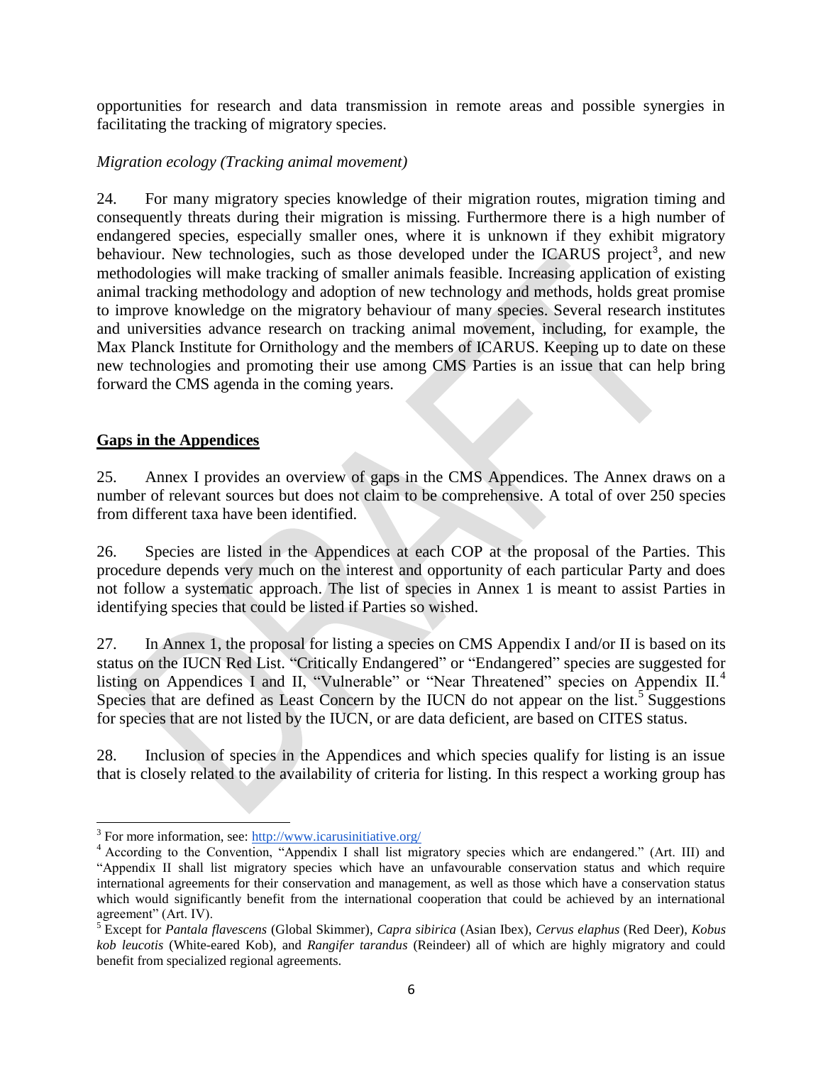opportunities for research and data transmission in remote areas and possible synergies in facilitating the tracking of migratory species.

*Migration ecology (Tracking animal movement)*

24. For many migratory species knowledge of their migration routes, migration timing and consequently threats during their migration is missing. Furthermore there is a high number of endangered species, especially smaller ones, where it is unknown if they exhibit migratory behaviour. New technologies, such as those developed under the ICARUS project[3], and new methodologies will make tracking of smaller animals feasible. Increasing application of existing animal tracking methodology and adoption of new technology and methods, holds great promise to improve knowledge on the migratory behaviour of many species. Several research institutes and universities advance research on tracking animal movement, including, for example, the Max Planck Institute for Ornithology and the members of ICARUS. Keeping up to date on these new technologies and promoting their use among CMS Parties is an issue that can help bring forward the CMS agenda in the coming years.

**Gaps in the Appendices**

25. Annex I provides an overview of gaps in the CMS Appendices. The Annex draws on a number of relevant sources but does not claim to be comprehensive. A total of over 250 species from different taxa have been identified.

26. Species are listed in the Appendices at each COP at the proposal of the Parties. This procedure depends very much on the interest and opportunity of each particular Party and does not follow a systematic approach. The list of species in Annex 1 is meant to assist Parties in identifying species that could be listed if Parties so wished.

27. In Annex 1, the proposal for listing a species on CMS Appendix I and/or II is based on its status on the IUCN Red List. "Critically Endangered" or "Endangered" species are suggested for listing on Appendices I and II, "Vulnerable" or "Near Threatened" species on Appendix II.[4] Species that are defined as Least Concern by the IUCN do not appear on the list.[5] Suggestions for species that are not listed by the IUCN, or are data deficient, are based on CITES status.

28. Inclusion of species in the Appendices and which species qualify for listing is an issue that is closely related to the availability of criteria for listing. In this respect a working group has

---

[3] For more information, see: http://www.icarusinitiative.org/

[4] According to the Convention, "Appendix I shall list migratory species which are endangered." (Art. III) and "Appendix II shall list migratory species which have an unfavourable conservation status and which require international agreements for their conservation and management, as well as those which have a conservation status which would significantly benefit from the international cooperation that could be achieved by an international agreement" (Art. IV).

[5] Except for *Pantala flavescens* (Global Skimmer), *Capra sibirica* (Asian Ibex), *Cervus elaphus* (Red Deer), *Kobus kob leucotis* (White-eared Kob), and *Rangifer tarandus* (Reindeer) all of which are highly migratory and could benefit from specialized regional agreements.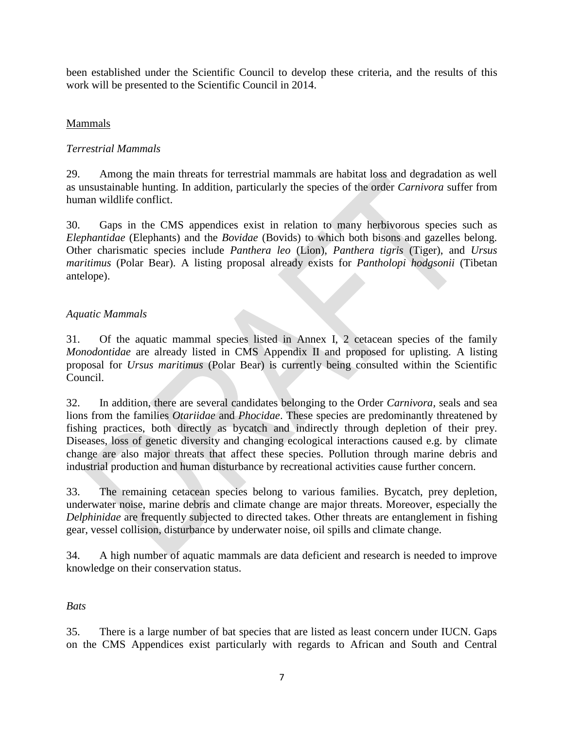been established under the Scientific Council to develop these criteria, and the results of this work will be presented to the Scientific Council in 2014.

## Mammals

### *Terrestrial Mammals*

29. Among the main threats for terrestrial mammals are habitat loss and degradation as well as unsustainable hunting. In addition, particularly the species of the order *Carnivora* suffer from human wildlife conflict.

30. Gaps in the CMS appendices exist in relation to many herbivorous species such as *Elephantidae* (Elephants) and the *Bovidae* (Bovids) to which both bisons and gazelles belong. Other charismatic species include *Panthera leo* (Lion), *Panthera tigris* (Tiger), and *Ursus maritimus* (Polar Bear). A listing proposal already exists for *Pantholopi hodgsonii* (Tibetan antelope).

### *Aquatic Mammals*

31. Of the aquatic mammal species listed in Annex I, 2 cetacean species of the family *Monodontidae* are already listed in CMS Appendix II and proposed for uplisting. A listing proposal for *Ursus maritimus* (Polar Bear) is currently being consulted within the Scientific Council.

32. In addition, there are several candidates belonging to the Order *Carnivora*, seals and sea lions from the families *Otariidae* and *Phocidae*. These species are predominantly threatened by fishing practices, both directly as bycatch and indirectly through depletion of their prey. Diseases, loss of genetic diversity and changing ecological interactions caused e.g. by climate change are also major threats that affect these species. Pollution through marine debris and industrial production and human disturbance by recreational activities cause further concern.

33. The remaining cetacean species belong to various families. Bycatch, prey depletion, underwater noise, marine debris and climate change are major threats. Moreover, especially the *Delphinidae* are frequently subjected to directed takes. Other threats are entanglement in fishing gear, vessel collision, disturbance by underwater noise, oil spills and climate change.

34. A high number of aquatic mammals are data deficient and research is needed to improve knowledge on their conservation status.

### *Bats*

35. There is a large number of bat species that are listed as least concern under IUCN. Gaps on the CMS Appendices exist particularly with regards to African and South and Central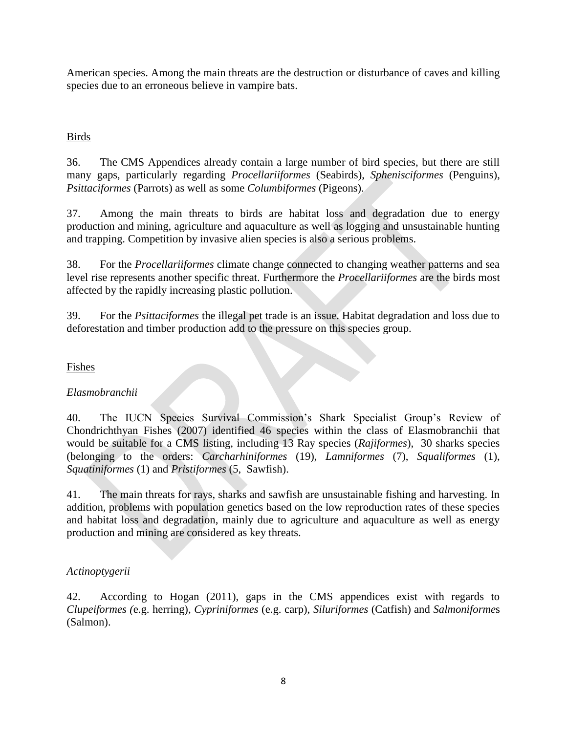American species. Among the main threats are the destruction or disturbance of caves and killing species due to an erroneous believe in vampire bats.

Birds

36. The CMS Appendices already contain a large number of bird species, but there are still many gaps, particularly regarding *Procellariiformes* (Seabirds), *Sphenisciformes* (Penguins), *Psittaciformes* (Parrots) as well as some *Columbiformes* (Pigeons).

37. Among the main threats to birds are habitat loss and degradation due to energy production and mining, agriculture and aquaculture as well as logging and unsustainable hunting and trapping. Competition by invasive alien species is also a serious problems.

38. For the *Procellariiformes* climate change connected to changing weather patterns and sea level rise represents another specific threat. Furthermore the *Procellariiformes* are the birds most affected by the rapidly increasing plastic pollution.

39. For the *Psittaciformes* the illegal pet trade is an issue. Habitat degradation and loss due to deforestation and timber production add to the pressure on this species group.

Fishes

*Elasmobranchii*

40. The IUCN Species Survival Commission's Shark Specialist Group's Review of Chondrichthyan Fishes (2007) identified 46 species within the class of Elasmobranchii that would be suitable for a CMS listing, including 13 Ray species (*Rajiformes*), 30 sharks species (belonging to the orders: *Carcharhiniformes* (19), *Lamniformes* (7), *Squaliformes* (1), *Squatiniformes* (1) and *Pristiformes* (5, Sawfish).

41. The main threats for rays, sharks and sawfish are unsustainable fishing and harvesting. In addition, problems with population genetics based on the low reproduction rates of these species and habitat loss and degradation, mainly due to agriculture and aquaculture as well as energy production and mining are considered as key threats.

*Actinoptygerii*

42. According to Hogan (2011), gaps in the CMS appendices exist with regards to *Clupeiformes (*e.g. herring), *Cypriniformes* (e.g. carp), *Siluriformes* (Catfish) and *Salmoniforme*s (Salmon).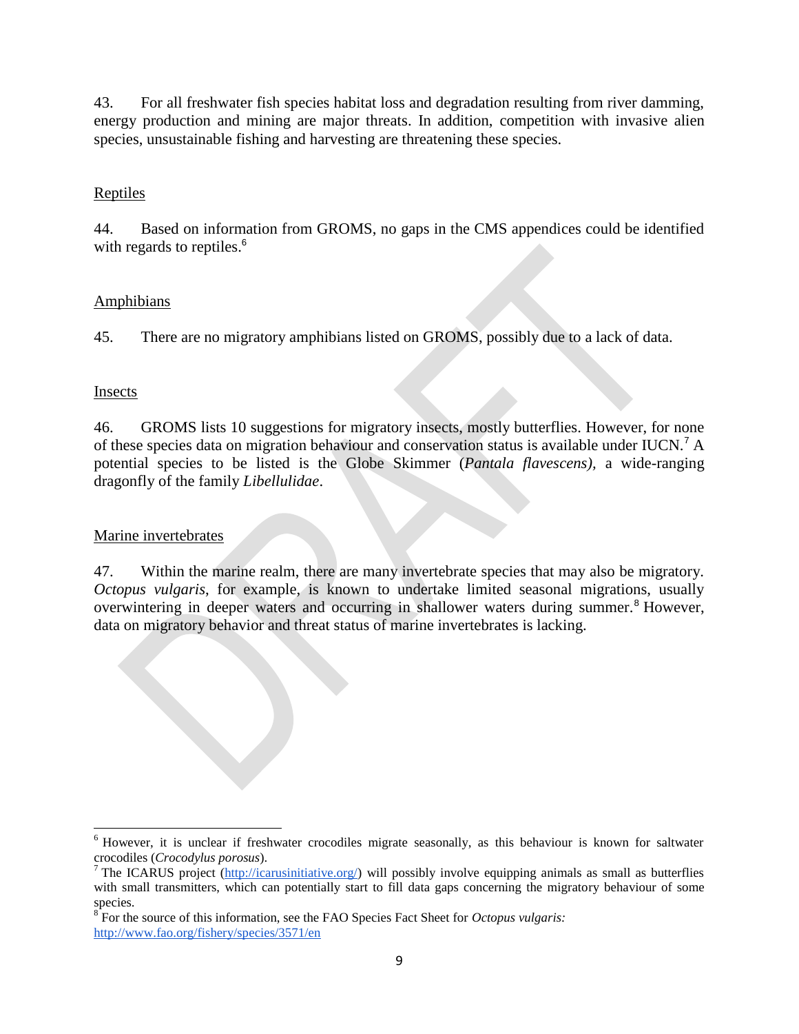43. For all freshwater fish species habitat loss and degradation resulting from river damming, energy production and mining are major threats. In addition, competition with invasive alien species, unsustainable fishing and harvesting are threatening these species.

## Reptiles

44. Based on information from GROMS, no gaps in the CMS appendices could be identified with regards to reptiles.[6]

## Amphibians

45. There are no migratory amphibians listed on GROMS, possibly due to a lack of data.

## Insects

46. GROMS lists 10 suggestions for migratory insects, mostly butterflies. However, for none of these species data on migration behaviour and conservation status is available under IUCN.[7] A potential species to be listed is the Globe Skimmer (*Pantala flavescens),* a wide-ranging dragonfly of the family *Libellulidae*.

## Marine invertebrates

47. Within the marine realm, there are many invertebrate species that may also be migratory. *Octopus vulgaris*, for example, is known to undertake limited seasonal migrations, usually overwintering in deeper waters and occurring in shallower waters during summer.[8] However, data on migratory behavior and threat status of marine invertebrates is lacking.

---

[6] However, it is unclear if freshwater crocodiles migrate seasonally, as this behaviour is known for saltwater crocodiles (*Crocodylus porosus*).

[7] The ICARUS project (http://icarusinitiative.org/) will possibly involve equipping animals as small as butterflies with small transmitters, which can potentially start to fill data gaps concerning the migratory behaviour of some species.

[8] For the source of this information, see the FAO Species Fact Sheet for *Octopus vulgaris:* http://www.fao.org/fishery/species/3571/en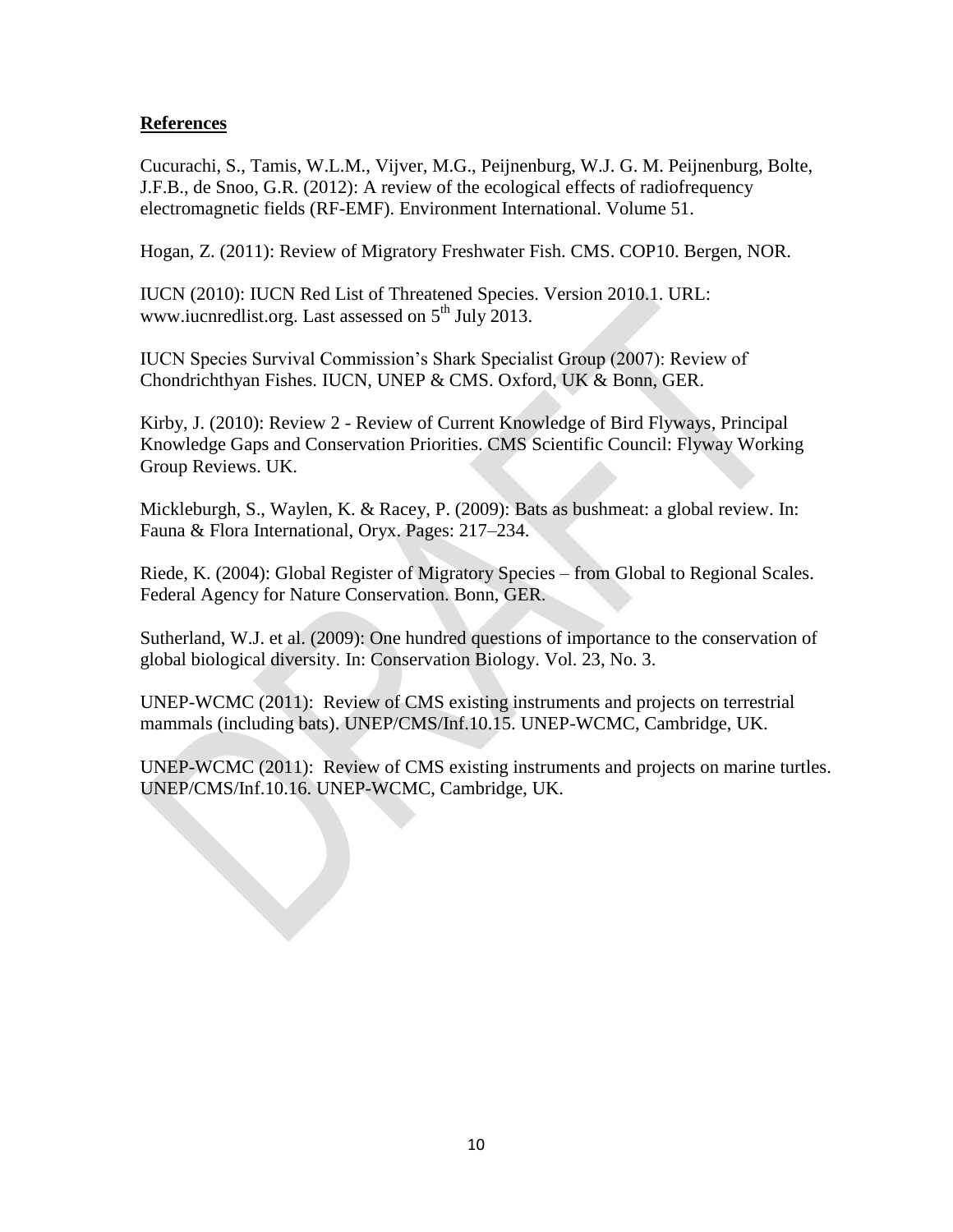## References

Cucurachi, S., Tamis, W.L.M., Vijver, M.G., Peijnenburg, W.J. G. M. Peijnenburg, Bolte, J.F.B., de Snoo, G.R. (2012): A review of the ecological effects of radiofrequency electromagnetic fields (RF-EMF). Environment International. Volume 51.

Hogan, Z. (2011): Review of Migratory Freshwater Fish. CMS. COP10. Bergen, NOR.

IUCN (2010): IUCN Red List of Threatened Species. Version 2010.1. URL: www.iucnredlist.org. Last assessed on 5th July 2013.

IUCN Species Survival Commission's Shark Specialist Group (2007): Review of Chondrichthyan Fishes. IUCN, UNEP & CMS. Oxford, UK & Bonn, GER.

Kirby, J. (2010): Review 2 - Review of Current Knowledge of Bird Flyways, Principal Knowledge Gaps and Conservation Priorities. CMS Scientific Council: Flyway Working Group Reviews. UK.

Mickleburgh, S., Waylen, K. & Racey, P. (2009): Bats as bushmeat: a global review. In: Fauna & Flora International, Oryx. Pages: 217–234.

Riede, K. (2004): Global Register of Migratory Species – from Global to Regional Scales. Federal Agency for Nature Conservation. Bonn, GER.

Sutherland, W.J. et al. (2009): One hundred questions of importance to the conservation of global biological diversity. In: Conservation Biology. Vol. 23, No. 3.

UNEP-WCMC (2011): Review of CMS existing instruments and projects on terrestrial mammals (including bats). UNEP/CMS/Inf.10.15. UNEP-WCMC, Cambridge, UK.

UNEP-WCMC (2011): Review of CMS existing instruments and projects on marine turtles. UNEP/CMS/Inf.10.16. UNEP-WCMC, Cambridge, UK.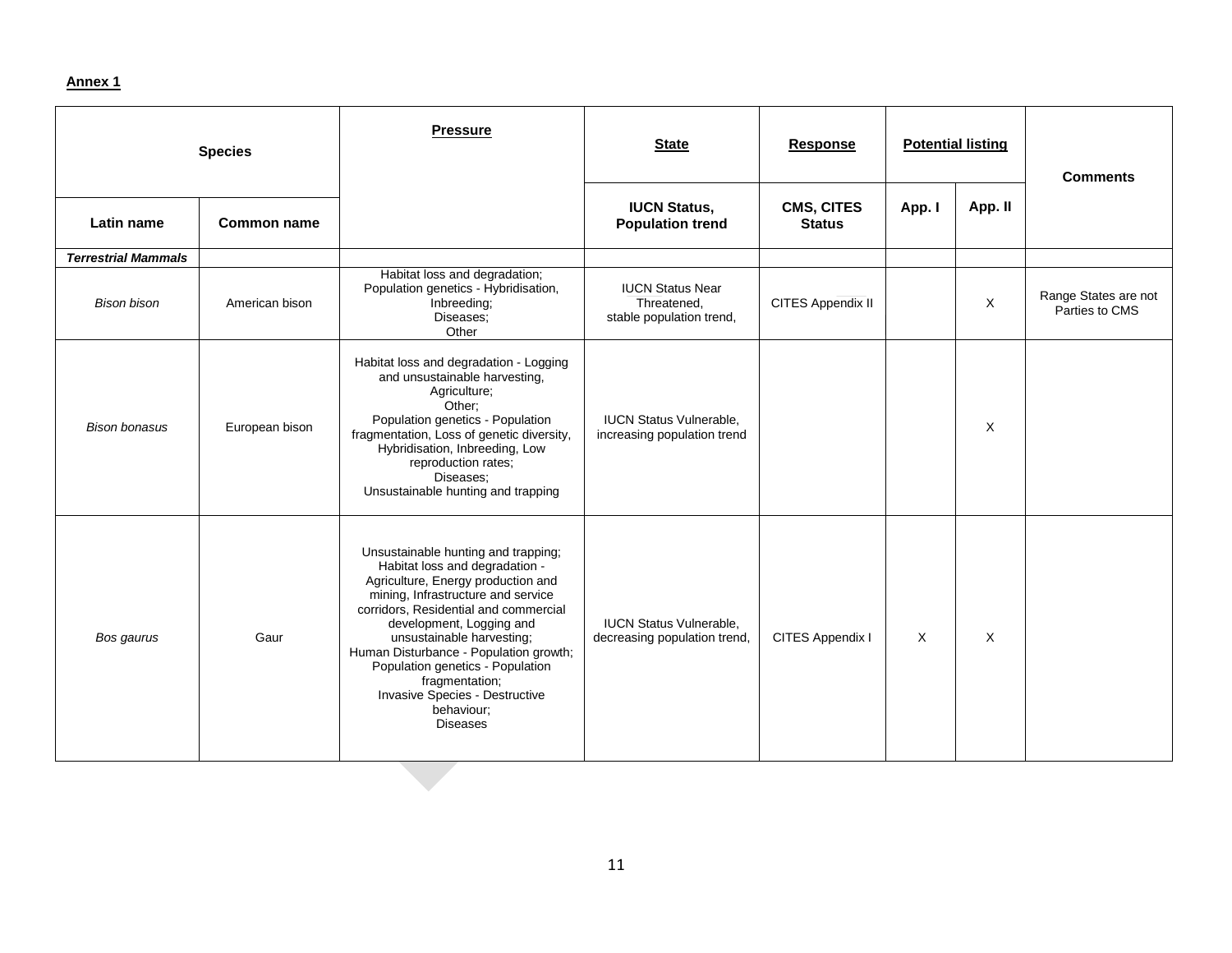**Annex 1**

| Species | | Pressure | State | Response | Potential listing | | Comments |
|---|---|---|---|---|---|---|---|
| Latin name | Common name | | IUCN Status, Population trend | CMS, CITES Status | App. I | App. II | |
| ***Terrestrial Mammals*** | | | | | | | |
| *Bison bison* | American bison | Habitat loss and degradation; Population genetics - Hybridisation, Inbreeding; Diseases; Other | IUCN Status Near Threatened, stable population trend, | CITES Appendix II | | X | Range States are not Parties to CMS |
| *Bison bonasus* | European bison | Habitat loss and degradation - Logging and unsustainable harvesting, Agriculture; Other; Population genetics - Population fragmentation, Loss of genetic diversity, Hybridisation, Inbreeding, Low reproduction rates; Diseases; Unsustainable hunting and trapping | IUCN Status Vulnerable, increasing population trend | | | X | |
| *Bos gaurus* | Gaur | Unsustainable hunting and trapping; Habitat loss and degradation - Agriculture, Energy production and mining, Infrastructure and service corridors, Residential and commercial development, Logging and unsustainable harvesting; Human Disturbance - Population growth; Population genetics - Population fragmentation; Invasive Species - Destructive behaviour; Diseases | IUCN Status Vulnerable, decreasing population trend, | CITES Appendix I | X | X | |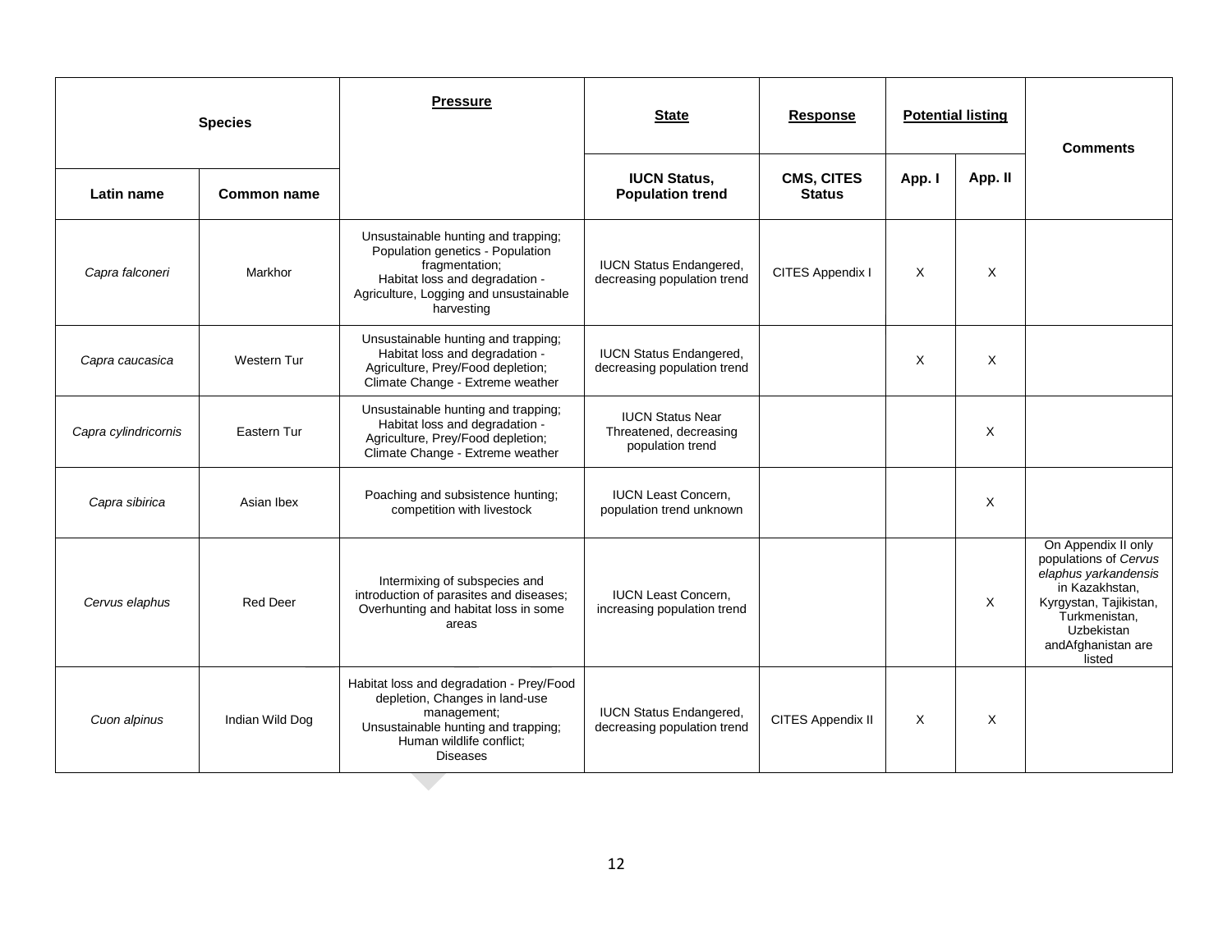| Species | | Pressure | State | Response | Potential listing | | Comments |
|---|---|---|---|---|---|---|---|
| Latin name | Common name | | IUCN Status, Population trend | CMS, CITES Status | App. I | App. II | |
| *Capra falconeri* | Markhor | Unsustainable hunting and trapping; Population genetics - Population fragmentation; Habitat loss and degradation - Agriculture, Logging and unsustainable harvesting | IUCN Status Endangered, decreasing population trend | CITES Appendix I | X | X | |
| *Capra caucasica* | Western Tur | Unsustainable hunting and trapping; Habitat loss and degradation - Agriculture, Prey/Food depletion; Climate Change - Extreme weather | IUCN Status Endangered, decreasing population trend | | X | X | |
| *Capra cylindricornis* | Eastern Tur | Unsustainable hunting and trapping; Habitat loss and degradation - Agriculture, Prey/Food depletion; Climate Change - Extreme weather | IUCN Status Near Threatened, decreasing population trend | | | X | |
| *Capra sibirica* | Asian Ibex | Poaching and subsistence hunting; competition with livestock | IUCN Least Concern, population trend unknown | | | X | |
| *Cervus elaphus* | Red Deer | Intermixing of subspecies and introduction of parasites and diseases; Overhunting and habitat loss in some areas | IUCN Least Concern, increasing population trend | | | X | On Appendix II only populations of *Cervus elaphus yarkandensis* in Kazakhstan, Kyrgystan, Tajikistan, Turkmenistan, Uzbekistan andAfghanistan are listed |
| *Cuon alpinus* | Indian Wild Dog | Habitat loss and degradation - Prey/Food depletion, Changes in land-use management; Unsustainable hunting and trapping; Human wildlife conflict; Diseases | IUCN Status Endangered, decreasing population trend | CITES Appendix II | X | X | |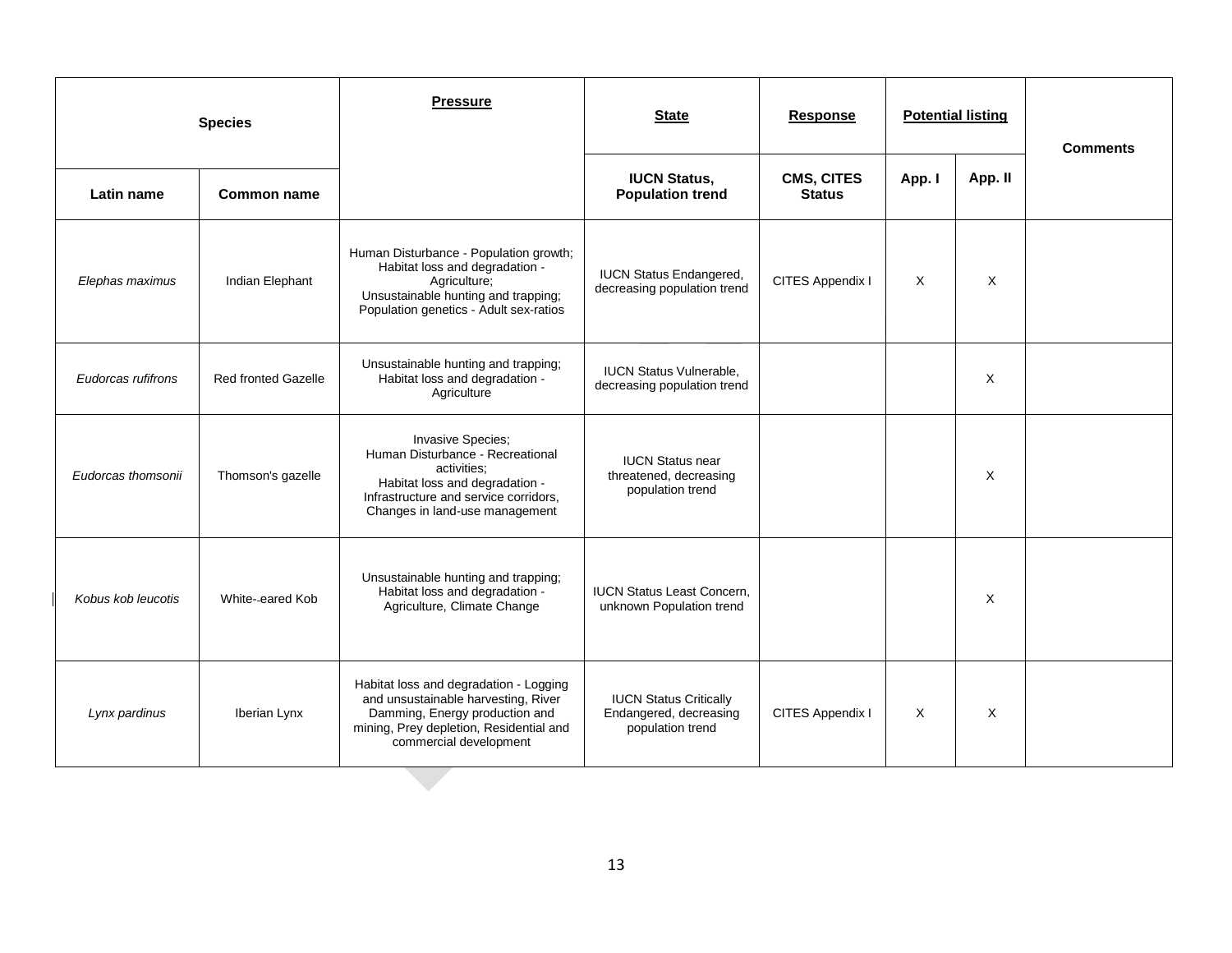| Species | | Pressure | State | Response | Potential listing | | Comments |
|---|---|---|---|---|---|---|---|
| Latin name | Common name | | IUCN Status, Population trend | CMS, CITES Status | App. I | App. II | |
| *Elephas maximus* | Indian Elephant | Human Disturbance - Population growth; Habitat loss and degradation - Agriculture; Unsustainable hunting and trapping; Population genetics - Adult sex-ratios | IUCN Status Endangered, decreasing population trend | CITES Appendix I | X | X | |
| *Eudorcas rufifrons* | Red fronted Gazelle | Unsustainable hunting and trapping; Habitat loss and degradation - Agriculture | IUCN Status Vulnerable, decreasing population trend | | | X | |
| *Eudorcas thomsonii* | Thomson's gazelle | Invasive Species; Human Disturbance - Recreational activities; Habitat loss and degradation - Infrastructure and service corridors, Changes in land-use management | IUCN Status near threatened, decreasing population trend | | | X | |
| *Kobus kob leucotis* | White-eared Kob | Unsustainable hunting and trapping; Habitat loss and degradation - Agriculture, Climate Change | IUCN Status Least Concern, unknown Population trend | | | X | |
| *Lynx pardinus* | Iberian Lynx | Habitat loss and degradation - Logging and unsustainable harvesting, River Damming, Energy production and mining, Prey depletion, Residential and commercial development | IUCN Status Critically Endangered, decreasing population trend | CITES Appendix I | X | X | |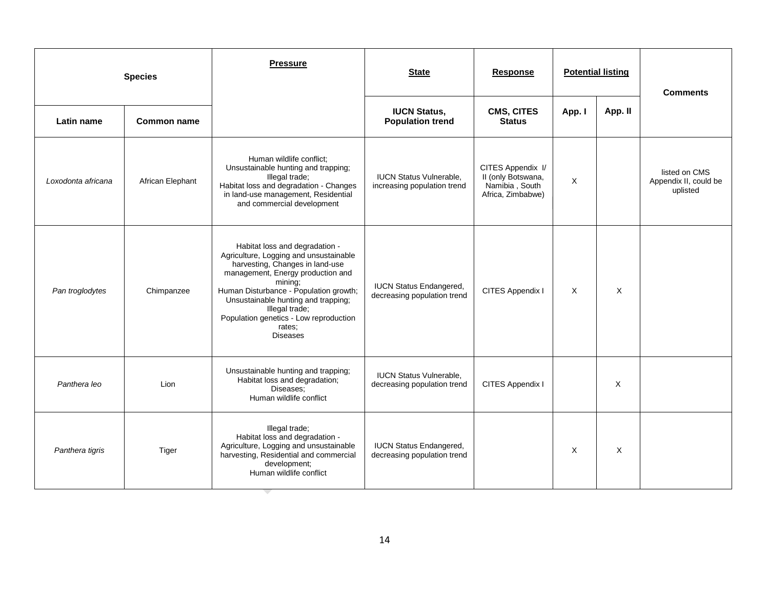| Species | | Pressure | State | Response | Potential listing | | Comments |
|---|---|---|---|---|---|---|---|
| Latin name | Common name | | IUCN Status, Population trend | CMS, CITES Status | App. I | App. II | |
| *Loxodonta africana* | African Elephant | Human wildlife conflict; Unsustainable hunting and trapping; Illegal trade; Habitat loss and degradation - Changes in land-use management, Residential and commercial development | IUCN Status Vulnerable, increasing population trend | CITES Appendix I/ II (only Botswana, Namibia , South Africa, Zimbabwe) | X | | listed on CMS Appendix II, could be uplisted |
| *Pan troglodytes* | Chimpanzee | Habitat loss and degradation - Agriculture, Logging and unsustainable harvesting, Changes in land-use management, Energy production and mining; Human Disturbance - Population growth; Unsustainable hunting and trapping; Illegal trade; Population genetics - Low reproduction rates; Diseases | IUCN Status Endangered, decreasing population trend | CITES Appendix I | X | X | |
| *Panthera leo* | Lion | Unsustainable hunting and trapping; Habitat loss and degradation; Diseases; Human wildlife conflict | IUCN Status Vulnerable, decreasing population trend | CITES Appendix I | | X | |
| *Panthera tigris* | Tiger | Illegal trade; Habitat loss and degradation - Agriculture, Logging and unsustainable harvesting, Residential and commercial development; Human wildlife conflict | IUCN Status Endangered, decreasing population trend | | X | X | |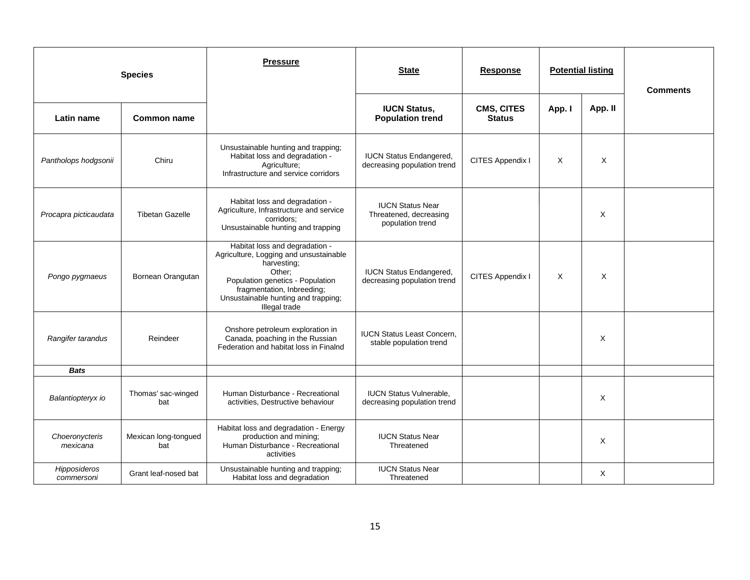| Species | | Pressure | State | Response | Potential listing | | Comments |
|---|---|---|---|---|---|---|---|
| Latin name | Common name | | IUCN Status, Population trend | CMS, CITES Status | App. I | App. II | |
| *Pantholops hodgsonii* | Chiru | Unsustainable hunting and trapping; Habitat loss and degradation - Agriculture; Infrastructure and service corridors | IUCN Status Endangered, decreasing population trend | CITES Appendix I | X | X | |
| *Procapra picticaudata* | Tibetan Gazelle | Habitat loss and degradation - Agriculture, Infrastructure and service corridors; Unsustainable hunting and trapping | IUCN Status Near Threatened, decreasing population trend | | | X | |
| *Pongo pygmaeus* | Bornean Orangutan | Habitat loss and degradation - Agriculture, Logging and unsustainable harvesting; Other; Population genetics - Population fragmentation, Inbreeding; Unsustainable hunting and trapping; Illegal trade | IUCN Status Endangered, decreasing population trend | CITES Appendix I | X | X | |
| *Rangifer tarandus* | Reindeer | Onshore petroleum exploration in Canada, poaching in the Russian Federation and habitat loss in Finalnd | IUCN Status Least Concern, stable population trend | | | X | |
| ***Bats*** | | | | | | | |
| *Balantiopteryx io* | Thomas' sac-winged bat | Human Disturbance - Recreational activities, Destructive behaviour | IUCN Status Vulnerable, decreasing population trend | | | X | |
| *Choeronycteris mexicana* | Mexican long-tongued bat | Habitat loss and degradation - Energy production and mining; Human Disturbance - Recreational activities | IUCN Status Near Threatened | | | X | |
| *Hipposideros commersoni* | Grant leaf-nosed bat | Unsustainable hunting and trapping; Habitat loss and degradation | IUCN Status Near Threatened | | | X | |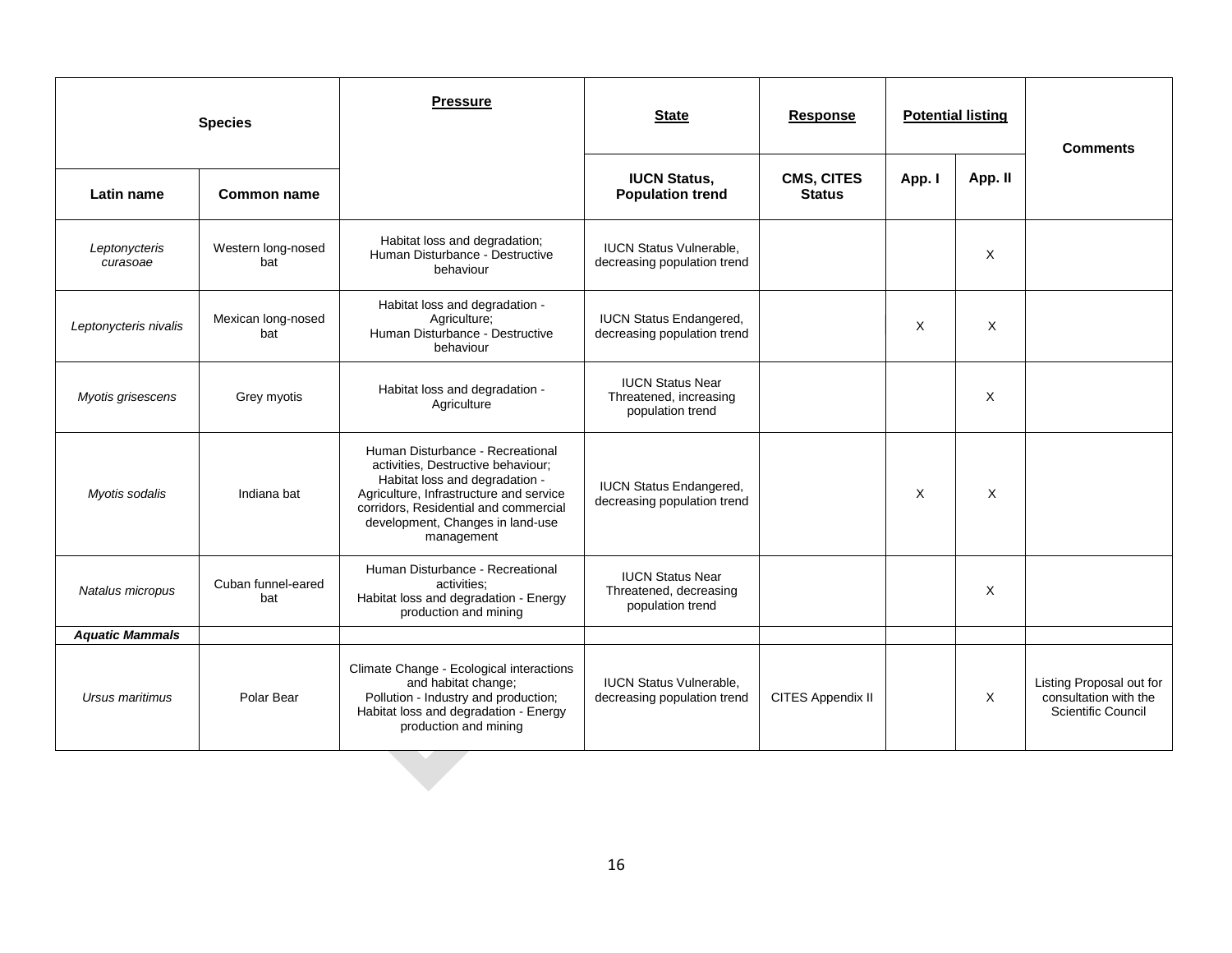| Species | | Pressure | State | Response | Potential listing | | Comments |
|---|---|---|---|---|---|---|---|
| Latin name | Common name | | IUCN Status, Population trend | CMS, CITES Status | App. I | App. II | |
| *Leptonycteris curasoae* | Western long-nosed bat | Habitat loss and degradation; Human Disturbance - Destructive behaviour | IUCN Status Vulnerable, decreasing population trend | | | X | |
| *Leptonycteris nivalis* | Mexican long-nosed bat | Habitat loss and degradation - Agriculture; Human Disturbance - Destructive behaviour | IUCN Status Endangered, decreasing population trend | | X | X | |
| *Myotis grisescens* | Grey myotis | Habitat loss and degradation - Agriculture | IUCN Status Near Threatened, increasing population trend | | | X | |
| *Myotis sodalis* | Indiana bat | Human Disturbance - Recreational activities, Destructive behaviour; Habitat loss and degradation - Agriculture, Infrastructure and service corridors, Residential and commercial development, Changes in land-use management | IUCN Status Endangered, decreasing population trend | | X | X | |
| *Natalus micropus* | Cuban funnel-eared bat | Human Disturbance - Recreational activities; Habitat loss and degradation - Energy production and mining | IUCN Status Near Threatened, decreasing population trend | | | X | |
| ***Aquatic Mammals*** | | | | | | | |
| *Ursus maritimus* | Polar Bear | Climate Change - Ecological interactions and habitat change; Pollution - Industry and production; Habitat loss and degradation - Energy production and mining | IUCN Status Vulnerable, decreasing population trend | CITES Appendix II | | X | Listing Proposal out for consultation with the Scientific Council |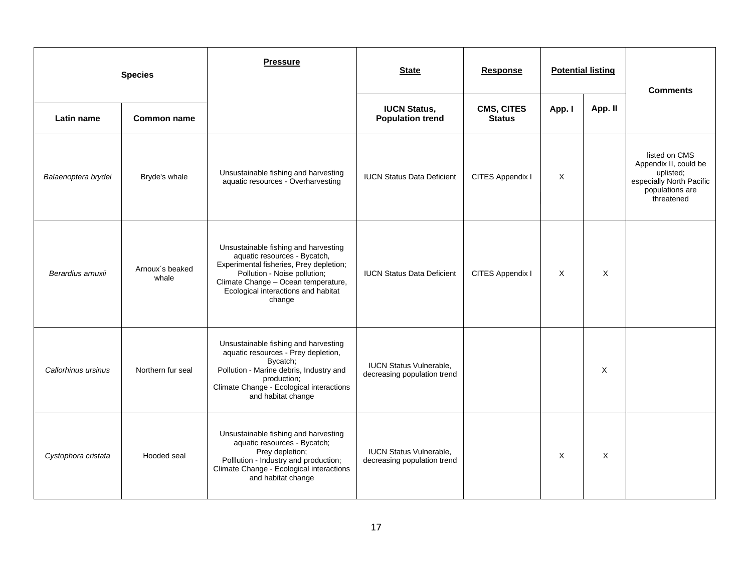| Species | | Pressure | State | Response | Potential listing | | Comments |
|---|---|---|---|---|---|---|---|
| Latin name | Common name | | IUCN Status, Population trend | CMS, CITES Status | App. I | App. II | |
| *Balaenoptera brydei* | Bryde's whale | Unsustainable fishing and harvesting aquatic resources - Overharvesting | IUCN Status Data Deficient | CITES Appendix I | X | | listed on CMS Appendix II, could be uplisted; especially North Pacific populations are threatened |
| *Berardius arnuxii* | Arnoux´s beaked whale | Unsustainable fishing and harvesting aquatic resources - Bycatch, Experimental fisheries, Prey depletion; Pollution - Noise pollution; Climate Change – Ocean temperature, Ecological interactions and habitat change | IUCN Status Data Deficient | CITES Appendix I | X | X | |
| *Callorhinus ursinus* | Northern fur seal | Unsustainable fishing and harvesting aquatic resources - Prey depletion, Bycatch; Pollution - Marine debris, Industry and production; Climate Change - Ecological interactions and habitat change | IUCN Status Vulnerable, decreasing population trend | | | X | |
| *Cystophora cristata* | Hooded seal | Unsustainable fishing and harvesting aquatic resources - Bycatch; Prey depletion; Polllution - Industry and production; Climate Change - Ecological interactions and habitat change | IUCN Status Vulnerable, decreasing population trend | | X | X | |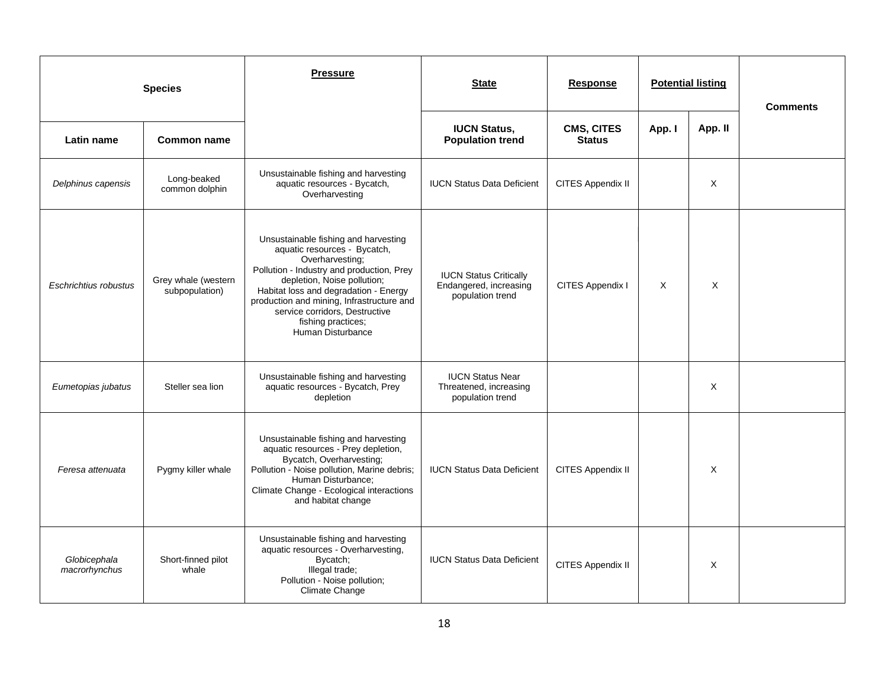| Species | | Pressure | State | Response | Potential listing | | Comments |
|---|---|---|---|---|---|---|---|
| Latin name | Common name | | IUCN Status, Population trend | CMS, CITES Status | App. I | App. II | |
| *Delphinus capensis* | Long-beaked common dolphin | Unsustainable fishing and harvesting aquatic resources - Bycatch, Overharvesting | IUCN Status Data Deficient | CITES Appendix II | | X | |
| *Eschrichtius robustus* | Grey whale (western subpopulation) | Unsustainable fishing and harvesting aquatic resources - Bycatch, Overharvesting; Pollution - Industry and production, Prey depletion, Noise pollution; Habitat loss and degradation - Energy production and mining, Infrastructure and service corridors, Destructive fishing practices; Human Disturbance | IUCN Status Critically Endangered, increasing population trend | CITES Appendix I | X | X | |
| *Eumetopias jubatus* | Steller sea lion | Unsustainable fishing and harvesting aquatic resources - Bycatch, Prey depletion | IUCN Status Near Threatened, increasing population trend | | | X | |
| *Feresa attenuata* | Pygmy killer whale | Unsustainable fishing and harvesting aquatic resources - Prey depletion, Bycatch, Overharvesting; Pollution - Noise pollution, Marine debris; Human Disturbance; Climate Change - Ecological interactions and habitat change | IUCN Status Data Deficient | CITES Appendix II | | X | |
| *Globicephala macrorhynchus* | Short-finned pilot whale | Unsustainable fishing and harvesting aquatic resources - Overharvesting, Bycatch; Illegal trade; Pollution - Noise pollution; Climate Change | IUCN Status Data Deficient | CITES Appendix II | | X | |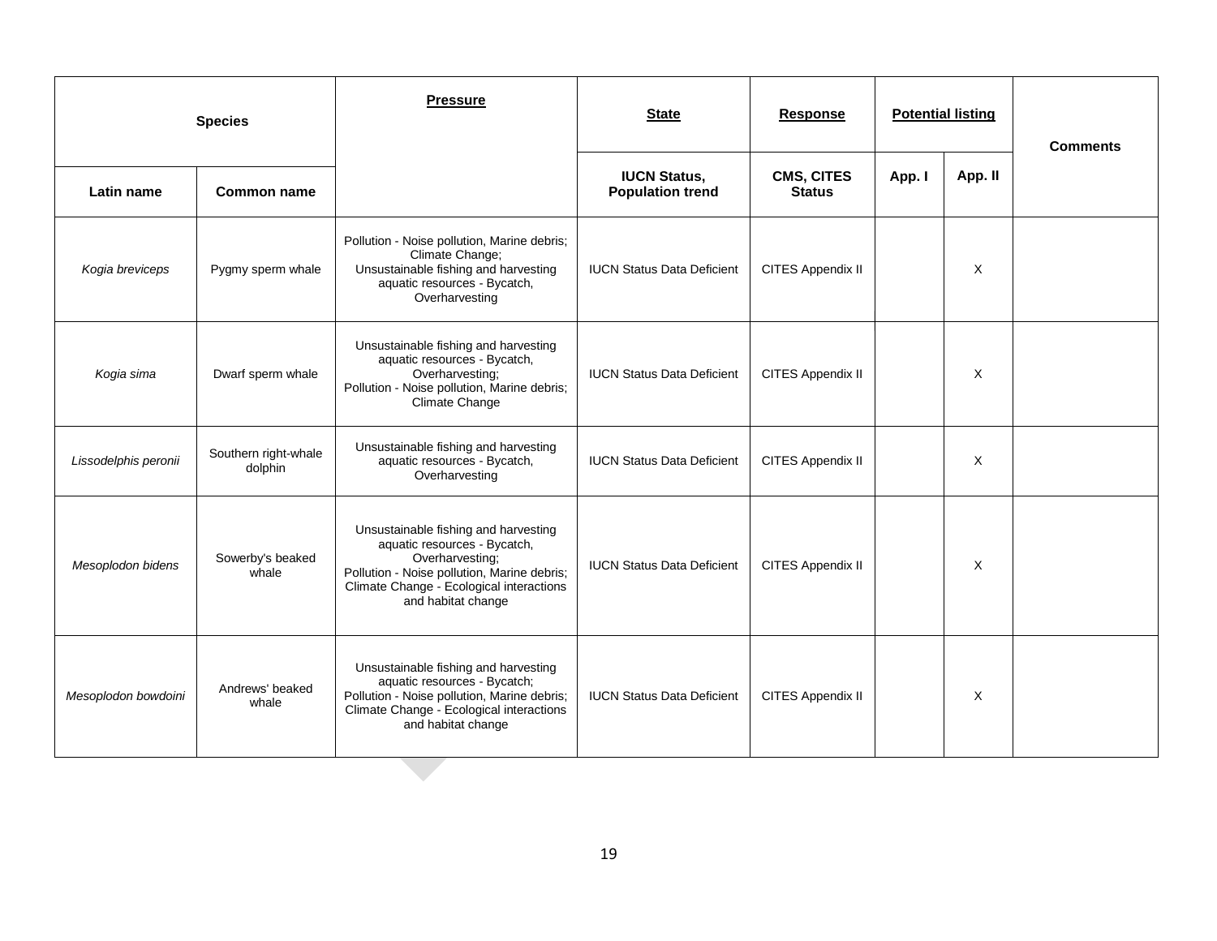| Species | | Pressure | State | Response | Potential listing | | Comments |
|---|---|---|---|---|---|---|---|
| Latin name | Common name | | IUCN Status, Population trend | CMS, CITES Status | App. I | App. II | |
| *Kogia breviceps* | Pygmy sperm whale | Pollution - Noise pollution, Marine debris; Climate Change; Unsustainable fishing and harvesting aquatic resources - Bycatch, Overharvesting | IUCN Status Data Deficient | CITES Appendix II | | X | |
| *Kogia sima* | Dwarf sperm whale | Unsustainable fishing and harvesting aquatic resources - Bycatch, Overharvesting; Pollution - Noise pollution, Marine debris; Climate Change | IUCN Status Data Deficient | CITES Appendix II | | X | |
| *Lissodelphis peronii* | Southern right-whale dolphin | Unsustainable fishing and harvesting aquatic resources - Bycatch, Overharvesting | IUCN Status Data Deficient | CITES Appendix II | | X | |
| *Mesoplodon bidens* | Sowerby's beaked whale | Unsustainable fishing and harvesting aquatic resources - Bycatch, Overharvesting; Pollution - Noise pollution, Marine debris; Climate Change - Ecological interactions and habitat change | IUCN Status Data Deficient | CITES Appendix II | | X | |
| *Mesoplodon bowdoini* | Andrews' beaked whale | Unsustainable fishing and harvesting aquatic resources - Bycatch; Pollution - Noise pollution, Marine debris; Climate Change - Ecological interactions and habitat change | IUCN Status Data Deficient | CITES Appendix II | | X | |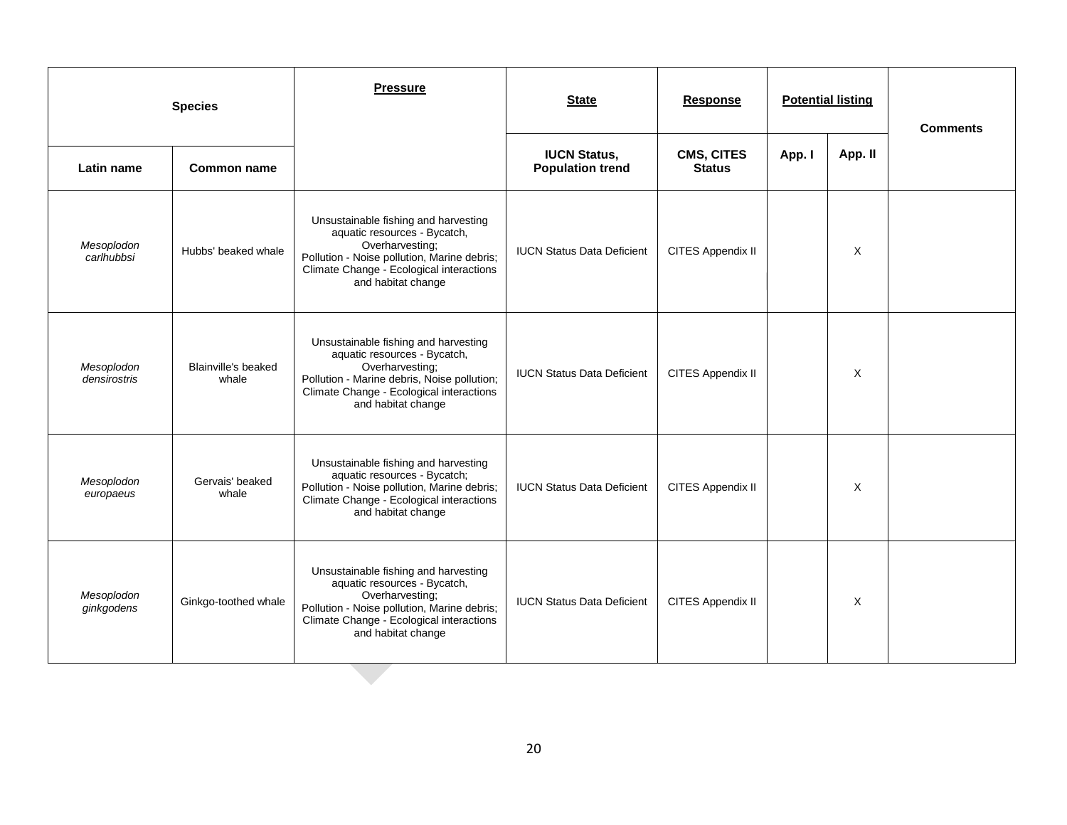| Species | | Pressure | State | Response | Potential listing | | Comments |
|---|---|---|---|---|---|---|---|
| | | | IUCN Status, Population trend | CMS, CITES Status | App. I | App. II | |
| Latin name | Common name | | | | | | |
| *Mesoplodon carlhubbsi* | Hubbs' beaked whale | Unsustainable fishing and harvesting aquatic resources - Bycatch, Overharvesting; Pollution - Noise pollution, Marine debris; Climate Change - Ecological interactions and habitat change | IUCN Status Data Deficient | CITES Appendix II | | X | |
| *Mesoplodon densirostris* | Blainville's beaked whale | Unsustainable fishing and harvesting aquatic resources - Bycatch, Overharvesting; Pollution - Marine debris, Noise pollution; Climate Change - Ecological interactions and habitat change | IUCN Status Data Deficient | CITES Appendix II | | X | |
| *Mesoplodon europaeus* | Gervais' beaked whale | Unsustainable fishing and harvesting aquatic resources - Bycatch; Pollution - Noise pollution, Marine debris; Climate Change - Ecological interactions and habitat change | IUCN Status Data Deficient | CITES Appendix II | | X | |
| *Mesoplodon ginkgodens* | Ginkgo-toothed whale | Unsustainable fishing and harvesting aquatic resources - Bycatch, Overharvesting; Pollution - Noise pollution, Marine debris; Climate Change - Ecological interactions and habitat change | IUCN Status Data Deficient | CITES Appendix II | | X | |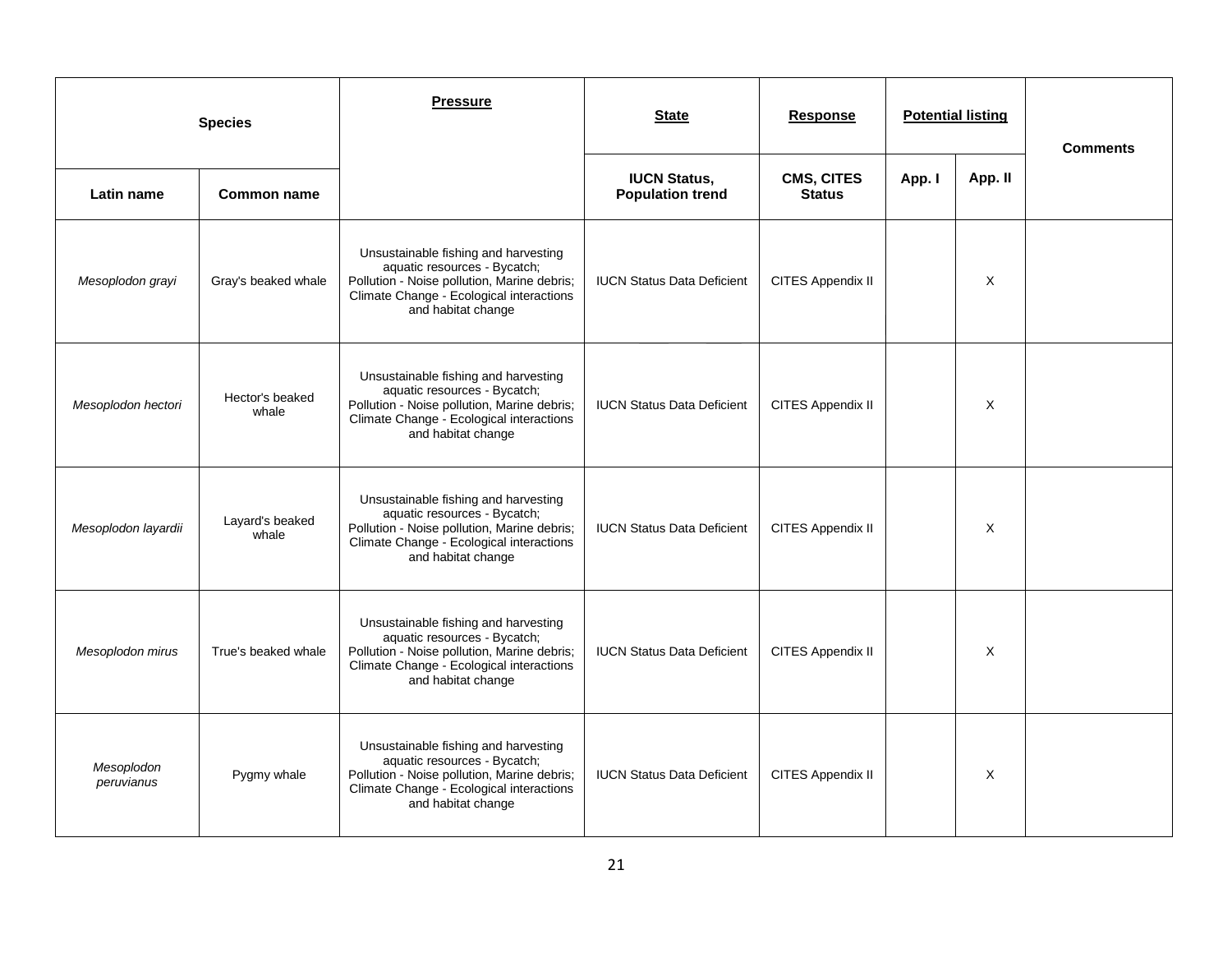| Species | | Pressure | State | Response | Potential listing | | Comments |
|---|---|---|---|---|---|---|---|
| Latin name | Common name | | IUCN Status, Population trend | CMS, CITES Status | App. I | App. II | |
| *Mesoplodon grayi* | Gray's beaked whale | Unsustainable fishing and harvesting aquatic resources - Bycatch; Pollution - Noise pollution, Marine debris; Climate Change - Ecological interactions and habitat change | IUCN Status Data Deficient | CITES Appendix II | | X | |
| *Mesoplodon hectori* | Hector's beaked whale | Unsustainable fishing and harvesting aquatic resources - Bycatch; Pollution - Noise pollution, Marine debris; Climate Change - Ecological interactions and habitat change | IUCN Status Data Deficient | CITES Appendix II | | X | |
| *Mesoplodon layardii* | Layard's beaked whale | Unsustainable fishing and harvesting aquatic resources - Bycatch; Pollution - Noise pollution, Marine debris; Climate Change - Ecological interactions and habitat change | IUCN Status Data Deficient | CITES Appendix II | | X | |
| *Mesoplodon mirus* | True's beaked whale | Unsustainable fishing and harvesting aquatic resources - Bycatch; Pollution - Noise pollution, Marine debris; Climate Change - Ecological interactions and habitat change | IUCN Status Data Deficient | CITES Appendix II | | X | |
| *Mesoplodon peruvianus* | Pygmy whale | Unsustainable fishing and harvesting aquatic resources - Bycatch; Pollution - Noise pollution, Marine debris; Climate Change - Ecological interactions and habitat change | IUCN Status Data Deficient | CITES Appendix II | | X | |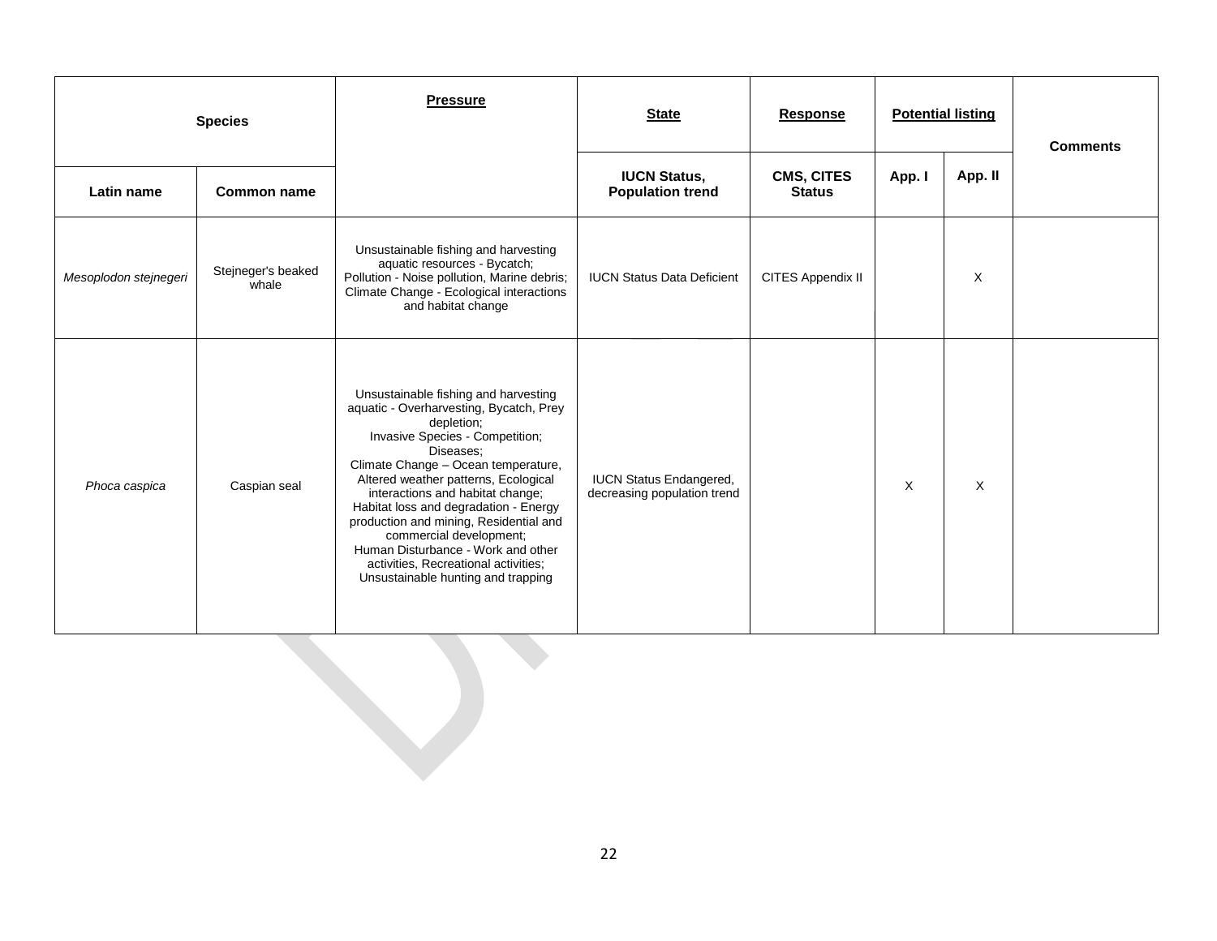| Species | | Pressure | State | Response | Potential listing | | Comments |
|---|---|---|---|---|---|---|---|
| Latin name | Common name | | IUCN Status, Population trend | CMS, CITES Status | App. I | App. II | |
| *Mesoplodon stejnegeri* | Stejneger's beaked whale | Unsustainable fishing and harvesting aquatic resources - Bycatch; Pollution - Noise pollution, Marine debris; Climate Change - Ecological interactions and habitat change | IUCN Status Data Deficient | CITES Appendix II | | X | |
| *Phoca caspica* | Caspian seal | Unsustainable fishing and harvesting aquatic - Overharvesting, Bycatch, Prey depletion; Invasive Species - Competition; Diseases; Climate Change – Ocean temperature, Altered weather patterns, Ecological interactions and habitat change; Habitat loss and degradation - Energy production and mining, Residential and commercial development; Human Disturbance - Work and other activities, Recreational activities; Unsustainable hunting and trapping | IUCN Status Endangered, decreasing population trend | | X | X | |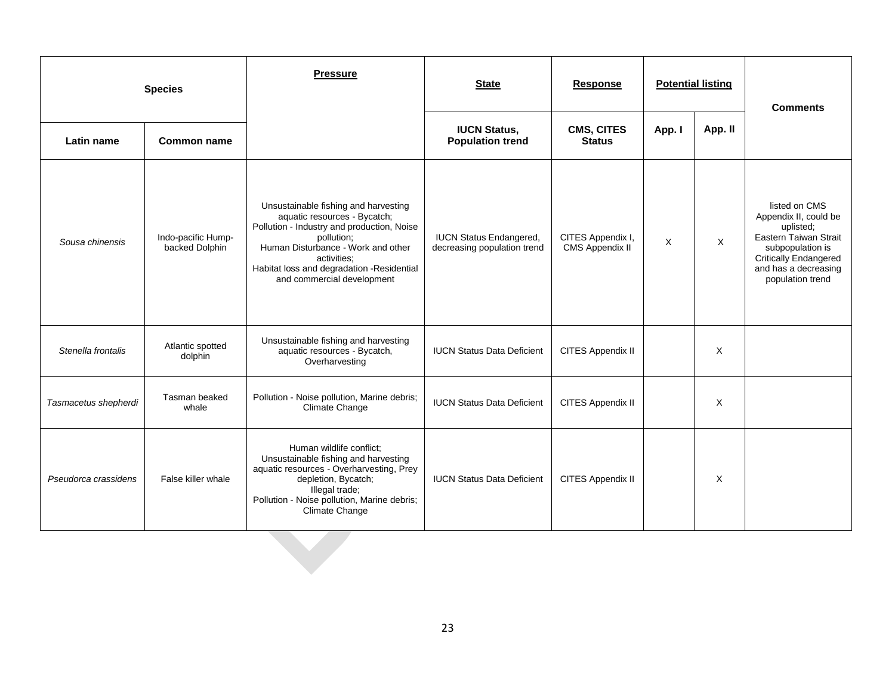| Species | | Pressure | State | Response | Potential listing | | Comments |
|---|---|---|---|---|---|---|---|
| Latin name | Common name | | IUCN Status, Population trend | CMS, CITES Status | App. I | App. II | |
| *Sousa chinensis* | Indo-pacific Hump-backed Dolphin | Unsustainable fishing and harvesting aquatic resources - Bycatch; Pollution - Industry and production, Noise pollution; Human Disturbance - Work and other activities; Habitat loss and degradation -Residential and commercial development | IUCN Status Endangered, decreasing population trend | CITES Appendix I, CMS Appendix II | X | X | listed on CMS Appendix II, could be uplisted; Eastern Taiwan Strait subpopulation is Critically Endangered and has a decreasing population trend |
| *Stenella frontalis* | Atlantic spotted dolphin | Unsustainable fishing and harvesting aquatic resources - Bycatch, Overharvesting | IUCN Status Data Deficient | CITES Appendix II | | X | |
| *Tasmacetus shepherdi* | Tasman beaked whale | Pollution - Noise pollution, Marine debris; Climate Change | IUCN Status Data Deficient | CITES Appendix II | | X | |
| *Pseudorca crassidens* | False killer whale | Human wildlife conflict; Unsustainable fishing and harvesting aquatic resources - Overharvesting, Prey depletion, Bycatch; Illegal trade; Pollution - Noise pollution, Marine debris; Climate Change | IUCN Status Data Deficient | CITES Appendix II | | X | |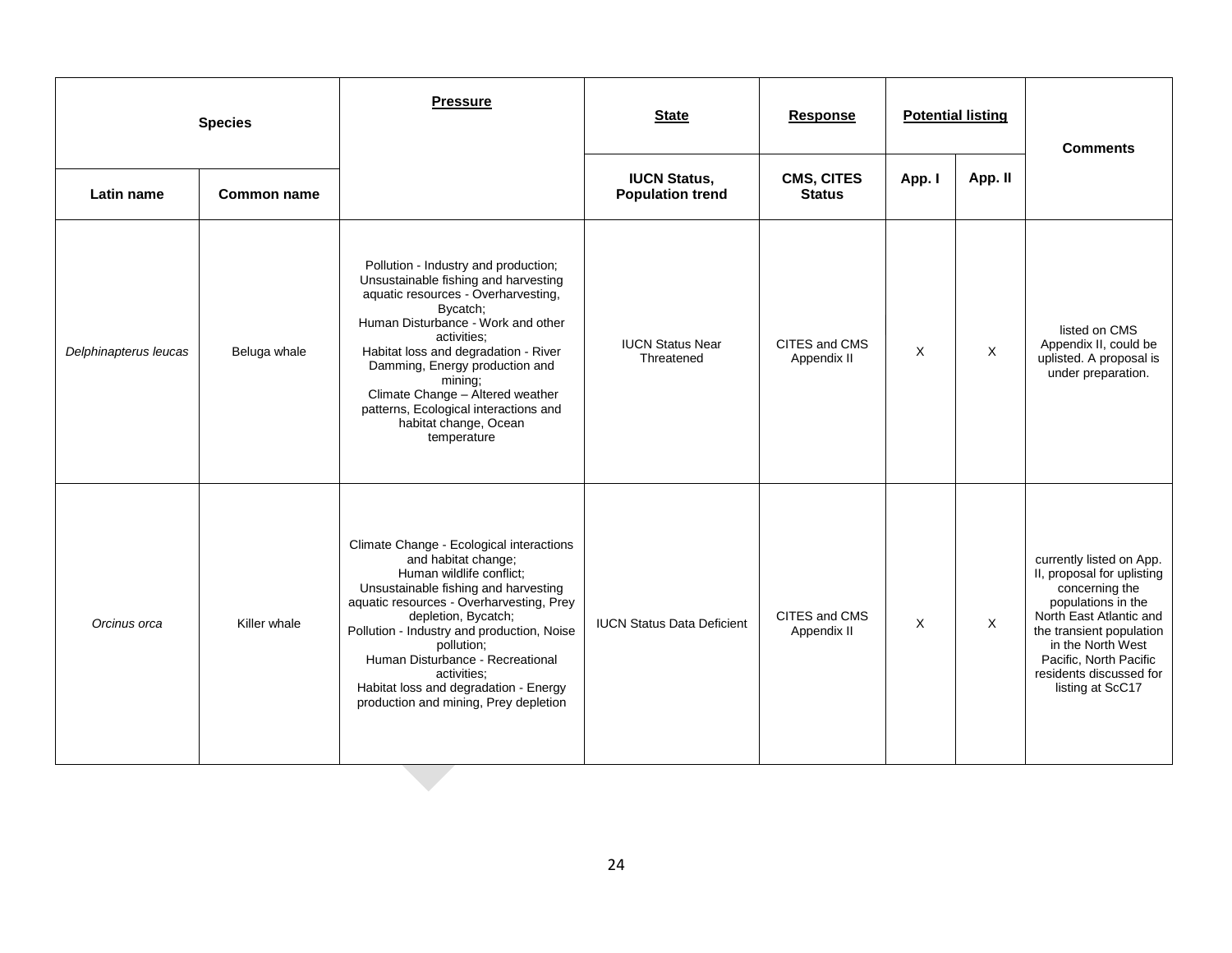| Species | | Pressure | State | Response | Potential listing | | Comments |
|---|---|---|---|---|---|---|---|
| Latin name | Common name | | IUCN Status, Population trend | CMS, CITES Status | App. I | App. II | |
| *Delphinapterus leucas* | Beluga whale | Pollution - Industry and production; Unsustainable fishing and harvesting aquatic resources - Overharvesting, Bycatch; Human Disturbance - Work and other activities; Habitat loss and degradation - River Damming, Energy production and mining; Climate Change – Altered weather patterns, Ecological interactions and habitat change, Ocean temperature | IUCN Status Near Threatened | CITES and CMS Appendix II | X | X | listed on CMS Appendix II, could be uplisted. A proposal is under preparation. |
| *Orcinus orca* | Killer whale | Climate Change - Ecological interactions and habitat change; Human wildlife conflict; Unsustainable fishing and harvesting aquatic resources - Overharvesting, Prey depletion, Bycatch; Pollution - Industry and production, Noise pollution; Human Disturbance - Recreational activities; Habitat loss and degradation - Energy production and mining, Prey depletion | IUCN Status Data Deficient | CITES and CMS Appendix II | X | X | currently listed on App. II, proposal for uplisting concerning the populations in the North East Atlantic and the transient population in the North West Pacific, North Pacific residents discussed for listing at ScC17 |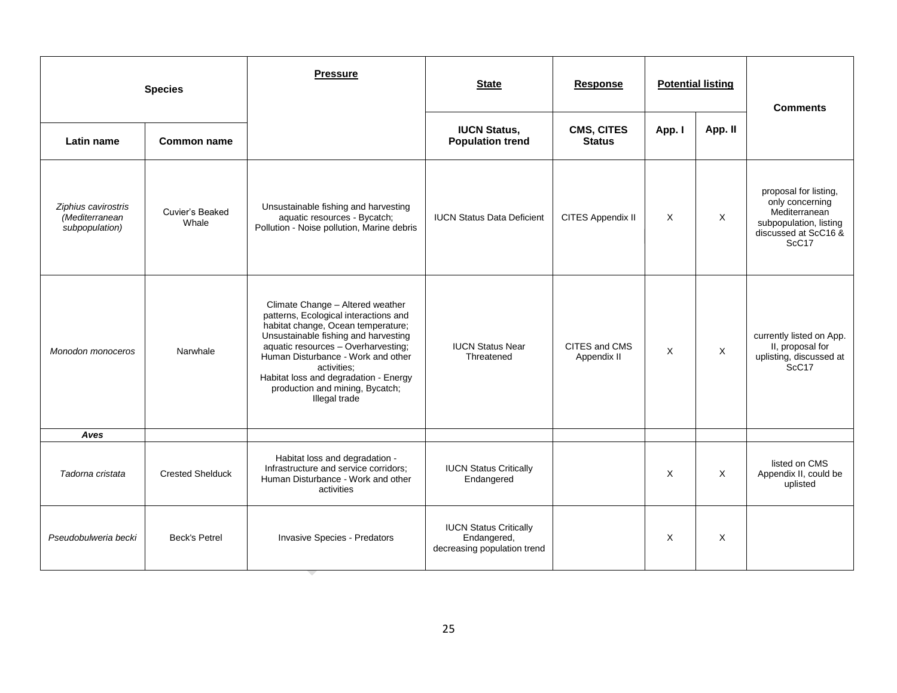| Species | | Pressure | State | Response | Potential listing | | Comments |
|---|---|---|---|---|---|---|---|
| Latin name | Common name | | IUCN Status, Population trend | CMS, CITES Status | App. I | App. II | |
| *Ziphius cavirostris (Mediterranean subpopulation)* | Cuvier's Beaked Whale | Unsustainable fishing and harvesting aquatic resources - Bycatch; Pollution - Noise pollution, Marine debris | IUCN Status Data Deficient | CITES Appendix II | X | X | proposal for listing, only concerning Mediterranean subpopulation, listing discussed at ScC16 & ScC17 |
| *Monodon monoceros* | Narwhale | Climate Change – Altered weather patterns, Ecological interactions and habitat change, Ocean temperature; Unsustainable fishing and harvesting aquatic resources – Overharvesting; Human Disturbance - Work and other activities; Habitat loss and degradation - Energy production and mining, Bycatch; Illegal trade | IUCN Status Near Threatened | CITES and CMS Appendix II | X | X | currently listed on App. II, proposal for uplisting, discussed at ScC17 |
| ***Aves*** | | | | | | | |
| *Tadorna cristata* | Crested Shelduck | Habitat loss and degradation - Infrastructure and service corridors; Human Disturbance - Work and other activities | IUCN Status Critically Endangered | | X | X | listed on CMS Appendix II, could be uplisted |
| *Pseudobulweria becki* | Beck's Petrel | Invasive Species - Predators | IUCN Status Critically Endangered, decreasing population trend | | X | X | |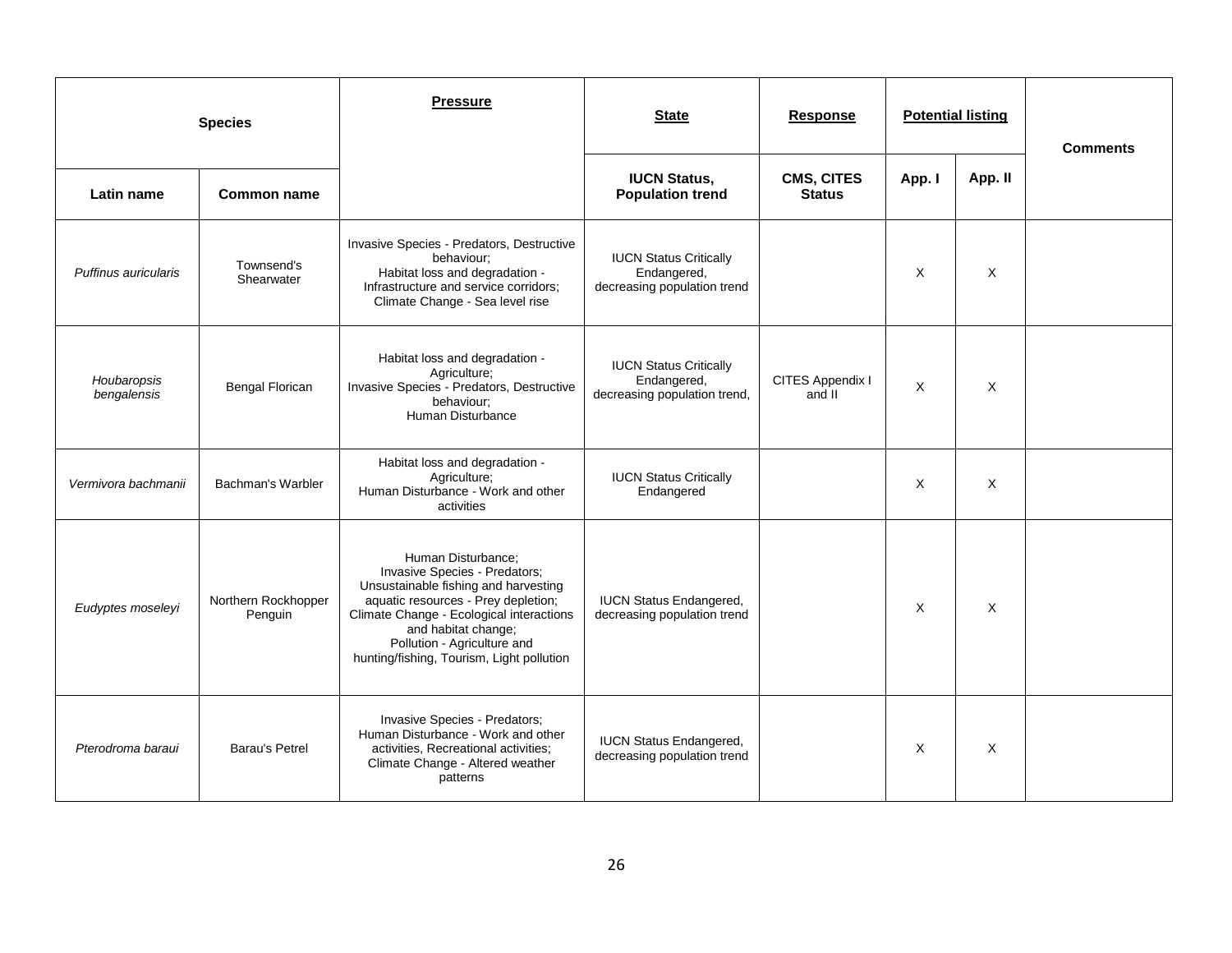| Species | | Pressure | State | Response | Potential listing | | Comments |
|---|---|---|---|---|---|---|---|
| Latin name | Common name | | IUCN Status, Population trend | CMS, CITES Status | App. I | App. II | |
| *Puffinus auricularis* | Townsend's Shearwater | Invasive Species - Predators, Destructive behaviour;<br>Habitat loss and degradation - Infrastructure and service corridors;<br>Climate Change - Sea level rise | IUCN Status Critically Endangered, decreasing population trend | | X | X | |
| *Houbaropsis bengalensis* | Bengal Florican | Habitat loss and degradation - Agriculture;<br>Invasive Species - Predators, Destructive behaviour;<br>Human Disturbance | IUCN Status Critically Endangered, decreasing population trend, | CITES Appendix I and II | X | X | |
| *Vermivora bachmanii* | Bachman's Warbler | Habitat loss and degradation - Agriculture;<br>Human Disturbance - Work and other activities | IUCN Status Critically Endangered | | X | X | |
| *Eudyptes moseleyi* | Northern Rockhopper Penguin | Human Disturbance;<br>Invasive Species - Predators;<br>Unsustainable fishing and harvesting aquatic resources - Prey depletion;<br>Climate Change - Ecological interactions and habitat change;<br>Pollution - Agriculture and hunting/fishing, Tourism, Light pollution | IUCN Status Endangered, decreasing population trend | | X | X | |
| *Pterodroma baraui* | Barau's Petrel | Invasive Species - Predators;<br>Human Disturbance - Work and other activities, Recreational activities;<br>Climate Change - Altered weather patterns | IUCN Status Endangered, decreasing population trend | | X | X | |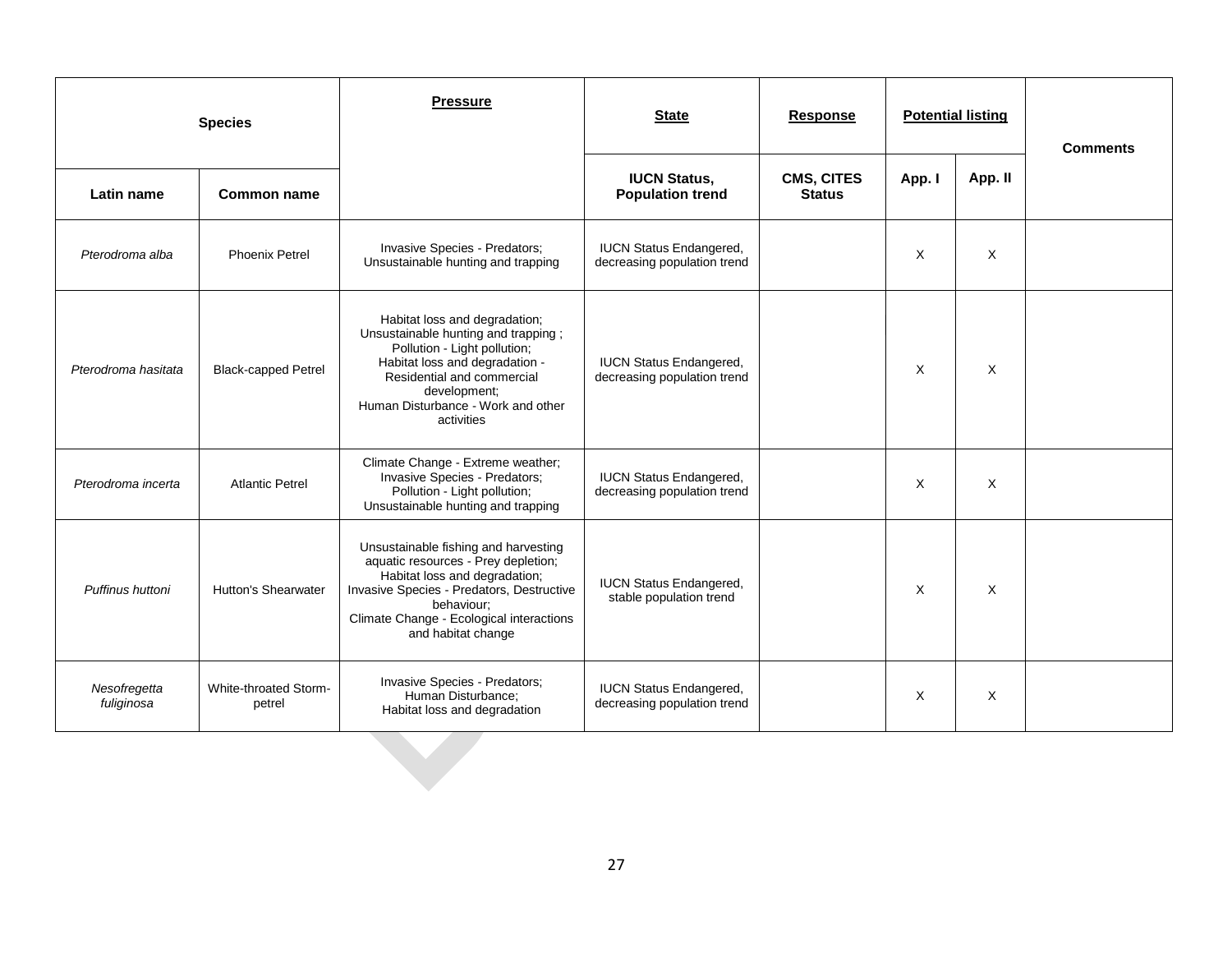| Species | | Pressure | State | Response | Potential listing | | Comments |
|---|---|---|---|---|---|---|---|
| Latin name | Common name | | IUCN Status, Population trend | CMS, CITES Status | App. I | App. II | |
| *Pterodroma alba* | Phoenix Petrel | Invasive Species - Predators; Unsustainable hunting and trapping | IUCN Status Endangered, decreasing population trend | | X | X | |
| *Pterodroma hasitata* | Black-capped Petrel | Habitat loss and degradation; Unsustainable hunting and trapping ; Pollution - Light pollution; Habitat loss and degradation - Residential and commercial development; Human Disturbance - Work and other activities | IUCN Status Endangered, decreasing population trend | | X | X | |
| *Pterodroma incerta* | Atlantic Petrel | Climate Change - Extreme weather; Invasive Species - Predators; Pollution - Light pollution; Unsustainable hunting and trapping | IUCN Status Endangered, decreasing population trend | | X | X | |
| *Puffinus huttoni* | Hutton's Shearwater | Unsustainable fishing and harvesting aquatic resources - Prey depletion; Habitat loss and degradation; Invasive Species - Predators, Destructive behaviour; Climate Change - Ecological interactions and habitat change | IUCN Status Endangered, stable population trend | | X | X | |
| *Nesofregetta fuliginosa* | White-throated Storm-petrel | Invasive Species - Predators; Human Disturbance; Habitat loss and degradation | IUCN Status Endangered, decreasing population trend | | X | X | |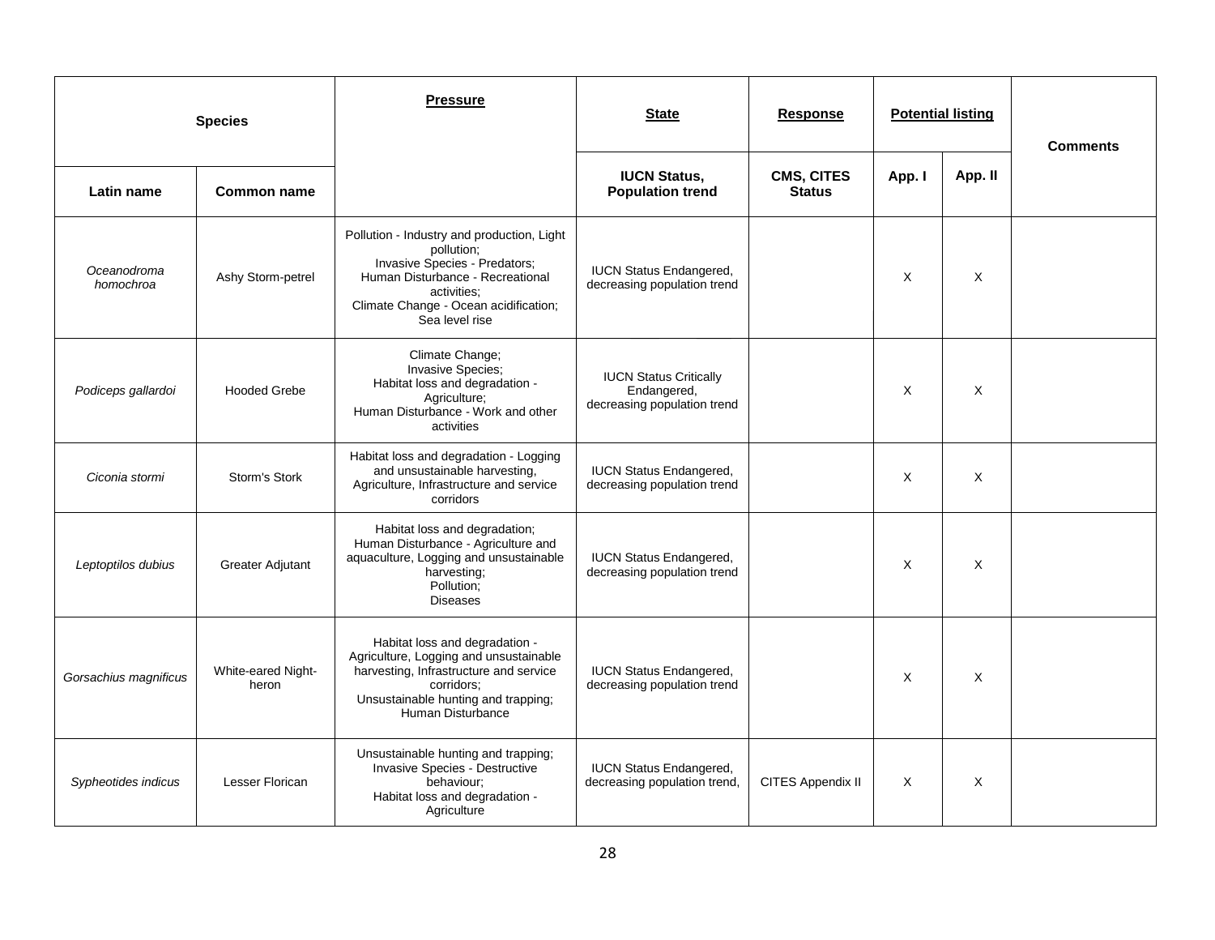| Species | | Pressure | State | Response | Potential listing | | Comments |
|---|---|---|---|---|---|---|---|
| Latin name | Common name | | IUCN Status, Population trend | CMS, CITES Status | App. I | App. II | |
| *Oceanodroma homochroa* | Ashy Storm-petrel | Pollution - Industry and production, Light pollution; Invasive Species - Predators; Human Disturbance - Recreational activities; Climate Change - Ocean acidification; Sea level rise | IUCN Status Endangered, decreasing population trend | | X | X | |
| *Podiceps gallardoi* | Hooded Grebe | Climate Change; Invasive Species; Habitat loss and degradation - Agriculture; Human Disturbance - Work and other activities | IUCN Status Critically Endangered, decreasing population trend | | X | X | |
| *Ciconia stormi* | Storm's Stork | Habitat loss and degradation - Logging and unsustainable harvesting, Agriculture, Infrastructure and service corridors | IUCN Status Endangered, decreasing population trend | | X | X | |
| *Leptoptilos dubius* | Greater Adjutant | Habitat loss and degradation; Human Disturbance - Agriculture and aquaculture, Logging and unsustainable harvesting; Pollution; Diseases | IUCN Status Endangered, decreasing population trend | | X | X | |
| *Gorsachius magnificus* | White-eared Night-heron | Habitat loss and degradation - Agriculture, Logging and unsustainable harvesting, Infrastructure and service corridors; Unsustainable hunting and trapping; Human Disturbance | IUCN Status Endangered, decreasing population trend | | X | X | |
| *Sypheotides indicus* | Lesser Florican | Unsustainable hunting and trapping; Invasive Species - Destructive behaviour; Habitat loss and degradation - Agriculture | IUCN Status Endangered, decreasing population trend, | CITES Appendix II | X | X | |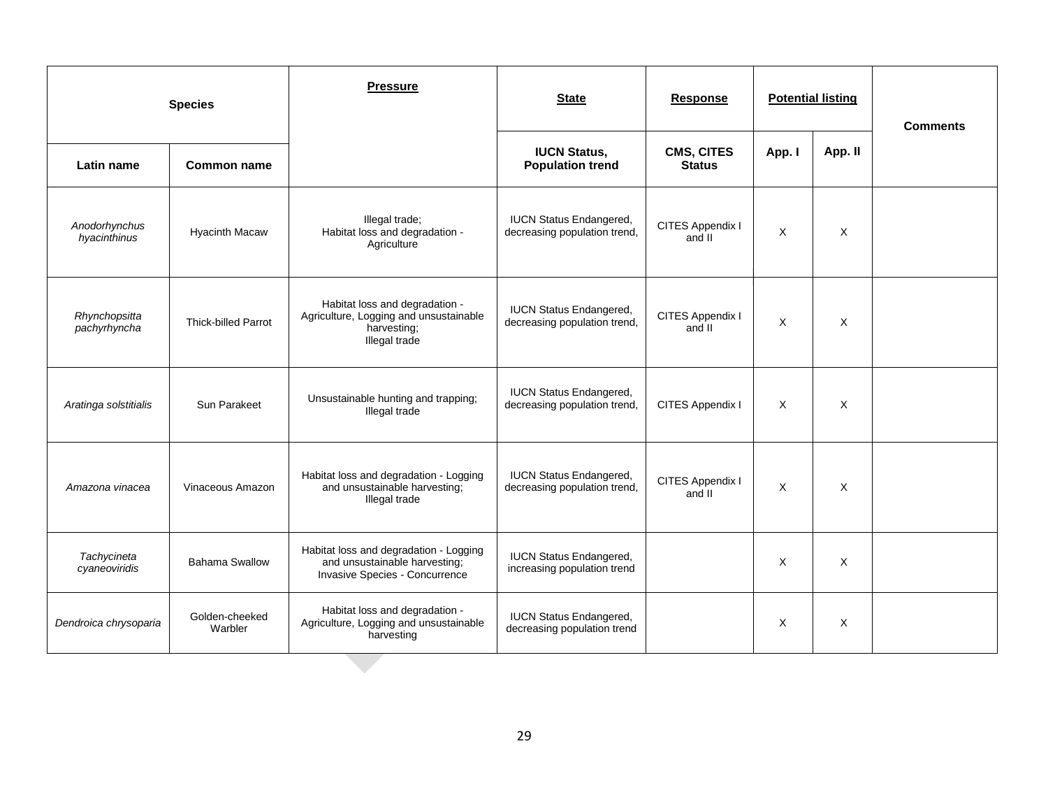| Species | | Pressure | State | Response | Potential listing | | Comments |
|---|---|---|---|---|---|---|---|
| Latin name | Common name | | IUCN Status, Population trend | CMS, CITES Status | App. I | App. II | |
| *Anodorhynchus hyacinthinus* | Hyacinth Macaw | Illegal trade; Habitat loss and degradation - Agriculture | IUCN Status Endangered, decreasing population trend, | CITES Appendix I and II | X | X | |
| *Rhynchopsitta pachyrhyncha* | Thick-billed Parrot | Habitat loss and degradation - Agriculture, Logging and unsustainable harvesting; Illegal trade | IUCN Status Endangered, decreasing population trend, | CITES Appendix I and II | X | X | |
| *Aratinga solstitialis* | Sun Parakeet | Unsustainable hunting and trapping; Illegal trade | IUCN Status Endangered, decreasing population trend, | CITES Appendix I | X | X | |
| *Amazona vinacea* | Vinaceous Amazon | Habitat loss and degradation - Logging and unsustainable harvesting; Illegal trade | IUCN Status Endangered, decreasing population trend, | CITES Appendix I and II | X | X | |
| *Tachycineta cyaneoviridis* | Bahama Swallow | Habitat loss and degradation - Logging and unsustainable harvesting; Invasive Species - Concurrence | IUCN Status Endangered, increasing population trend | | X | X | |
| *Dendroica chrysoparia* | Golden-cheeked Warbler | Habitat loss and degradation - Agriculture, Logging and unsustainable harvesting | IUCN Status Endangered, decreasing population trend | | X | X | |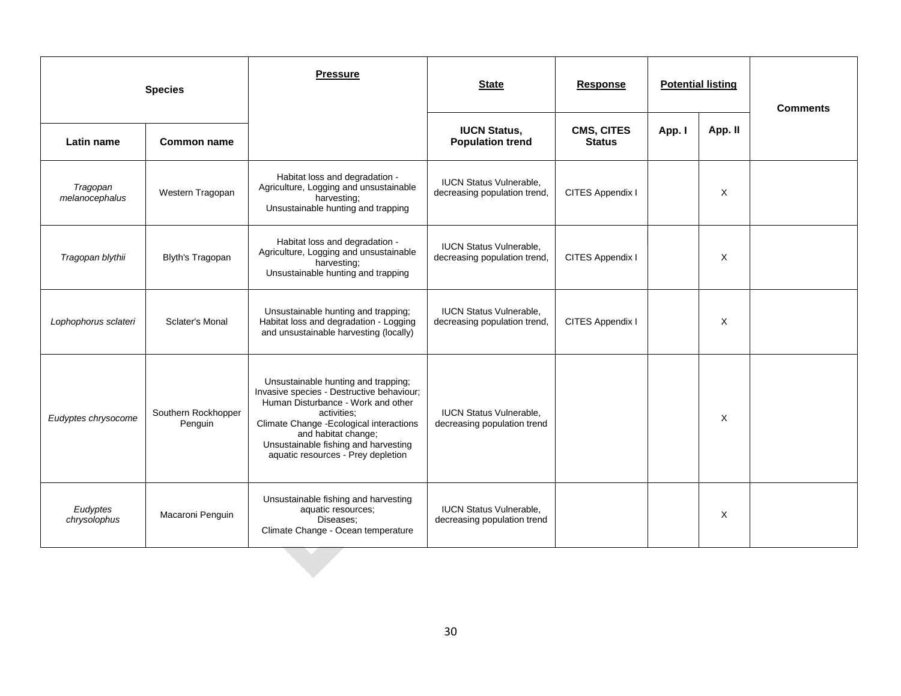| Species | | Pressure | State | Response | Potential listing | | Comments |
|---|---|---|---|---|---|---|---|
| Latin name | Common name | | IUCN Status, Population trend | CMS, CITES Status | App. I | App. II | |
| *Tragopan melanocephalus* | Western Tragopan | Habitat loss and degradation - Agriculture, Logging and unsustainable harvesting; Unsustainable hunting and trapping | IUCN Status Vulnerable, decreasing population trend, | CITES Appendix I | | X | |
| *Tragopan blythii* | Blyth's Tragopan | Habitat loss and degradation - Agriculture, Logging and unsustainable harvesting; Unsustainable hunting and trapping | IUCN Status Vulnerable, decreasing population trend, | CITES Appendix I | | X | |
| *Lophophorus sclateri* | Sclater's Monal | Unsustainable hunting and trapping; Habitat loss and degradation - Logging and unsustainable harvesting (locally) | IUCN Status Vulnerable, decreasing population trend, | CITES Appendix I | | X | |
| *Eudyptes chrysocome* | Southern Rockhopper Penguin | Unsustainable hunting and trapping; Invasive species - Destructive behaviour; Human Disturbance - Work and other activities; Climate Change -Ecological interactions and habitat change; Unsustainable fishing and harvesting aquatic resources - Prey depletion | IUCN Status Vulnerable, decreasing population trend | | | X | |
| *Eudyptes chrysolophus* | Macaroni Penguin | Unsustainable fishing and harvesting aquatic resources; Diseases; Climate Change - Ocean temperature | IUCN Status Vulnerable, decreasing population trend | | | X | |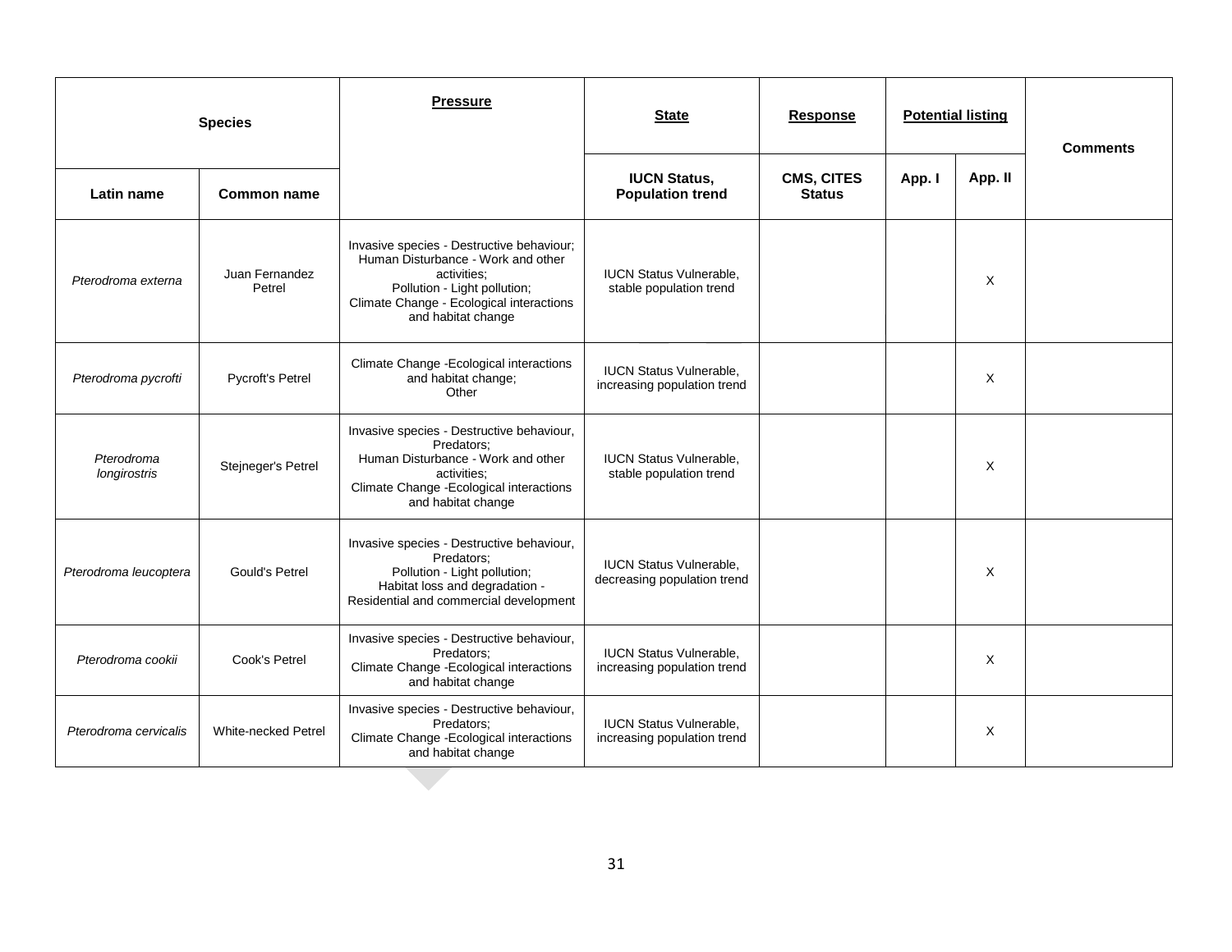| Species | | Pressure | State | Response | Potential listing | | Comments |
|---|---|---|---|---|---|---|---|
| Latin name | Common name | | IUCN Status, Population trend | CMS, CITES Status | App. I | App. II | |
| *Pterodroma externa* | Juan Fernandez Petrel | Invasive species - Destructive behaviour; Human Disturbance - Work and other activities; Pollution - Light pollution; Climate Change - Ecological interactions and habitat change | IUCN Status Vulnerable, stable population trend | | | X | |
| *Pterodroma pycrofti* | Pycroft's Petrel | Climate Change -Ecological interactions and habitat change; Other | IUCN Status Vulnerable, increasing population trend | | | X | |
| *Pterodroma longirostris* | Stejneger's Petrel | Invasive species - Destructive behaviour, Predators; Human Disturbance - Work and other activities; Climate Change -Ecological interactions and habitat change | IUCN Status Vulnerable, stable population trend | | | X | |
| *Pterodroma leucoptera* | Gould's Petrel | Invasive species - Destructive behaviour, Predators; Pollution - Light pollution; Habitat loss and degradation - Residential and commercial development | IUCN Status Vulnerable, decreasing population trend | | | X | |
| *Pterodroma cookii* | Cook's Petrel | Invasive species - Destructive behaviour, Predators; Climate Change -Ecological interactions and habitat change | IUCN Status Vulnerable, increasing population trend | | | X | |
| *Pterodroma cervicalis* | White-necked Petrel | Invasive species - Destructive behaviour, Predators; Climate Change -Ecological interactions and habitat change | IUCN Status Vulnerable, increasing population trend | | | X | |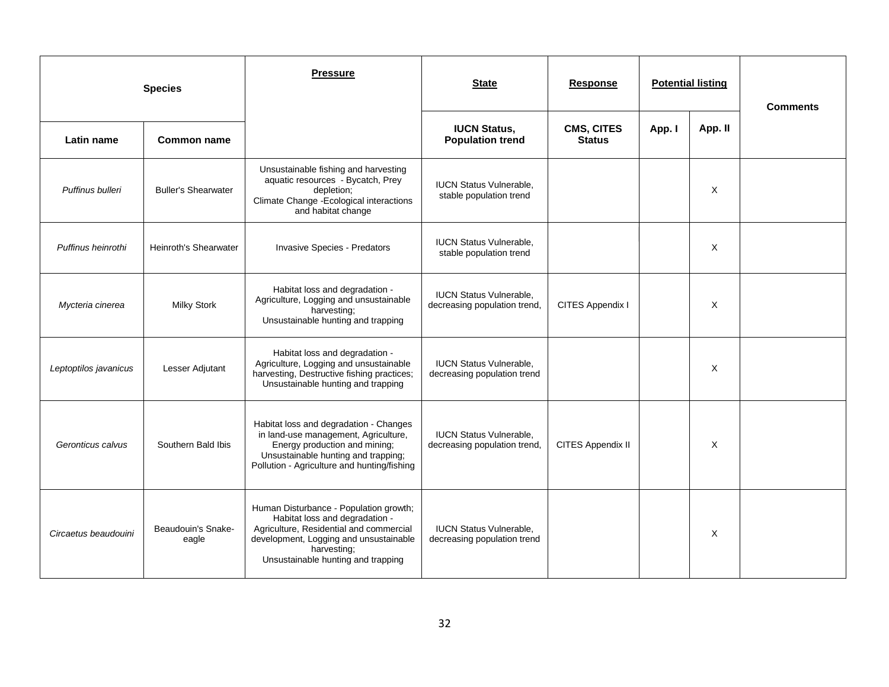| Species | | Pressure | State | Response | Potential listing | | Comments |
|---|---|---|---|---|---|---|---|
| Latin name | Common name | | IUCN Status, Population trend | CMS, CITES Status | App. I | App. II | |
| *Puffinus bulleri* | Buller's Shearwater | Unsustainable fishing and harvesting aquatic resources - Bycatch, Prey depletion; Climate Change -Ecological interactions and habitat change | IUCN Status Vulnerable, stable population trend | | | X | |
| *Puffinus heinrothi* | Heinroth's Shearwater | Invasive Species - Predators | IUCN Status Vulnerable, stable population trend | | | X | |
| *Mycteria cinerea* | Milky Stork | Habitat loss and degradation - Agriculture, Logging and unsustainable harvesting; Unsustainable hunting and trapping | IUCN Status Vulnerable, decreasing population trend, | CITES Appendix I | | X | |
| *Leptoptilos javanicus* | Lesser Adjutant | Habitat loss and degradation - Agriculture, Logging and unsustainable harvesting, Destructive fishing practices; Unsustainable hunting and trapping | IUCN Status Vulnerable, decreasing population trend | | | X | |
| *Geronticus calvus* | Southern Bald Ibis | Habitat loss and degradation - Changes in land-use management, Agriculture, Energy production and mining; Unsustainable hunting and trapping; Pollution - Agriculture and hunting/fishing | IUCN Status Vulnerable, decreasing population trend, | CITES Appendix II | | X | |
| *Circaetus beaudouini* | Beaudouin's Snake-eagle | Human Disturbance - Population growth; Habitat loss and degradation - Agriculture, Residential and commercial development, Logging and unsustainable harvesting; Unsustainable hunting and trapping | IUCN Status Vulnerable, decreasing population trend | | | X | |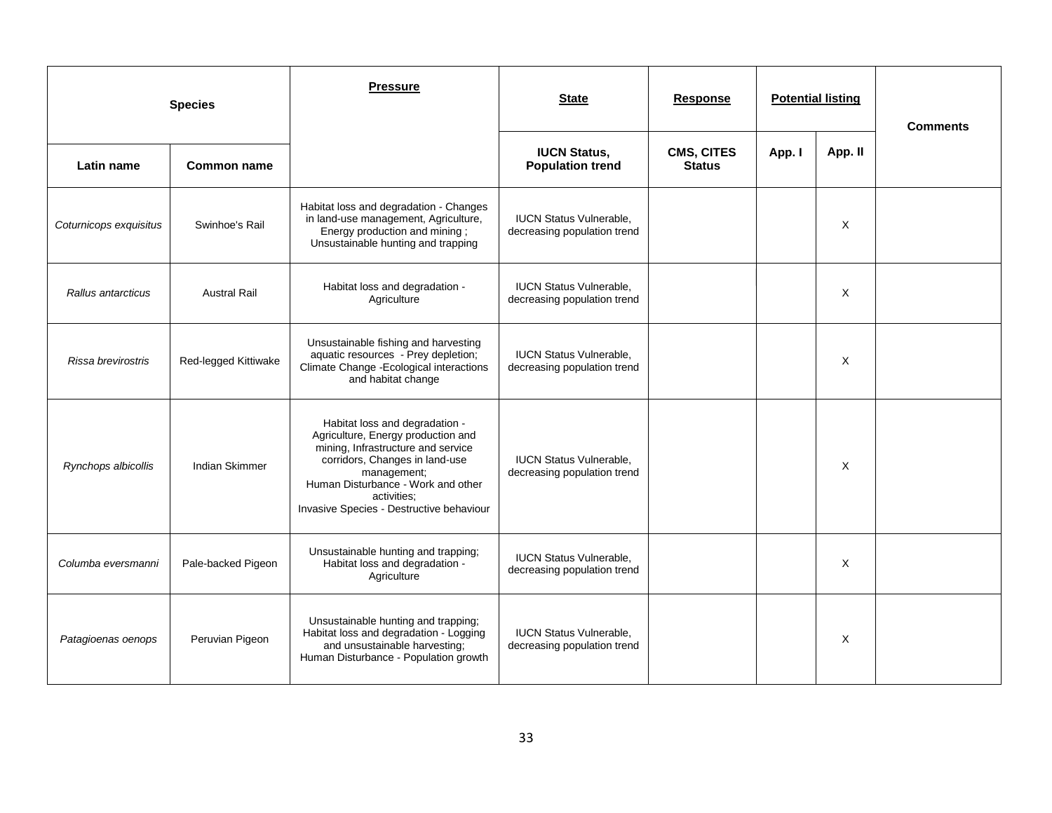| Species | | Pressure | State | Response | Potential listing | | Comments |
|---|---|---|---|---|---|---|---|
| Latin name | Common name | | IUCN Status, Population trend | CMS, CITES Status | App. I | App. II | |
| *Coturnicops exquisitus* | Swinhoe's Rail | Habitat loss and degradation - Changes in land-use management, Agriculture, Energy production and mining ; Unsustainable hunting and trapping | IUCN Status Vulnerable, decreasing population trend | | | X | |
| *Rallus antarcticus* | Austral Rail | Habitat loss and degradation - Agriculture | IUCN Status Vulnerable, decreasing population trend | | | X | |
| *Rissa brevirostris* | Red-legged Kittiwake | Unsustainable fishing and harvesting aquatic resources - Prey depletion; Climate Change -Ecological interactions and habitat change | IUCN Status Vulnerable, decreasing population trend | | | X | |
| *Rynchops albicollis* | Indian Skimmer | Habitat loss and degradation - Agriculture, Energy production and mining, Infrastructure and service corridors, Changes in land-use management; Human Disturbance - Work and other activities; Invasive Species - Destructive behaviour | IUCN Status Vulnerable, decreasing population trend | | | X | |
| *Columba eversmanni* | Pale-backed Pigeon | Unsustainable hunting and trapping; Habitat loss and degradation - Agriculture | IUCN Status Vulnerable, decreasing population trend | | | X | |
| *Patagioenas oenops* | Peruvian Pigeon | Unsustainable hunting and trapping; Habitat loss and degradation - Logging and unsustainable harvesting; Human Disturbance - Population growth | IUCN Status Vulnerable, decreasing population trend | | | X | |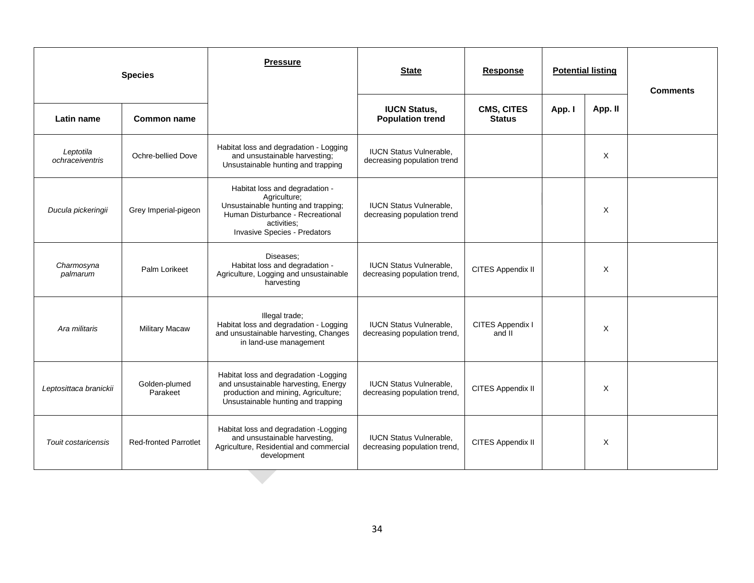| Species | | Pressure | State | Response | Potential listing | | Comments |
|---|---|---|---|---|---|---|---|
| Latin name | Common name | | IUCN Status, Population trend | CMS, CITES Status | App. I | App. II | |
| *Leptotila ochraceiventris* | Ochre-bellied Dove | Habitat loss and degradation - Logging and unsustainable harvesting; Unsustainable hunting and trapping | IUCN Status Vulnerable, decreasing population trend | | | X | |
| *Ducula pickeringii* | Grey Imperial-pigeon | Habitat loss and degradation - Agriculture; Unsustainable hunting and trapping; Human Disturbance - Recreational activities; Invasive Species - Predators | IUCN Status Vulnerable, decreasing population trend | | | X | |
| *Charmosyna palmarum* | Palm Lorikeet | Diseases; Habitat loss and degradation - Agriculture, Logging and unsustainable harvesting | IUCN Status Vulnerable, decreasing population trend, | CITES Appendix II | | X | |
| *Ara militaris* | Military Macaw | Illegal trade; Habitat loss and degradation - Logging and unsustainable harvesting, Changes in land-use management | IUCN Status Vulnerable, decreasing population trend, | CITES Appendix I and II | | X | |
| *Leptosittaca branickii* | Golden-plumed Parakeet | Habitat loss and degradation -Logging and unsustainable harvesting, Energy production and mining, Agriculture; Unsustainable hunting and trapping | IUCN Status Vulnerable, decreasing population trend, | CITES Appendix II | | X | |
| *Touit costaricensis* | Red-fronted Parrotlet | Habitat loss and degradation -Logging and unsustainable harvesting, Agriculture, Residential and commercial development | IUCN Status Vulnerable, decreasing population trend, | CITES Appendix II | | X | |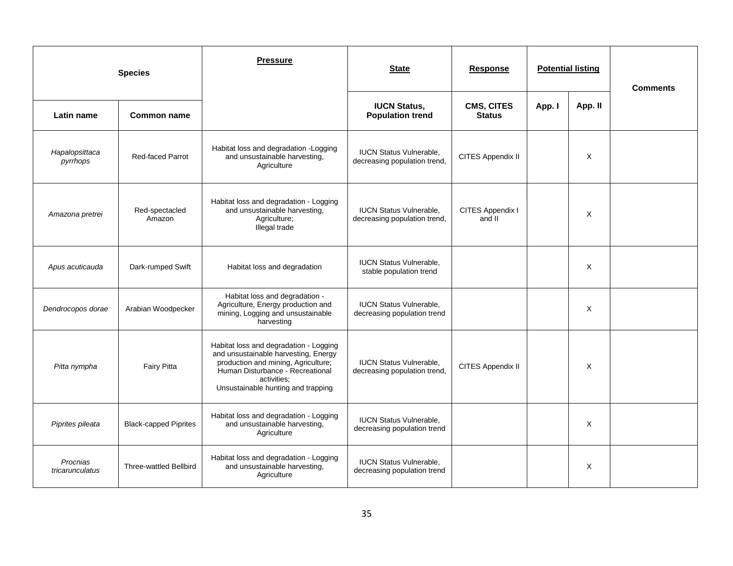| **Species** | | **<u>Pressure</u>** | **<u>State</u>** | **<u>Response</u>** | **<u>Potential listing</u>** | | **Comments** |
|---|---|---|---|---|---|---|---|
| **Latin name** | **Common name** | | **IUCN Status, Population trend** | **CMS, CITES Status** | **App. I** | **App. II** | |
| *Hapalopsittaca pyrrhops* | Red-faced Parrot | Habitat loss and degradation -Logging and unsustainable harvesting, Agriculture | IUCN Status Vulnerable, decreasing population trend, | CITES Appendix II | | X | |
| *Amazona pretrei* | Red-spectacled Amazon | Habitat loss and degradation - Logging and unsustainable harvesting, Agriculture; Illegal trade | IUCN Status Vulnerable, decreasing population trend, | CITES Appendix I and II | | X | |
| *Apus acuticauda* | Dark-rumped Swift | Habitat loss and degradation | IUCN Status Vulnerable, stable population trend | | | X | |
| *Dendrocopos dorae* | Arabian Woodpecker | Habitat loss and degradation - Agriculture, Energy production and mining, Logging and unsustainable harvesting | IUCN Status Vulnerable, decreasing population trend | | | X | |
| *Pitta nympha* | Fairy Pitta | Habitat loss and degradation - Logging and unsustainable harvesting, Energy production and mining, Agriculture; Human Disturbance - Recreational activities; Unsustainable hunting and trapping | IUCN Status Vulnerable, decreasing population trend, | CITES Appendix II | | X | |
| *Piprites pileata* | Black-capped Piprites | Habitat loss and degradation - Logging and unsustainable harvesting, Agriculture | IUCN Status Vulnerable, decreasing population trend | | | X | |
| *Procnias tricarunculatus* | Three-wattled Bellbird | Habitat loss and degradation - Logging and unsustainable harvesting, Agriculture | IUCN Status Vulnerable, decreasing population trend | | | X | |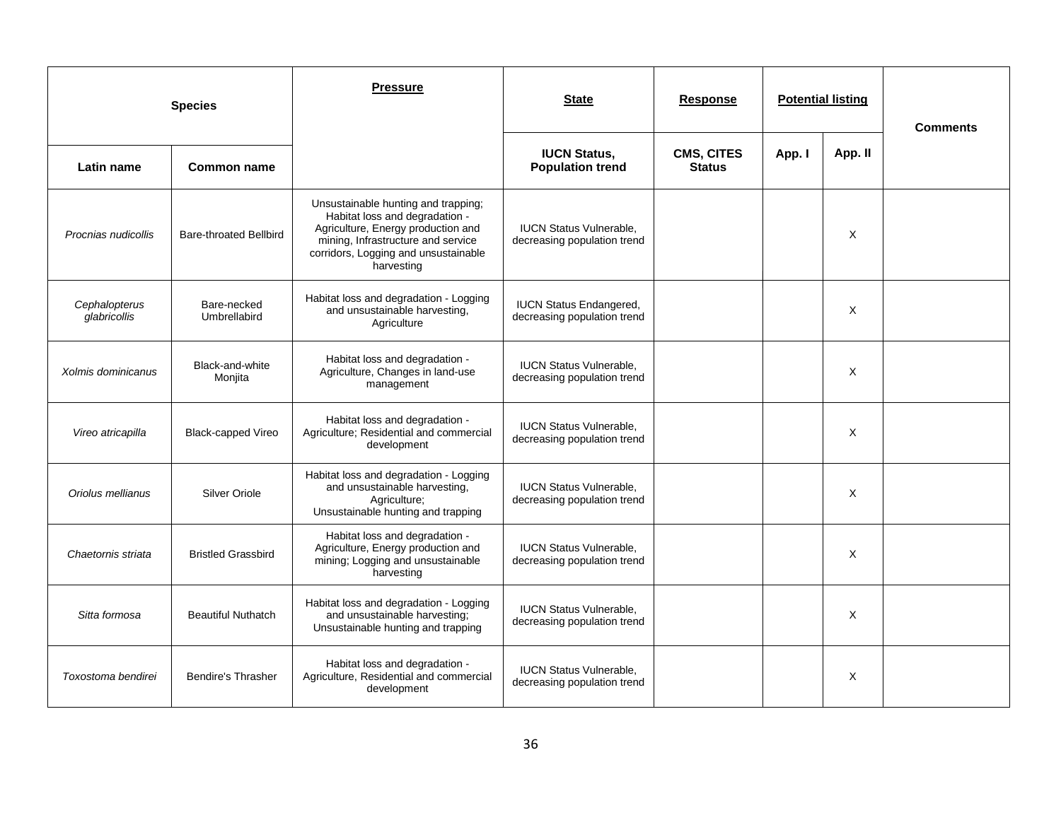| Species | | Pressure | State | Response | Potential listing | | Comments |
|---|---|---|---|---|---|---|---|
| Latin name | Common name | | IUCN Status, Population trend | CMS, CITES Status | App. I | App. II | |
| *Procnias nudicollis* | Bare-throated Bellbird | Unsustainable hunting and trapping; Habitat loss and degradation - Agriculture, Energy production and mining, Infrastructure and service corridors, Logging and unsustainable harvesting | IUCN Status Vulnerable, decreasing population trend | | | X | |
| *Cephalopterus glabricollis* | Bare-necked Umbrellabird | Habitat loss and degradation - Logging and unsustainable harvesting, Agriculture | IUCN Status Endangered, decreasing population trend | | | X | |
| *Xolmis dominicanus* | Black-and-white Monjita | Habitat loss and degradation - Agriculture, Changes in land-use management | IUCN Status Vulnerable, decreasing population trend | | | X | |
| *Vireo atricapilla* | Black-capped Vireo | Habitat loss and degradation - Agriculture; Residential and commercial development | IUCN Status Vulnerable, decreasing population trend | | | X | |
| *Oriolus mellianus* | Silver Oriole | Habitat loss and degradation - Logging and unsustainable harvesting, Agriculture; Unsustainable hunting and trapping | IUCN Status Vulnerable, decreasing population trend | | | X | |
| *Chaetornis striata* | Bristled Grassbird | Habitat loss and degradation - Agriculture, Energy production and mining; Logging and unsustainable harvesting | IUCN Status Vulnerable, decreasing population trend | | | X | |
| *Sitta formosa* | Beautiful Nuthatch | Habitat loss and degradation - Logging and unsustainable harvesting; Unsustainable hunting and trapping | IUCN Status Vulnerable, decreasing population trend | | | X | |
| *Toxostoma bendirei* | Bendire's Thrasher | Habitat loss and degradation - Agriculture, Residential and commercial development | IUCN Status Vulnerable, decreasing population trend | | | X | |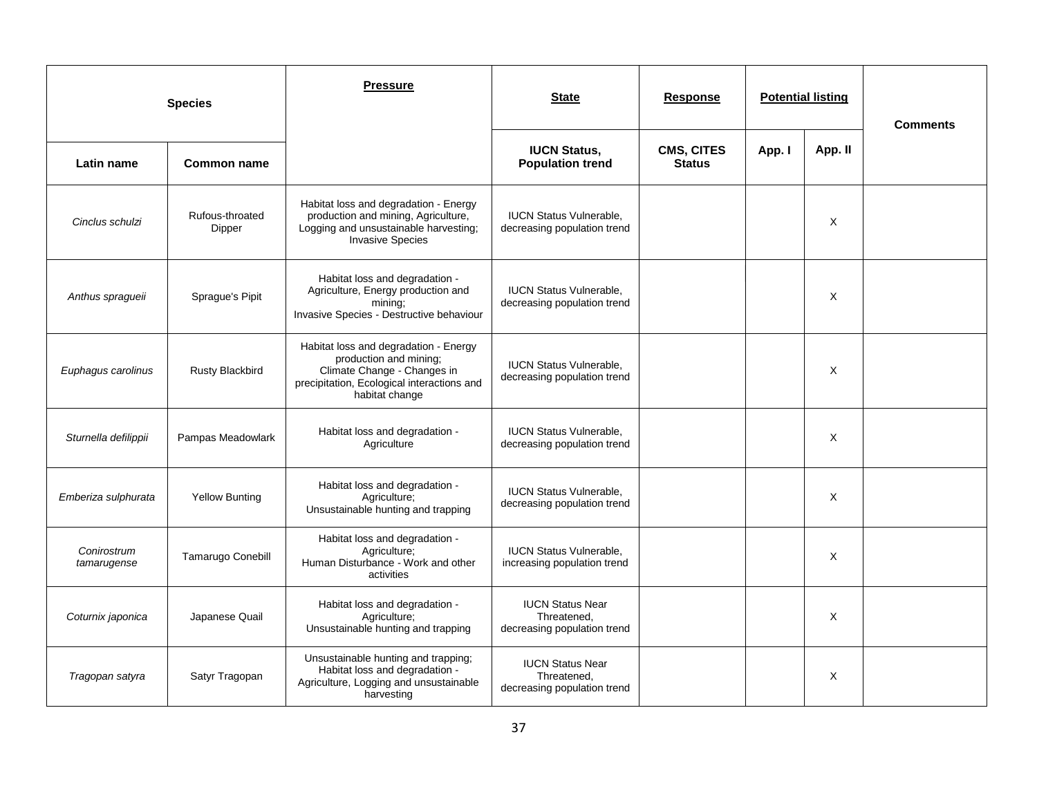| Species | | Pressure | State | Response | Potential listing | | Comments |
|---|---|---|---|---|---|---|---|
| Latin name | Common name | | IUCN Status, Population trend | CMS, CITES Status | App. I | App. II | |
| *Cinclus schulzi* | Rufous-throated Dipper | Habitat loss and degradation - Energy production and mining, Agriculture, Logging and unsustainable harvesting; Invasive Species | IUCN Status Vulnerable, decreasing population trend | | | X | |
| *Anthus spragueii* | Sprague's Pipit | Habitat loss and degradation - Agriculture, Energy production and mining; Invasive Species - Destructive behaviour | IUCN Status Vulnerable, decreasing population trend | | | X | |
| *Euphagus carolinus* | Rusty Blackbird | Habitat loss and degradation - Energy production and mining; Climate Change - Changes in precipitation, Ecological interactions and habitat change | IUCN Status Vulnerable, decreasing population trend | | | X | |
| *Sturnella defilippii* | Pampas Meadowlark | Habitat loss and degradation - Agriculture | IUCN Status Vulnerable, decreasing population trend | | | X | |
| *Emberiza sulphurata* | Yellow Bunting | Habitat loss and degradation - Agriculture; Unsustainable hunting and trapping | IUCN Status Vulnerable, decreasing population trend | | | X | |
| *Conirostrum tamarugense* | Tamarugo Conebill | Habitat loss and degradation - Agriculture; Human Disturbance - Work and other activities | IUCN Status Vulnerable, increasing population trend | | | X | |
| *Coturnix japonica* | Japanese Quail | Habitat loss and degradation - Agriculture; Unsustainable hunting and trapping | IUCN Status Near Threatened, decreasing population trend | | | X | |
| *Tragopan satyra* | Satyr Tragopan | Unsustainable hunting and trapping; Habitat loss and degradation - Agriculture, Logging and unsustainable harvesting | IUCN Status Near Threatened, decreasing population trend | | | X | |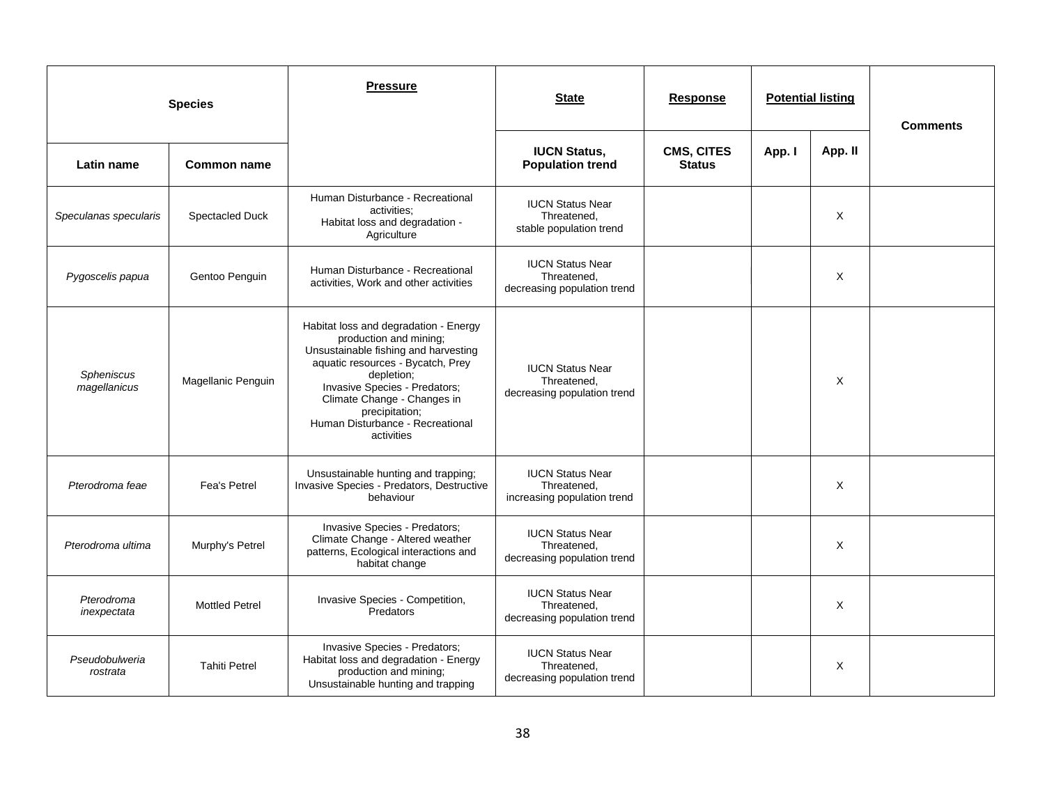| Species | | Pressure | State | Response | Potential listing | | Comments |
|---|---|---|---|---|---|---|---|
| Latin name | Common name | | IUCN Status, Population trend | CMS, CITES Status | App. I | App. II | |
| *Speculanas specularis* | Spectacled Duck | Human Disturbance - Recreational activities; Habitat loss and degradation - Agriculture | IUCN Status Near Threatened, stable population trend | | | X | |
| *Pygoscelis papua* | Gentoo Penguin | Human Disturbance - Recreational activities, Work and other activities | IUCN Status Near Threatened, decreasing population trend | | | X | |
| *Spheniscus magellanicus* | Magellanic Penguin | Habitat loss and degradation - Energy production and mining; Unsustainable fishing and harvesting aquatic resources - Bycatch, Prey depletion; Invasive Species - Predators; Climate Change - Changes in precipitation; Human Disturbance - Recreational activities | IUCN Status Near Threatened, decreasing population trend | | | X | |
| *Pterodroma feae* | Fea's Petrel | Unsustainable hunting and trapping; Invasive Species - Predators, Destructive behaviour | IUCN Status Near Threatened, increasing population trend | | | X | |
| *Pterodroma ultima* | Murphy's Petrel | Invasive Species - Predators; Climate Change - Altered weather patterns, Ecological interactions and habitat change | IUCN Status Near Threatened, decreasing population trend | | | X | |
| *Pterodroma inexpectata* | Mottled Petrel | Invasive Species - Competition, Predators | IUCN Status Near Threatened, decreasing population trend | | | X | |
| *Pseudobulweria rostrata* | Tahiti Petrel | Invasive Species - Predators; Habitat loss and degradation - Energy production and mining; Unsustainable hunting and trapping | IUCN Status Near Threatened, decreasing population trend | | | X | |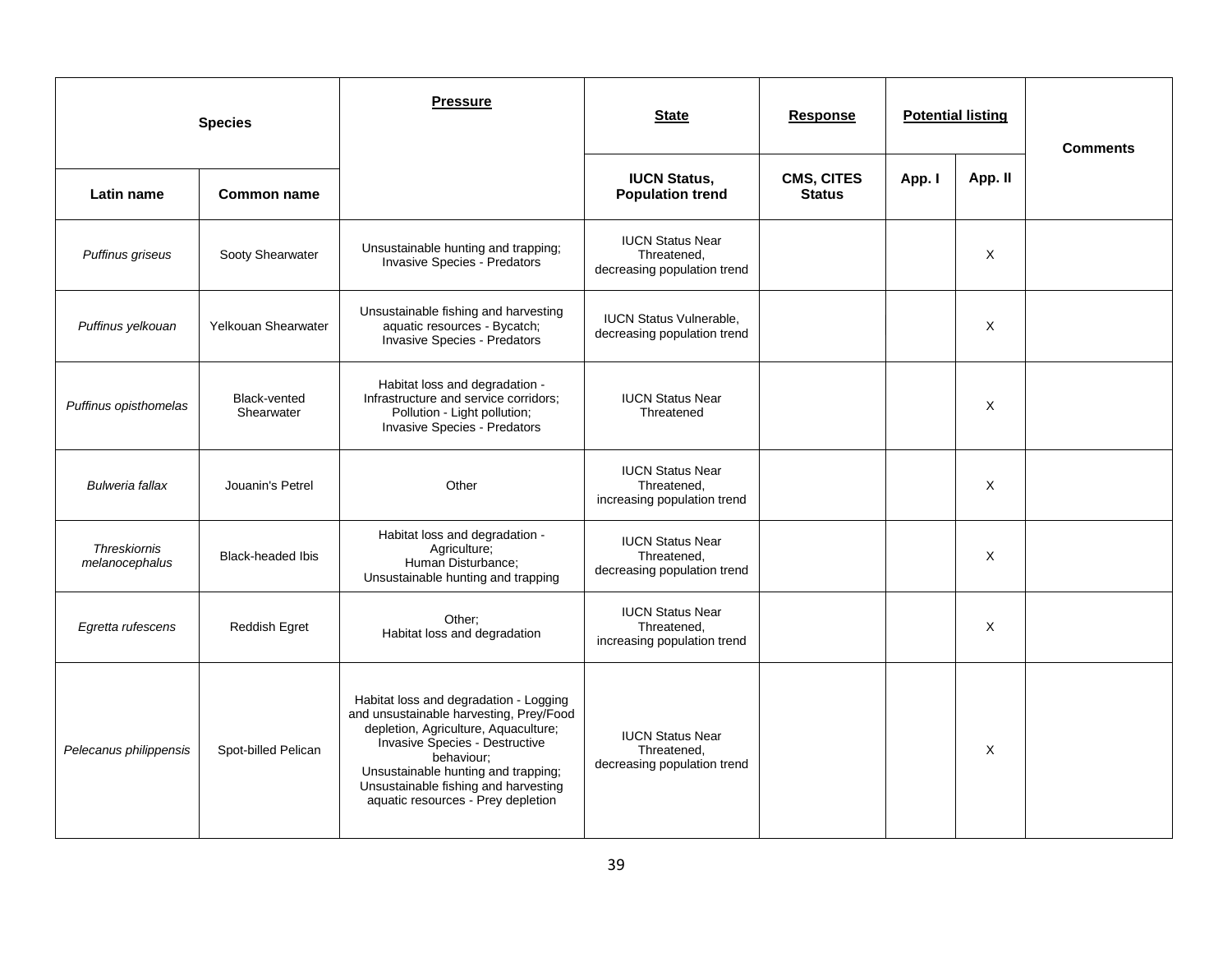| Species | | Pressure | State | Response | Potential listing | | Comments |
|---|---|---|---|---|---|---|---|
| Latin name | Common name | | IUCN Status, Population trend | CMS, CITES Status | App. I | App. II | |
| *Puffinus griseus* | Sooty Shearwater | Unsustainable hunting and trapping; Invasive Species - Predators | IUCN Status Near Threatened, decreasing population trend | | | X | |
| *Puffinus yelkouan* | Yelkouan Shearwater | Unsustainable fishing and harvesting aquatic resources - Bycatch; Invasive Species - Predators | IUCN Status Vulnerable, decreasing population trend | | | X | |
| *Puffinus opisthomelas* | Black-vented Shearwater | Habitat loss and degradation - Infrastructure and service corridors; Pollution - Light pollution; Invasive Species - Predators | IUCN Status Near Threatened | | | X | |
| *Bulweria fallax* | Jouanin's Petrel | Other | IUCN Status Near Threatened, increasing population trend | | | X | |
| *Threskiornis melanocephalus* | Black-headed Ibis | Habitat loss and degradation - Agriculture; Human Disturbance; Unsustainable hunting and trapping | IUCN Status Near Threatened, decreasing population trend | | | X | |
| *Egretta rufescens* | Reddish Egret | Other; Habitat loss and degradation | IUCN Status Near Threatened, increasing population trend | | | X | |
| *Pelecanus philippensis* | Spot-billed Pelican | Habitat loss and degradation - Logging and unsustainable harvesting, Prey/Food depletion, Agriculture, Aquaculture; Invasive Species - Destructive behaviour; Unsustainable hunting and trapping; Unsustainable fishing and harvesting aquatic resources - Prey depletion | IUCN Status Near Threatened, decreasing population trend | | | X | |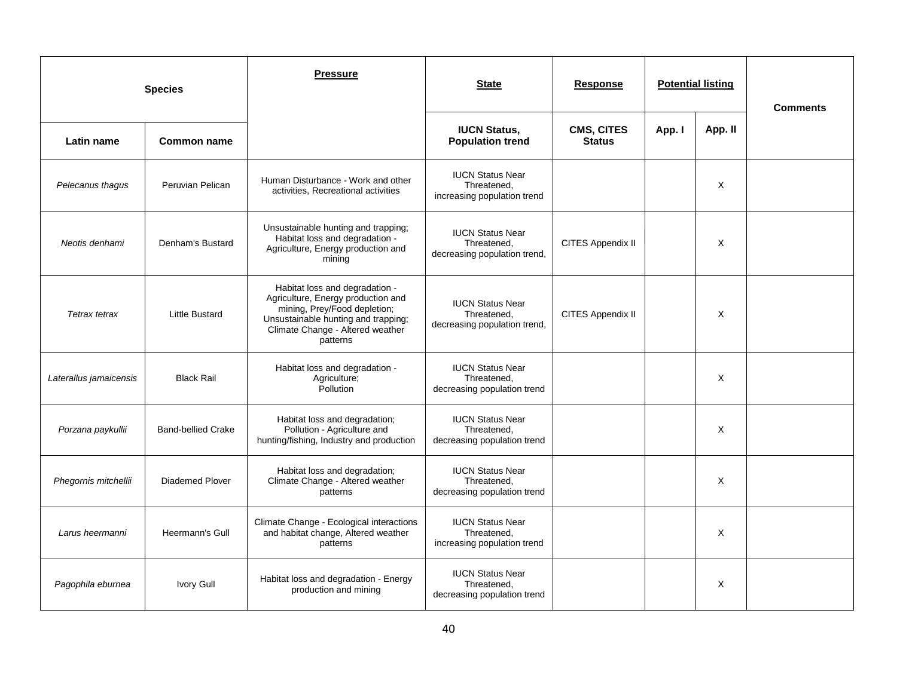| Species | | Pressure | State | Response | Potential listing | | Comments |
|---|---|---|---|---|---|---|---|
| Latin name | Common name | | IUCN Status, Population trend | CMS, CITES Status | App. I | App. II | |
| *Pelecanus thagus* | Peruvian Pelican | Human Disturbance - Work and other activities, Recreational activities | IUCN Status Near Threatened, increasing population trend | | | X | |
| *Neotis denhami* | Denham's Bustard | Unsustainable hunting and trapping; Habitat loss and degradation - Agriculture, Energy production and mining | IUCN Status Near Threatened, decreasing population trend, | CITES Appendix II | | X | |
| *Tetrax tetrax* | Little Bustard | Habitat loss and degradation - Agriculture, Energy production and mining, Prey/Food depletion; Unsustainable hunting and trapping; Climate Change - Altered weather patterns | IUCN Status Near Threatened, decreasing population trend, | CITES Appendix II | | X | |
| *Laterallus jamaicensis* | Black Rail | Habitat loss and degradation - Agriculture; Pollution | IUCN Status Near Threatened, decreasing population trend | | | X | |
| *Porzana paykullii* | Band-bellied Crake | Habitat loss and degradation; Pollution - Agriculture and hunting/fishing, Industry and production | IUCN Status Near Threatened, decreasing population trend | | | X | |
| *Phegornis mitchellii* | Diademed Plover | Habitat loss and degradation; Climate Change - Altered weather patterns | IUCN Status Near Threatened, decreasing population trend | | | X | |
| *Larus heermanni* | Heermann's Gull | Climate Change - Ecological interactions and habitat change, Altered weather patterns | IUCN Status Near Threatened, increasing population trend | | | X | |
| *Pagophila eburnea* | Ivory Gull | Habitat loss and degradation - Energy production and mining | IUCN Status Near Threatened, decreasing population trend | | | X | |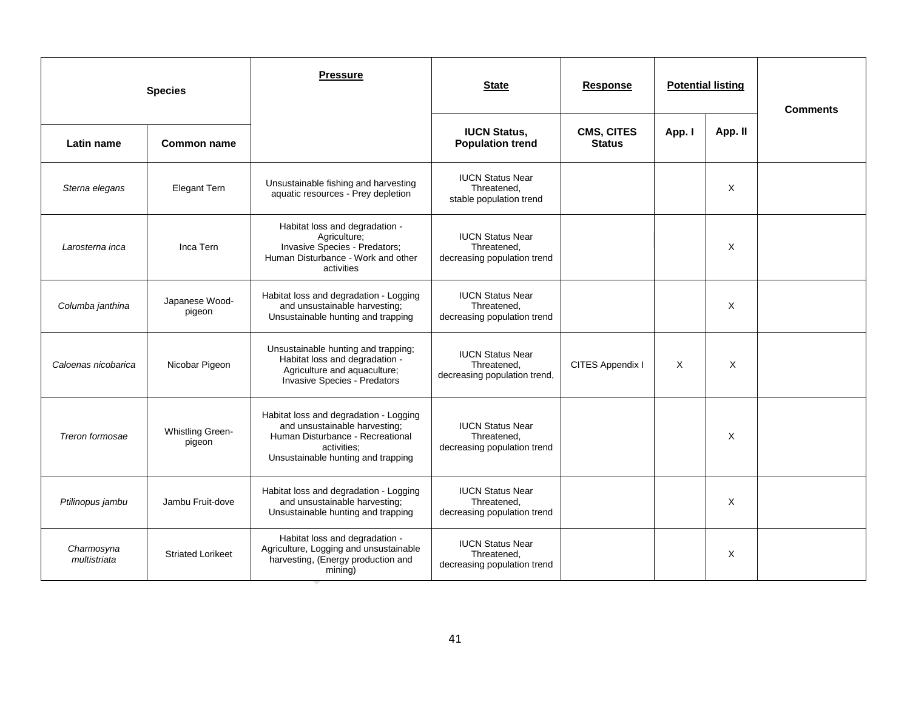| Species | | Pressure | State | Response | Potential listing | | Comments |
|---|---|---|---|---|---|---|---|
| Latin name | Common name | | IUCN Status, Population trend | CMS, CITES Status | App. I | App. II | |
| *Sterna elegans* | Elegant Tern | Unsustainable fishing and harvesting aquatic resources - Prey depletion | IUCN Status Near Threatened, stable population trend | | | X | |
| *Larosterna inca* | Inca Tern | Habitat loss and degradation - Agriculture; Invasive Species - Predators; Human Disturbance - Work and other activities | IUCN Status Near Threatened, decreasing population trend | | | X | |
| *Columba janthina* | Japanese Wood-pigeon | Habitat loss and degradation - Logging and unsustainable harvesting; Unsustainable hunting and trapping | IUCN Status Near Threatened, decreasing population trend | | | X | |
| *Caloenas nicobarica* | Nicobar Pigeon | Unsustainable hunting and trapping; Habitat loss and degradation - Agriculture and aquaculture; Invasive Species - Predators | IUCN Status Near Threatened, decreasing population trend, | CITES Appendix I | X | X | |
| *Treron formosae* | Whistling Green-pigeon | Habitat loss and degradation - Logging and unsustainable harvesting; Human Disturbance - Recreational activities; Unsustainable hunting and trapping | IUCN Status Near Threatened, decreasing population trend | | | X | |
| *Ptilinopus jambu* | Jambu Fruit-dove | Habitat loss and degradation - Logging and unsustainable harvesting; Unsustainable hunting and trapping | IUCN Status Near Threatened, decreasing population trend | | | X | |
| *Charmosyna multistriata* | Striated Lorikeet | Habitat loss and degradation - Agriculture, Logging and unsustainable harvesting, (Energy production and mining) | IUCN Status Near Threatened, decreasing population trend | | | X | |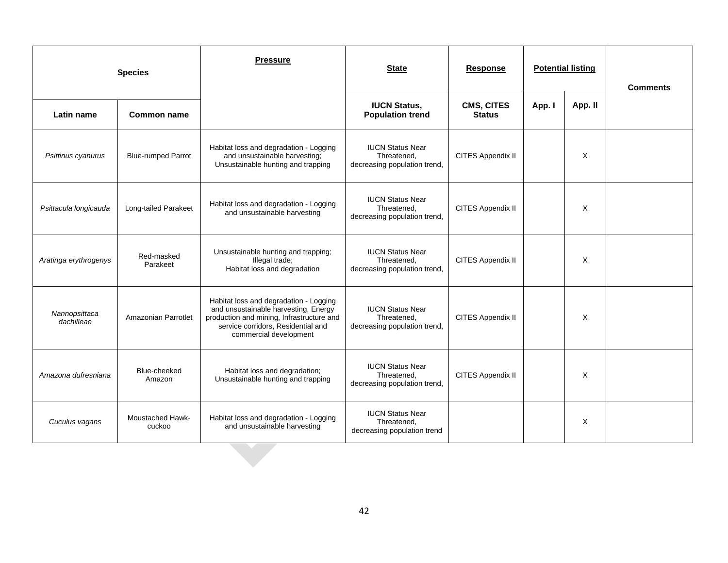| Species | | Pressure | State | Response | Potential listing | | Comments |
|---|---|---|---|---|---|---|---|
| Latin name | Common name | | IUCN Status, Population trend | CMS, CITES Status | App. I | App. II | |
| *Psittinus cyanurus* | Blue-rumped Parrot | Habitat loss and degradation - Logging and unsustainable harvesting; Unsustainable hunting and trapping | IUCN Status Near Threatened, decreasing population trend, | CITES Appendix II | | X | |
| *Psittacula longicauda* | Long-tailed Parakeet | Habitat loss and degradation - Logging and unsustainable harvesting | IUCN Status Near Threatened, decreasing population trend, | CITES Appendix II | | X | |
| *Aratinga erythrogenys* | Red-masked Parakeet | Unsustainable hunting and trapping; Illegal trade; Habitat loss and degradation | IUCN Status Near Threatened, decreasing population trend, | CITES Appendix II | | X | |
| *Nannopsittaca dachilleae* | Amazonian Parrotlet | Habitat loss and degradation - Logging and unsustainable harvesting, Energy production and mining, Infrastructure and service corridors, Residential and commercial development | IUCN Status Near Threatened, decreasing population trend, | CITES Appendix II | | X | |
| *Amazona dufresniana* | Blue-cheeked Amazon | Habitat loss and degradation; Unsustainable hunting and trapping | IUCN Status Near Threatened, decreasing population trend, | CITES Appendix II | | X | |
| *Cuculus vagans* | Moustached Hawk-cuckoo | Habitat loss and degradation - Logging and unsustainable harvesting | IUCN Status Near Threatened, decreasing population trend | | | X | |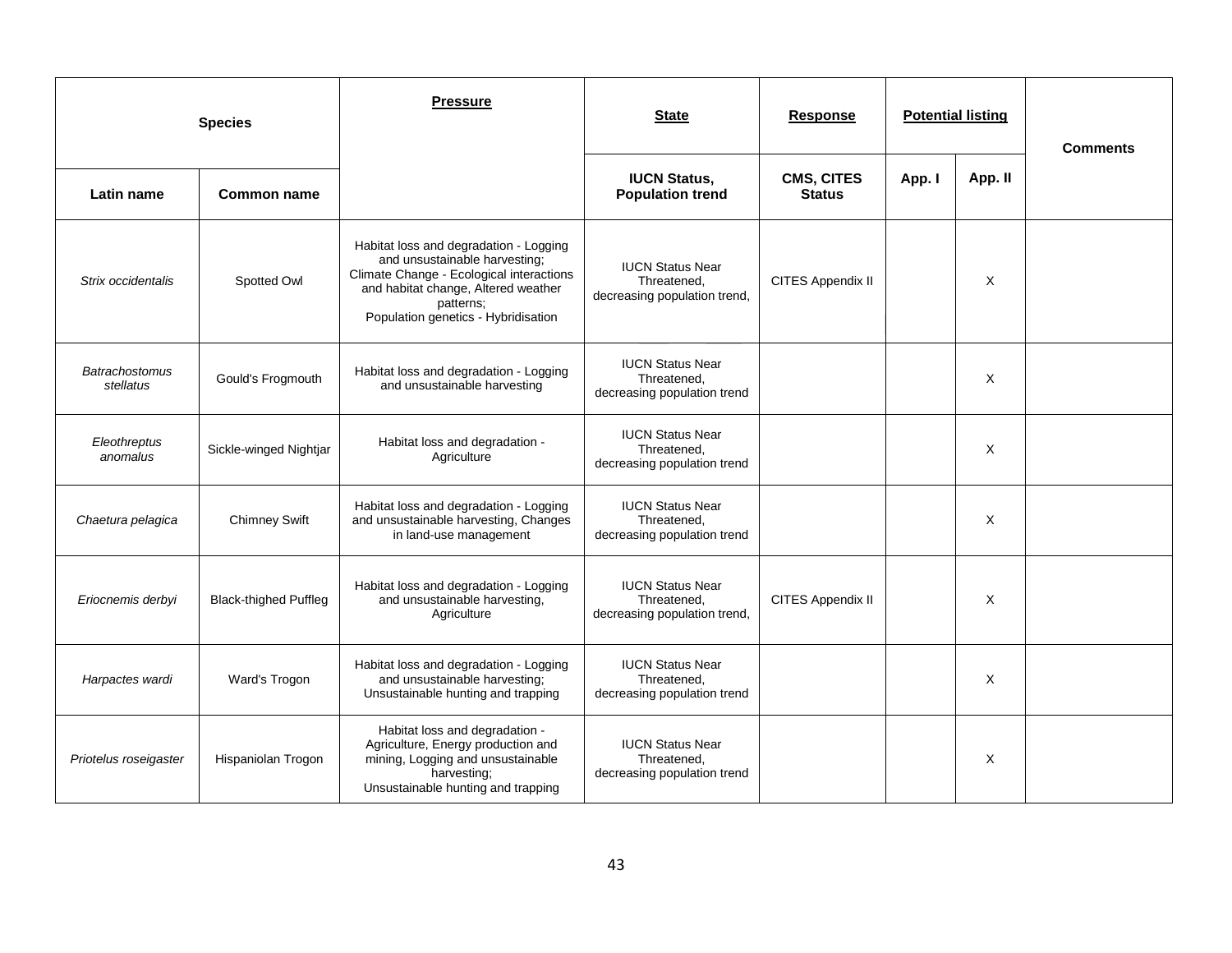| Species | | Pressure | State | Response | Potential listing | | Comments |
|---|---|---|---|---|---|---|---|
| Latin name | Common name | | IUCN Status, Population trend | CMS, CITES Status | App. I | App. II | |
| *Strix occidentalis* | Spotted Owl | Habitat loss and degradation - Logging and unsustainable harvesting; Climate Change - Ecological interactions and habitat change, Altered weather patterns; Population genetics - Hybridisation | IUCN Status Near Threatened, decreasing population trend, | CITES Appendix II | | X | |
| *Batrachostomus stellatus* | Gould's Frogmouth | Habitat loss and degradation - Logging and unsustainable harvesting | IUCN Status Near Threatened, decreasing population trend | | | X | |
| *Eleothreptus anomalus* | Sickle-winged Nightjar | Habitat loss and degradation - Agriculture | IUCN Status Near Threatened, decreasing population trend | | | X | |
| *Chaetura pelagica* | Chimney Swift | Habitat loss and degradation - Logging and unsustainable harvesting, Changes in land-use management | IUCN Status Near Threatened, decreasing population trend | | | X | |
| *Eriocnemis derbyi* | Black-thighed Puffleg | Habitat loss and degradation - Logging and unsustainable harvesting, Agriculture | IUCN Status Near Threatened, decreasing population trend, | CITES Appendix II | | X | |
| *Harpactes wardi* | Ward's Trogon | Habitat loss and degradation - Logging and unsustainable harvesting; Unsustainable hunting and trapping | IUCN Status Near Threatened, decreasing population trend | | | X | |
| *Priotelus roseigaster* | Hispaniolan Trogon | Habitat loss and degradation - Agriculture, Energy production and mining, Logging and unsustainable harvesting; Unsustainable hunting and trapping | IUCN Status Near Threatened, decreasing population trend | | | X | |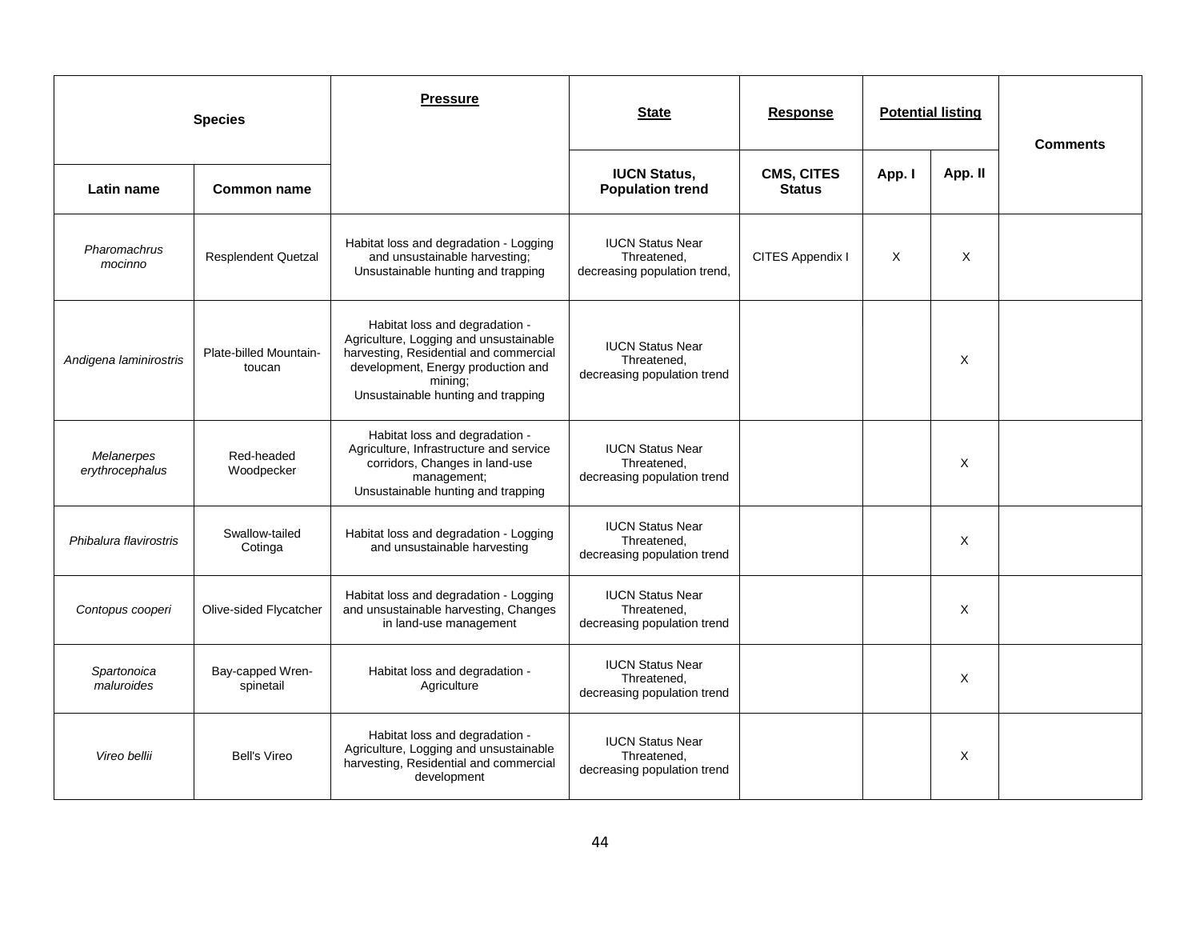| Species | | Pressure | State | Response | Potential listing | | Comments |
|---|---|---|---|---|---|---|---|
| Latin name | Common name | | IUCN Status, Population trend | CMS, CITES Status | App. I | App. II | |
| *Pharomachrus mocinno* | Resplendent Quetzal | Habitat loss and degradation - Logging and unsustainable harvesting; Unsustainable hunting and trapping | IUCN Status Near Threatened, decreasing population trend, | CITES Appendix I | X | X | |
| *Andigena laminirostris* | Plate-billed Mountain-toucan | Habitat loss and degradation - Agriculture, Logging and unsustainable harvesting, Residential and commercial development, Energy production and mining; Unsustainable hunting and trapping | IUCN Status Near Threatened, decreasing population trend | | | X | |
| *Melanerpes erythrocephalus* | Red-headed Woodpecker | Habitat loss and degradation - Agriculture, Infrastructure and service corridors, Changes in land-use management; Unsustainable hunting and trapping | IUCN Status Near Threatened, decreasing population trend | | | X | |
| *Phibalura flavirostris* | Swallow-tailed Cotinga | Habitat loss and degradation - Logging and unsustainable harvesting | IUCN Status Near Threatened, decreasing population trend | | | X | |
| *Contopus cooperi* | Olive-sided Flycatcher | Habitat loss and degradation - Logging and unsustainable harvesting, Changes in land-use management | IUCN Status Near Threatened, decreasing population trend | | | X | |
| *Spartonoica maluroides* | Bay-capped Wren-spinetail | Habitat loss and degradation - Agriculture | IUCN Status Near Threatened, decreasing population trend | | | X | |
| *Vireo bellii* | Bell's Vireo | Habitat loss and degradation - Agriculture, Logging and unsustainable harvesting, Residential and commercial development | IUCN Status Near Threatened, decreasing population trend | | | X | |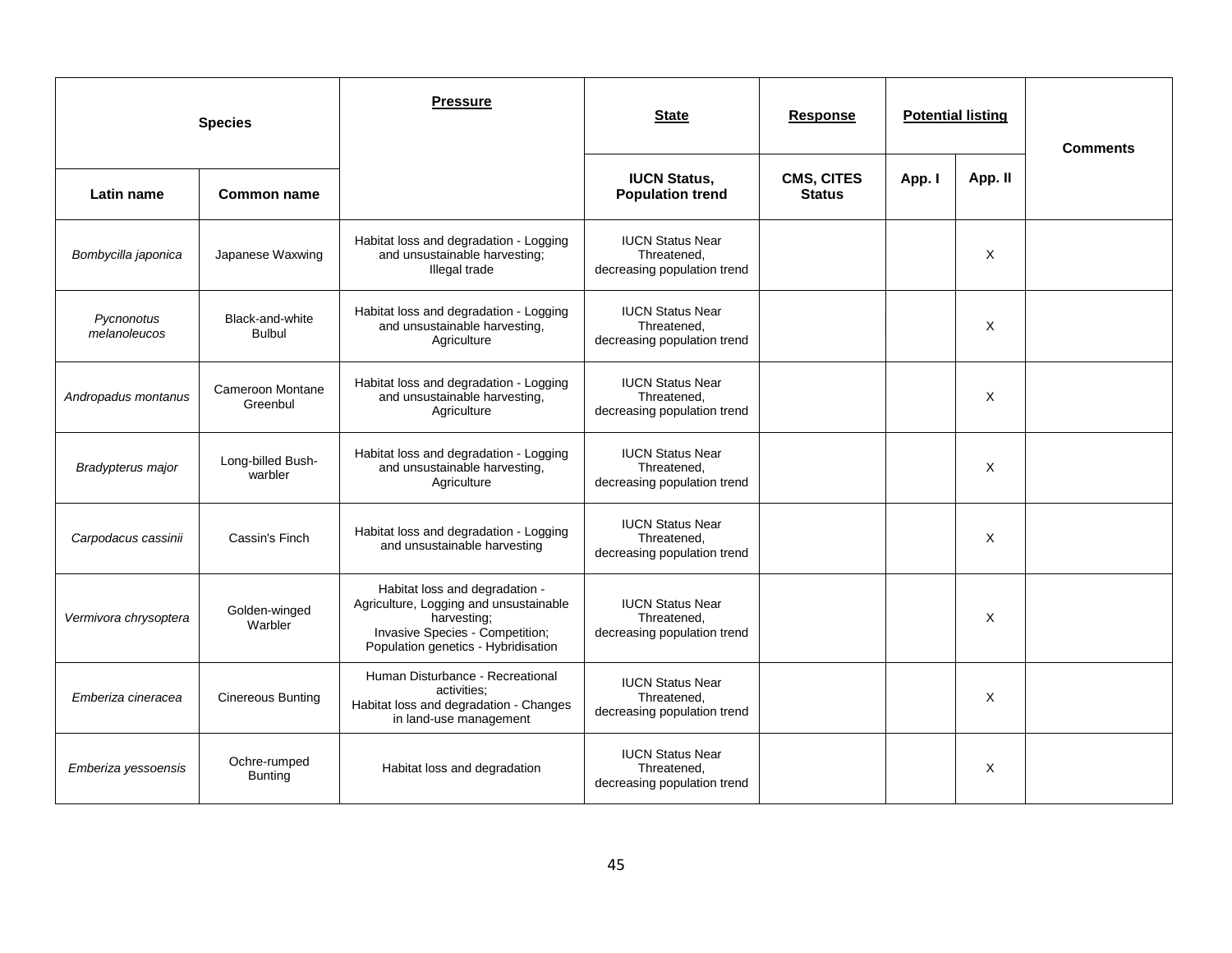| Species | | Pressure | State | Response | Potential listing | | Comments |
|---|---|---|---|---|---|---|---|
| Latin name | Common name | | IUCN Status, Population trend | CMS, CITES Status | App. I | App. II | |
| *Bombycilla japonica* | Japanese Waxwing | Habitat loss and degradation - Logging and unsustainable harvesting; Illegal trade | IUCN Status Near Threatened, decreasing population trend | | | X | |
| *Pycnonotus melanoleucos* | Black-and-white Bulbul | Habitat loss and degradation - Logging and unsustainable harvesting, Agriculture | IUCN Status Near Threatened, decreasing population trend | | | X | |
| *Andropadus montanus* | Cameroon Montane Greenbul | Habitat loss and degradation - Logging and unsustainable harvesting, Agriculture | IUCN Status Near Threatened, decreasing population trend | | | X | |
| *Bradypterus major* | Long-billed Bush-warbler | Habitat loss and degradation - Logging and unsustainable harvesting, Agriculture | IUCN Status Near Threatened, decreasing population trend | | | X | |
| *Carpodacus cassinii* | Cassin's Finch | Habitat loss and degradation - Logging and unsustainable harvesting | IUCN Status Near Threatened, decreasing population trend | | | X | |
| *Vermivora chrysoptera* | Golden-winged Warbler | Habitat loss and degradation - Agriculture, Logging and unsustainable harvesting; Invasive Species - Competition; Population genetics - Hybridisation | IUCN Status Near Threatened, decreasing population trend | | | X | |
| *Emberiza cineracea* | Cinereous Bunting | Human Disturbance - Recreational activities; Habitat loss and degradation - Changes in land-use management | IUCN Status Near Threatened, decreasing population trend | | | X | |
| *Emberiza yessoensis* | Ochre-rumped Bunting | Habitat loss and degradation | IUCN Status Near Threatened, decreasing population trend | | | X | |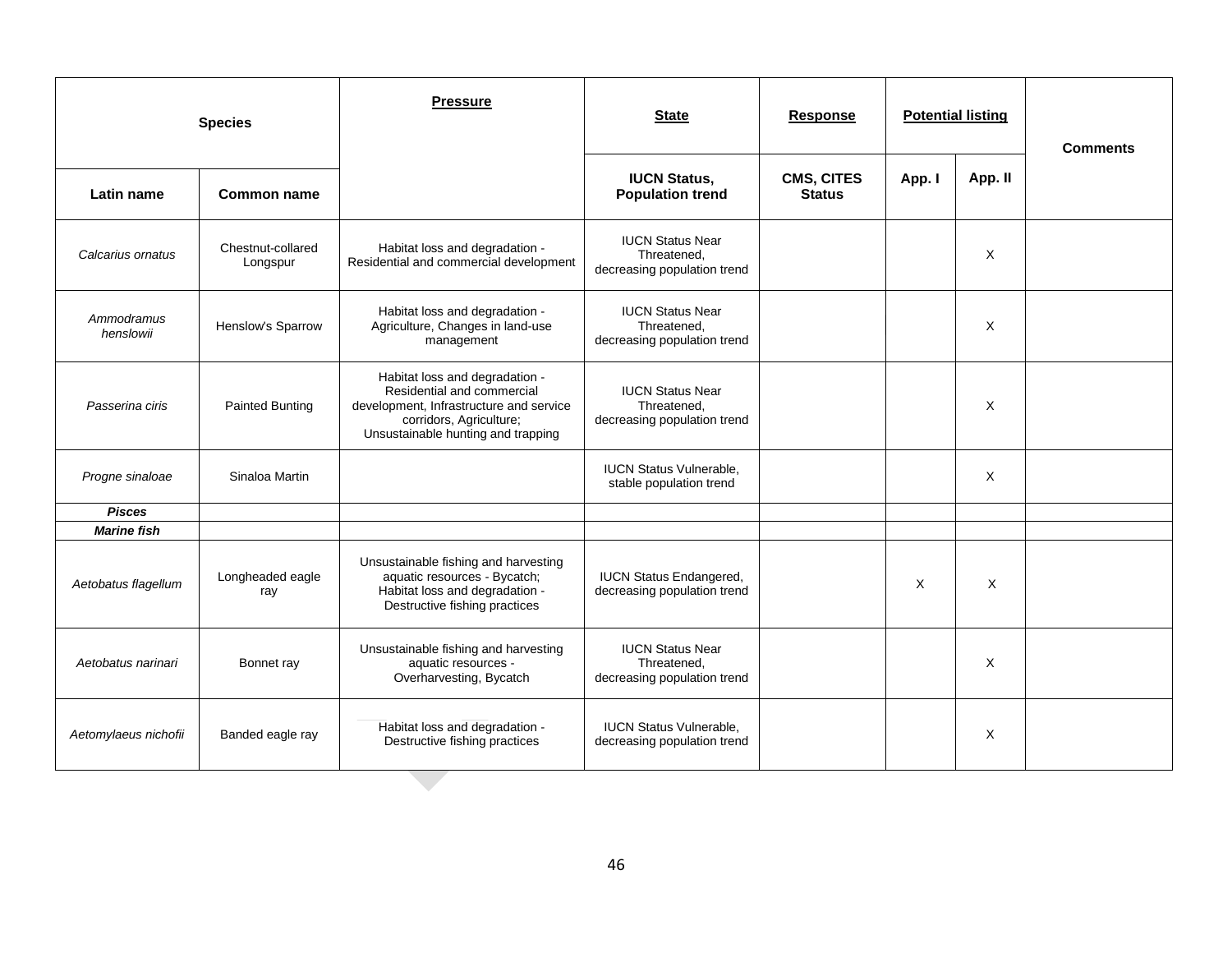| Species | | Pressure | State | Response | Potential listing | | Comments |
|---|---|---|---|---|---|---|---|
| Latin name | Common name | | IUCN Status, Population trend | CMS, CITES Status | App. I | App. II | |
| *Calcarius ornatus* | Chestnut-collared Longspur | Habitat loss and degradation - Residential and commercial development | IUCN Status Near Threatened, decreasing population trend | | | X | |
| *Ammodramus henslowii* | Henslow's Sparrow | Habitat loss and degradation - Agriculture, Changes in land-use management | IUCN Status Near Threatened, decreasing population trend | | | X | |
| *Passerina ciris* | Painted Bunting | Habitat loss and degradation - Residential and commercial development, Infrastructure and service corridors, Agriculture; Unsustainable hunting and trapping | IUCN Status Near Threatened, decreasing population trend | | | X | |
| *Progne sinaloae* | Sinaloa Martin | | IUCN Status Vulnerable, stable population trend | | | X | |
| ***Pisces*** | | | | | | | |
| ***Marine fish*** | | | | | | | |
| *Aetobatus flagellum* | Longheaded eagle ray | Unsustainable fishing and harvesting aquatic resources - Bycatch; Habitat loss and degradation - Destructive fishing practices | IUCN Status Endangered, decreasing population trend | | X | X | |
| *Aetobatus narinari* | Bonnet ray | Unsustainable fishing and harvesting aquatic resources - Overharvesting, Bycatch | IUCN Status Near Threatened, decreasing population trend | | | X | |
| *Aetomylaeus nichofii* | Banded eagle ray | Habitat loss and degradation - Destructive fishing practices | IUCN Status Vulnerable, decreasing population trend | | | X | |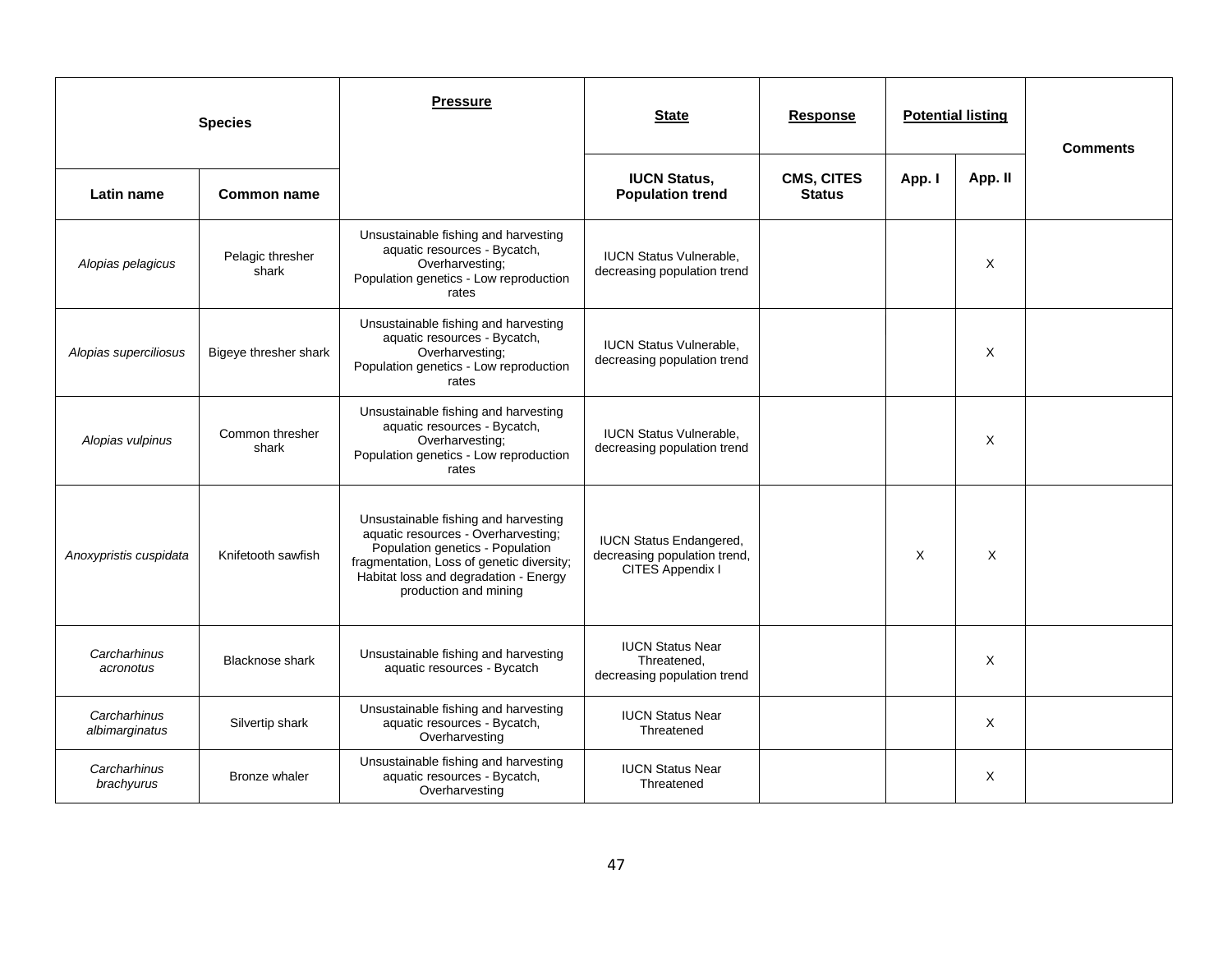| Species | | Pressure | State | Response | Potential listing | | Comments |
|---|---|---|---|---|---|---|---|
| Latin name | Common name | | IUCN Status, Population trend | CMS, CITES Status | App. I | App. II | |
| *Alopias pelagicus* | Pelagic thresher shark | Unsustainable fishing and harvesting aquatic resources - Bycatch, Overharvesting; Population genetics - Low reproduction rates | IUCN Status Vulnerable, decreasing population trend | | | X | |
| *Alopias superciliosus* | Bigeye thresher shark | Unsustainable fishing and harvesting aquatic resources - Bycatch, Overharvesting; Population genetics - Low reproduction rates | IUCN Status Vulnerable, decreasing population trend | | | X | |
| *Alopias vulpinus* | Common thresher shark | Unsustainable fishing and harvesting aquatic resources - Bycatch, Overharvesting; Population genetics - Low reproduction rates | IUCN Status Vulnerable, decreasing population trend | | | X | |
| *Anoxypristis cuspidata* | Knifetooth sawfish | Unsustainable fishing and harvesting aquatic resources - Overharvesting; Population genetics - Population fragmentation, Loss of genetic diversity; Habitat loss and degradation - Energy production and mining | IUCN Status Endangered, decreasing population trend, CITES Appendix I | | X | X | |
| *Carcharhinus acronotus* | Blacknose shark | Unsustainable fishing and harvesting aquatic resources - Bycatch | IUCN Status Near Threatened, decreasing population trend | | | X | |
| *Carcharhinus albimarginatus* | Silvertip shark | Unsustainable fishing and harvesting aquatic resources - Bycatch, Overharvesting | IUCN Status Near Threatened | | | X | |
| *Carcharhinus brachyurus* | Bronze whaler | Unsustainable fishing and harvesting aquatic resources - Bycatch, Overharvesting | IUCN Status Near Threatened | | | X | |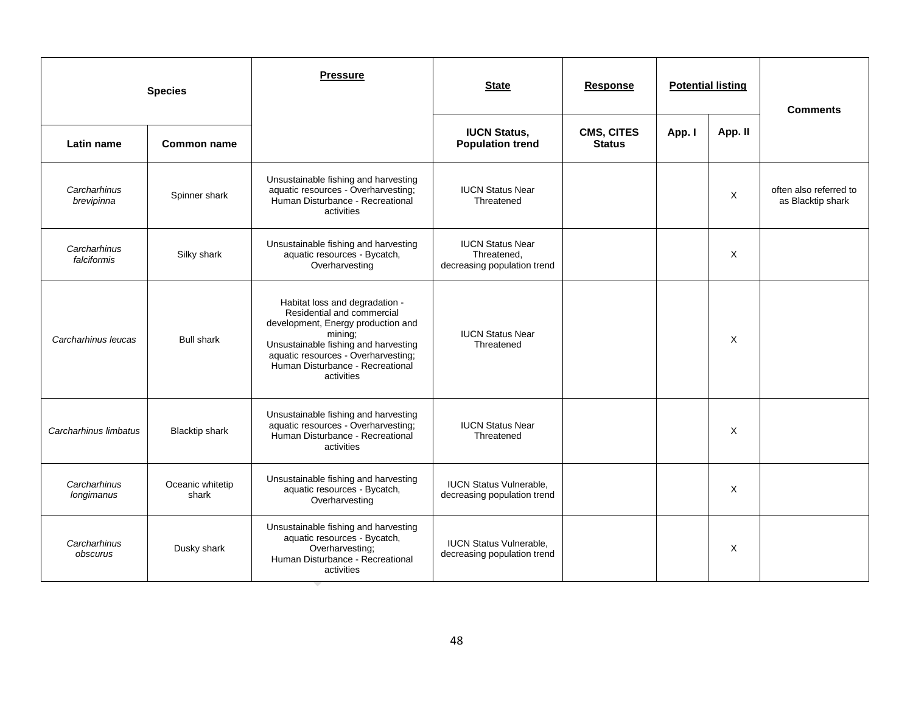| Species | | Pressure | State | Response | Potential listing | | Comments |
|---|---|---|---|---|---|---|---|
| Latin name | Common name | | IUCN Status, Population trend | CMS, CITES Status | App. I | App. II | |
| *Carcharhinus brevipinna* | Spinner shark | Unsustainable fishing and harvesting aquatic resources - Overharvesting; Human Disturbance - Recreational activities | IUCN Status Near Threatened | | | X | often also referred to as Blacktip shark |
| *Carcharhinus falciformis* | Silky shark | Unsustainable fishing and harvesting aquatic resources - Bycatch, Overharvesting | IUCN Status Near Threatened, decreasing population trend | | | X | |
| *Carcharhinus leucas* | Bull shark | Habitat loss and degradation - Residential and commercial development, Energy production and mining; Unsustainable fishing and harvesting aquatic resources - Overharvesting; Human Disturbance - Recreational activities | IUCN Status Near Threatened | | | X | |
| *Carcharhinus limbatus* | Blacktip shark | Unsustainable fishing and harvesting aquatic resources - Overharvesting; Human Disturbance - Recreational activities | IUCN Status Near Threatened | | | X | |
| *Carcharhinus longimanus* | Oceanic whitetip shark | Unsustainable fishing and harvesting aquatic resources - Bycatch, Overharvesting | IUCN Status Vulnerable, decreasing population trend | | | X | |
| *Carcharhinus obscurus* | Dusky shark | Unsustainable fishing and harvesting aquatic resources - Bycatch, Overharvesting; Human Disturbance - Recreational activities | IUCN Status Vulnerable, decreasing population trend | | | X | |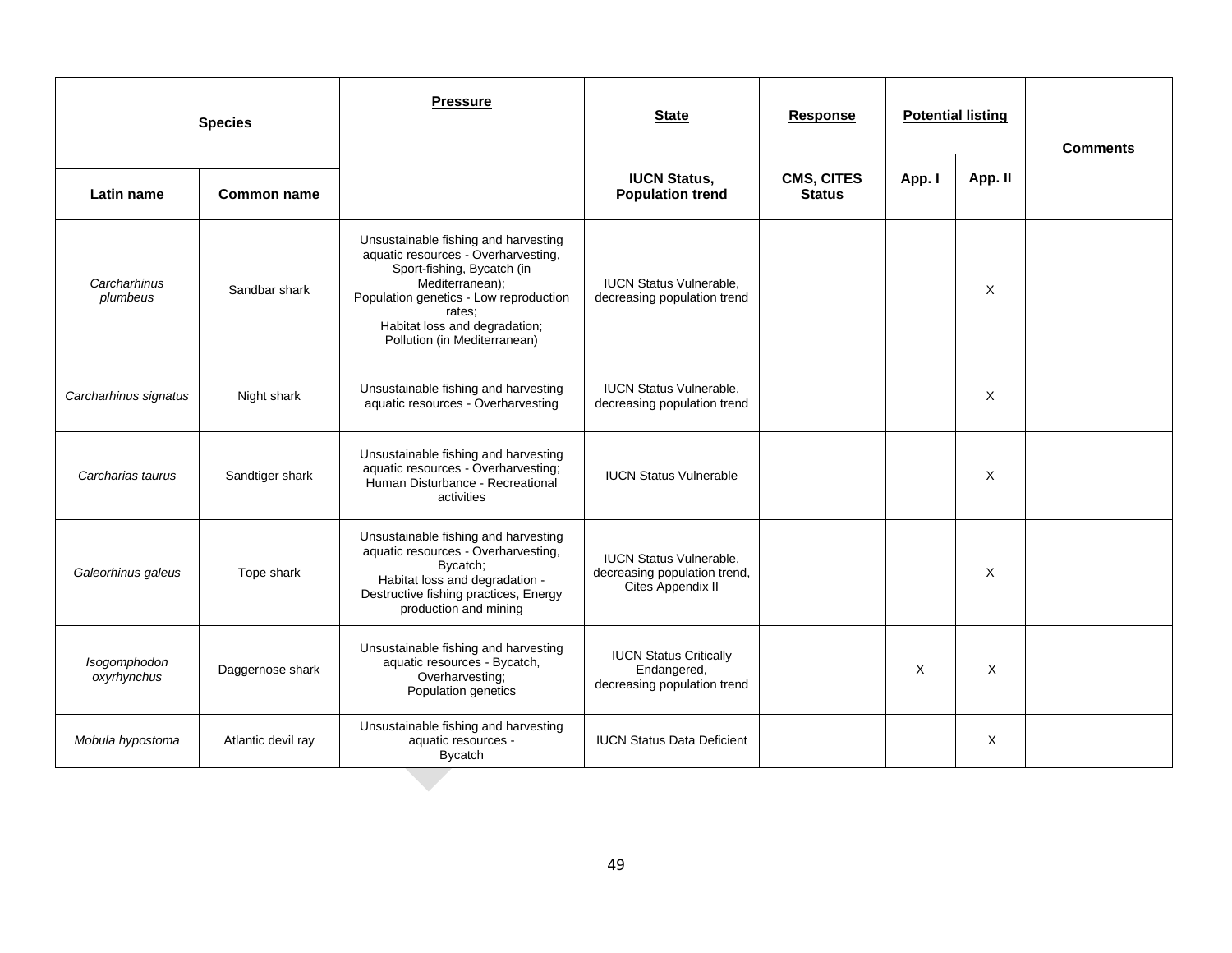| Species | | Pressure | State | Response | Potential listing | | Comments |
|---|---|---|---|---|---|---|---|
| Latin name | Common name | | IUCN Status, Population trend | CMS, CITES Status | App. I | App. II | |
| *Carcharhinus plumbeus* | Sandbar shark | Unsustainable fishing and harvesting aquatic resources - Overharvesting, Sport-fishing, Bycatch (in Mediterranean); Population genetics - Low reproduction rates; Habitat loss and degradation; Pollution (in Mediterranean) | IUCN Status Vulnerable, decreasing population trend | | | X | |
| *Carcharhinus signatus* | Night shark | Unsustainable fishing and harvesting aquatic resources - Overharvesting | IUCN Status Vulnerable, decreasing population trend | | | X | |
| *Carcharias taurus* | Sandtiger shark | Unsustainable fishing and harvesting aquatic resources - Overharvesting; Human Disturbance - Recreational activities | IUCN Status Vulnerable | | | X | |
| *Galeorhinus galeus* | Tope shark | Unsustainable fishing and harvesting aquatic resources - Overharvesting, Bycatch; Habitat loss and degradation - Destructive fishing practices, Energy production and mining | IUCN Status Vulnerable, decreasing population trend, Cites Appendix II | | | X | |
| *Isogomphodon oxyrhynchus* | Daggernose shark | Unsustainable fishing and harvesting aquatic resources - Bycatch, Overharvesting; Population genetics | IUCN Status Critically Endangered, decreasing population trend | | X | X | |
| *Mobula hypostoma* | Atlantic devil ray | Unsustainable fishing and harvesting aquatic resources - Bycatch | IUCN Status Data Deficient | | | X | |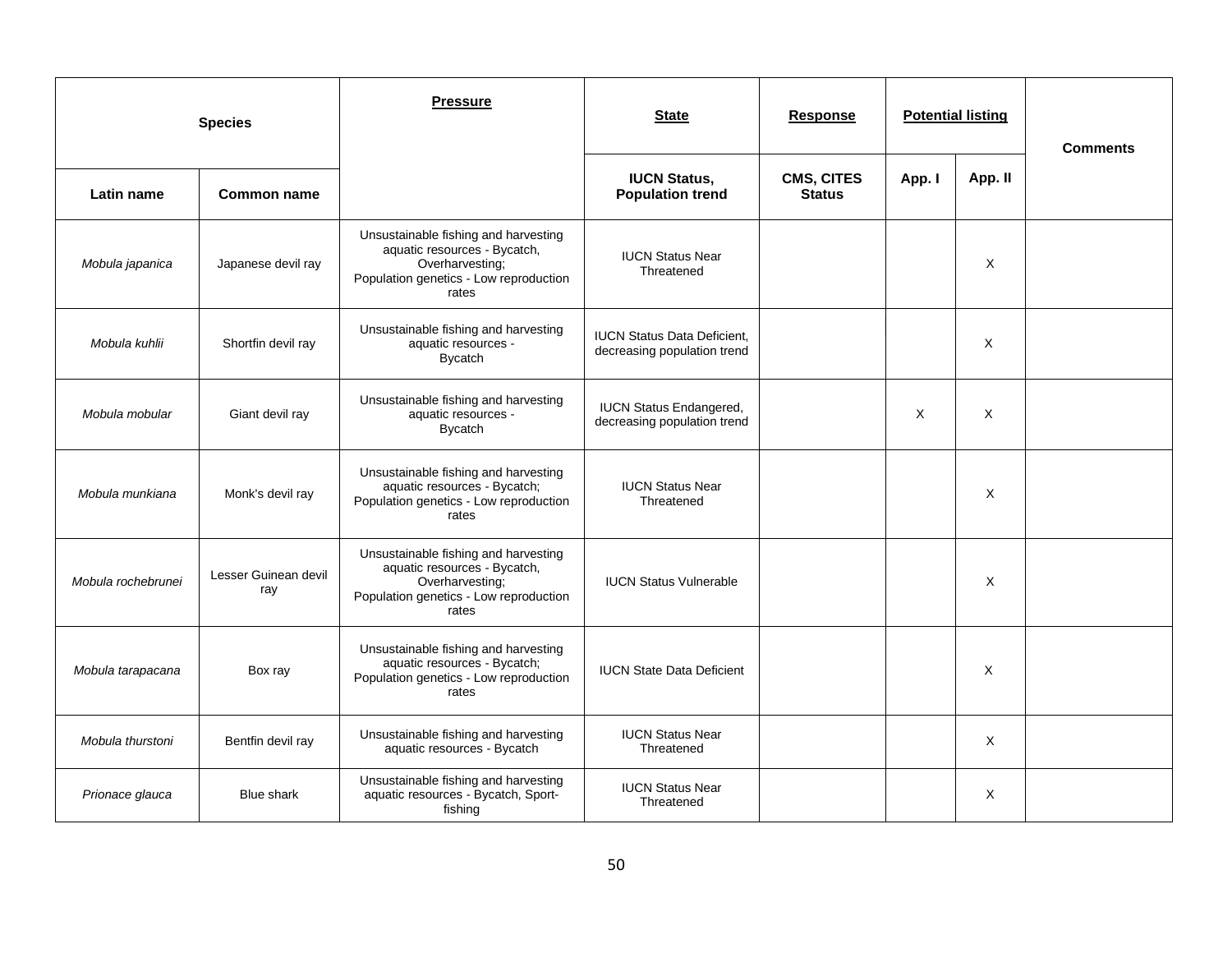| Species | | Pressure | State | Response | Potential listing | | Comments |
|---|---|---|---|---|---|---|---|
| Latin name | Common name | | IUCN Status, Population trend | CMS, CITES Status | App. I | App. II | |
| *Mobula japanica* | Japanese devil ray | Unsustainable fishing and harvesting aquatic resources - Bycatch, Overharvesting; Population genetics - Low reproduction rates | IUCN Status Near Threatened | | | X | |
| *Mobula kuhlii* | Shortfin devil ray | Unsustainable fishing and harvesting aquatic resources - Bycatch | IUCN Status Data Deficient, decreasing population trend | | | X | |
| *Mobula mobular* | Giant devil ray | Unsustainable fishing and harvesting aquatic resources - Bycatch | IUCN Status Endangered, decreasing population trend | | X | X | |
| *Mobula munkiana* | Monk's devil ray | Unsustainable fishing and harvesting aquatic resources - Bycatch; Population genetics - Low reproduction rates | IUCN Status Near Threatened | | | X | |
| *Mobula rochebrunei* | Lesser Guinean devil ray | Unsustainable fishing and harvesting aquatic resources - Bycatch, Overharvesting; Population genetics - Low reproduction rates | IUCN Status Vulnerable | | | X | |
| *Mobula tarapacana* | Box ray | Unsustainable fishing and harvesting aquatic resources - Bycatch; Population genetics - Low reproduction rates | IUCN State Data Deficient | | | X | |
| *Mobula thurstoni* | Bentfin devil ray | Unsustainable fishing and harvesting aquatic resources - Bycatch | IUCN Status Near Threatened | | | X | |
| *Prionace glauca* | Blue shark | Unsustainable fishing and harvesting aquatic resources - Bycatch, Sport-fishing | IUCN Status Near Threatened | | | X | |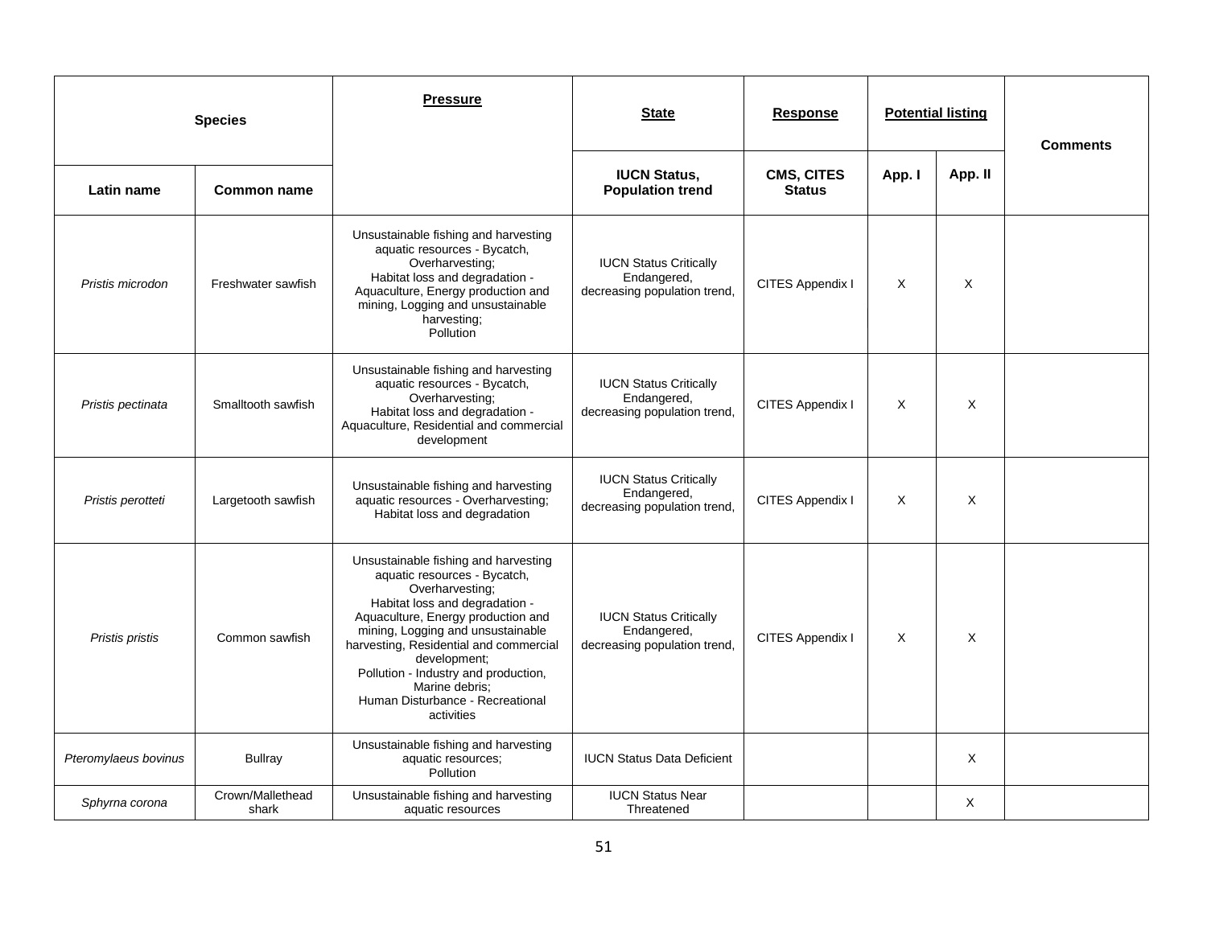| Species | | Pressure | State | Response | Potential listing | | Comments |
|---|---|---|---|---|---|---|---|
| Latin name | Common name | | IUCN Status, Population trend | CMS, CITES Status | App. I | App. II | |
| *Pristis microdon* | Freshwater sawfish | Unsustainable fishing and harvesting aquatic resources - Bycatch, Overharvesting; Habitat loss and degradation - Aquaculture, Energy production and mining, Logging and unsustainable harvesting; Pollution | IUCN Status Critically Endangered, decreasing population trend, | CITES Appendix I | X | X | |
| *Pristis pectinata* | Smalltooth sawfish | Unsustainable fishing and harvesting aquatic resources - Bycatch, Overharvesting; Habitat loss and degradation - Aquaculture, Residential and commercial development | IUCN Status Critically Endangered, decreasing population trend, | CITES Appendix I | X | X | |
| *Pristis perotteti* | Largetooth sawfish | Unsustainable fishing and harvesting aquatic resources - Overharvesting; Habitat loss and degradation | IUCN Status Critically Endangered, decreasing population trend, | CITES Appendix I | X | X | |
| *Pristis pristis* | Common sawfish | Unsustainable fishing and harvesting aquatic resources - Bycatch, Overharvesting; Habitat loss and degradation - Aquaculture, Energy production and mining, Logging and unsustainable harvesting, Residential and commercial development; Pollution - Industry and production, Marine debris; Human Disturbance - Recreational activities | IUCN Status Critically Endangered, decreasing population trend, | CITES Appendix I | X | X | |
| *Pteromylaeus bovinus* | Bullray | Unsustainable fishing and harvesting aquatic resources; Pollution | IUCN Status Data Deficient | | | X | |
| *Sphyrna corona* | Crown/Mallethead shark | Unsustainable fishing and harvesting aquatic resources | IUCN Status Near Threatened | | | X | |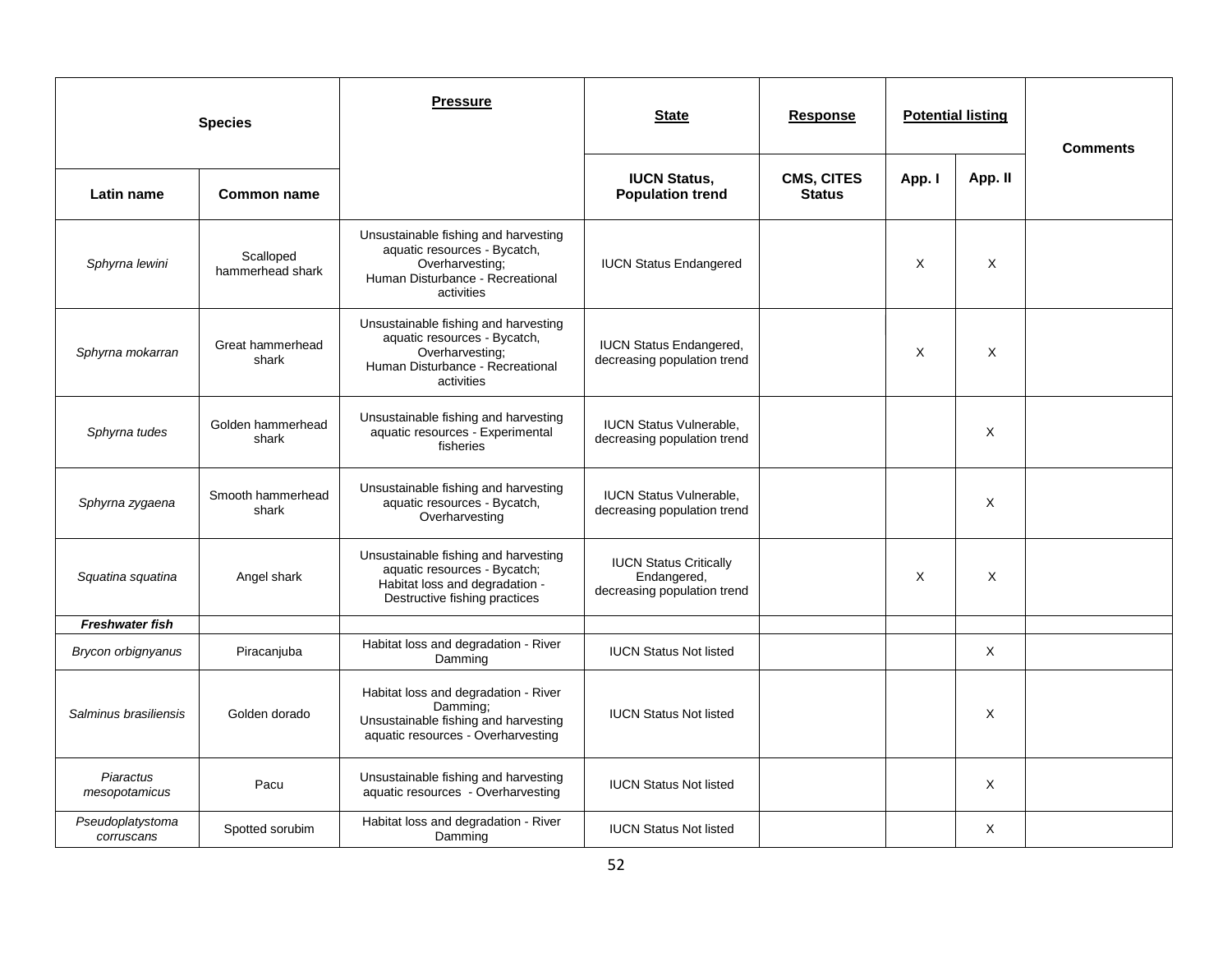| Species | | Pressure | State | Response | Potential listing | | Comments |
|---|---|---|---|---|---|---|---|
| Latin name | Common name | | IUCN Status, Population trend | CMS, CITES Status | App. I | App. II | |
| *Sphyrna lewini* | Scalloped hammerhead shark | Unsustainable fishing and harvesting aquatic resources - Bycatch, Overharvesting; Human Disturbance - Recreational activities | IUCN Status Endangered | | X | X | |
| *Sphyrna mokarran* | Great hammerhead shark | Unsustainable fishing and harvesting aquatic resources - Bycatch, Overharvesting; Human Disturbance - Recreational activities | IUCN Status Endangered, decreasing population trend | | X | X | |
| *Sphyrna tudes* | Golden hammerhead shark | Unsustainable fishing and harvesting aquatic resources - Experimental fisheries | IUCN Status Vulnerable, decreasing population trend | | | X | |
| *Sphyrna zygaena* | Smooth hammerhead shark | Unsustainable fishing and harvesting aquatic resources - Bycatch, Overharvesting | IUCN Status Vulnerable, decreasing population trend | | | X | |
| *Squatina squatina* | Angel shark | Unsustainable fishing and harvesting aquatic resources - Bycatch; Habitat loss and degradation - Destructive fishing practices | IUCN Status Critically Endangered, decreasing population trend | | X | X | |
| ***Freshwater fish*** | | | | | | | |
| *Brycon orbignyanus* | Piracanjuba | Habitat loss and degradation - River Damming | IUCN Status Not listed | | | X | |
| *Salminus brasiliensis* | Golden dorado | Habitat loss and degradation - River Damming; Unsustainable fishing and harvesting aquatic resources - Overharvesting | IUCN Status Not listed | | | X | |
| *Piaractus mesopotamicus* | Pacu | Unsustainable fishing and harvesting aquatic resources - Overharvesting | IUCN Status Not listed | | | X | |
| *Pseudoplatystoma corruscans* | Spotted sorubim | Habitat loss and degradation - River Damming | IUCN Status Not listed | | | X | |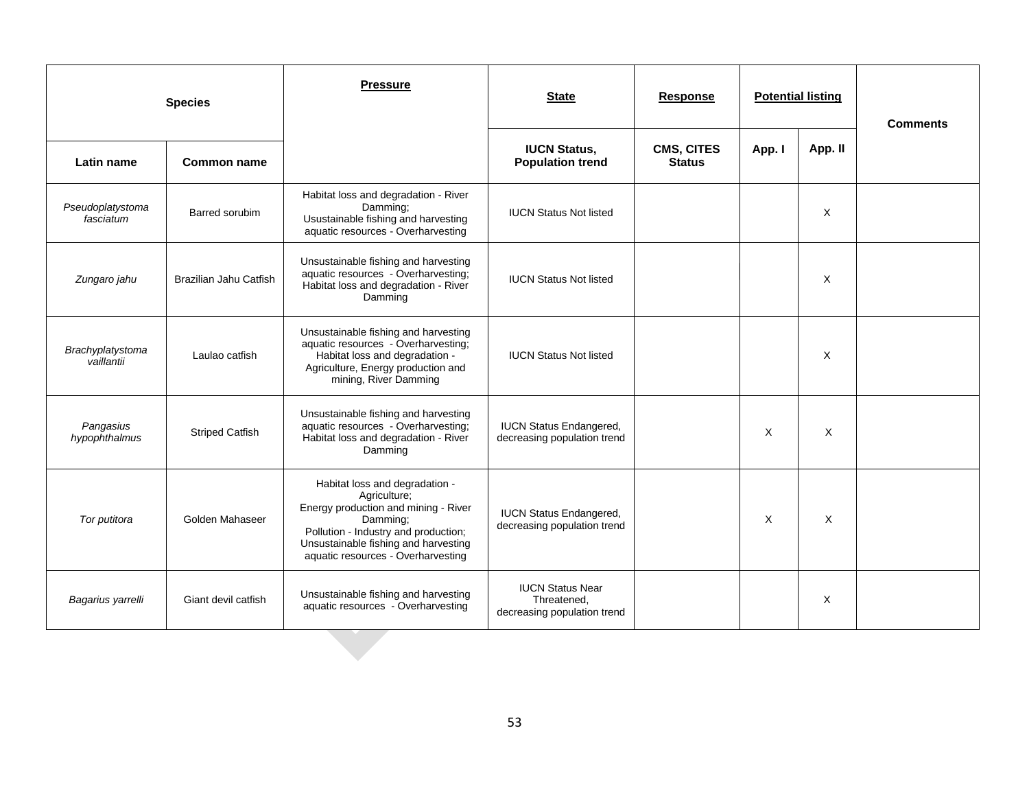| Species | | Pressure | State | Response | Potential listing | | Comments |
|---|---|---|---|---|---|---|---|
| Latin name | Common name | | IUCN Status, Population trend | CMS, CITES Status | App. I | App. II | |
| *Pseudoplatystoma fasciatum* | Barred sorubim | Habitat loss and degradation - River Damming; Usustainable fishing and harvesting aquatic resources - Overharvesting | IUCN Status Not listed | | | X | |
| *Zungaro jahu* | Brazilian Jahu Catfish | Unsustainable fishing and harvesting aquatic resources - Overharvesting; Habitat loss and degradation - River Damming | IUCN Status Not listed | | | X | |
| *Brachyplatystoma vaillantii* | Laulao catfish | Unsustainable fishing and harvesting aquatic resources - Overharvesting; Habitat loss and degradation - Agriculture, Energy production and mining, River Damming | IUCN Status Not listed | | | X | |
| *Pangasius hypophthalmus* | Striped Catfish | Unsustainable fishing and harvesting aquatic resources - Overharvesting; Habitat loss and degradation - River Damming | IUCN Status Endangered, decreasing population trend | | X | X | |
| *Tor putitora* | Golden Mahaseer | Habitat loss and degradation - Agriculture; Energy production and mining - River Damming; Pollution - Industry and production; Unsustainable fishing and harvesting aquatic resources - Overharvesting | IUCN Status Endangered, decreasing population trend | | X | X | |
| *Bagarius yarrelli* | Giant devil catfish | Unsustainable fishing and harvesting aquatic resources - Overharvesting | IUCN Status Near Threatened, decreasing population trend | | | X | |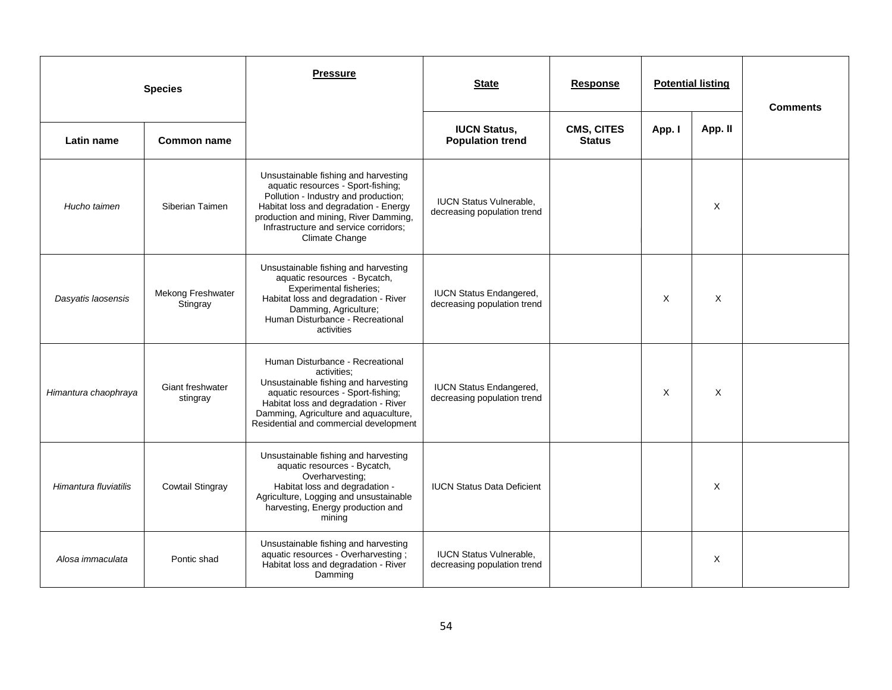| Species | | Pressure | State | Response | Potential listing | | Comments |
|---|---|---|---|---|---|---|---|
| Latin name | Common name | | IUCN Status, Population trend | CMS, CITES Status | App. I | App. II | |
| *Hucho taimen* | Siberian Taimen | Unsustainable fishing and harvesting aquatic resources - Sport-fishing; Pollution - Industry and production; Habitat loss and degradation - Energy production and mining, River Damming, Infrastructure and service corridors; Climate Change | IUCN Status Vulnerable, decreasing population trend | | | X | |
| *Dasyatis laosensis* | Mekong Freshwater Stingray | Unsustainable fishing and harvesting aquatic resources - Bycatch, Experimental fisheries; Habitat loss and degradation - River Damming, Agriculture; Human Disturbance - Recreational activities | IUCN Status Endangered, decreasing population trend | | X | X | |
| *Himantura chaophraya* | Giant freshwater stingray | Human Disturbance - Recreational activities; Unsustainable fishing and harvesting aquatic resources - Sport-fishing; Habitat loss and degradation - River Damming, Agriculture and aquaculture, Residential and commercial development | IUCN Status Endangered, decreasing population trend | | X | X | |
| *Himantura fluviatilis* | Cowtail Stingray | Unsustainable fishing and harvesting aquatic resources - Bycatch, Overharvesting; Habitat loss and degradation - Agriculture, Logging and unsustainable harvesting, Energy production and mining | IUCN Status Data Deficient | | | X | |
| *Alosa immaculata* | Pontic shad | Unsustainable fishing and harvesting aquatic resources - Overharvesting ; Habitat loss and degradation - River Damming | IUCN Status Vulnerable, decreasing population trend | | | X | |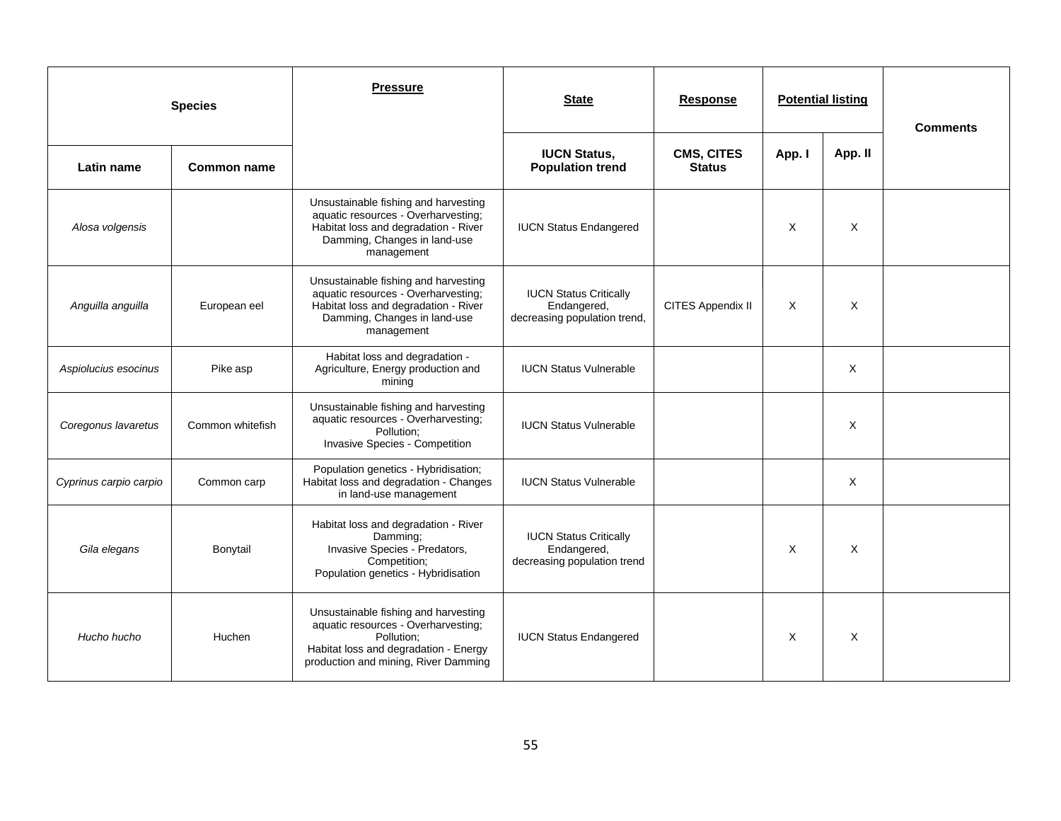| Species | | Pressure | State | Response | Potential listing | | Comments |
|---|---|---|---|---|---|---|---|
| Latin name | Common name | | IUCN Status, Population trend | CMS, CITES Status | App. I | App. II | |
| *Alosa volgensis* | | Unsustainable fishing and harvesting aquatic resources - Overharvesting; Habitat loss and degradation - River Damming, Changes in land-use management | IUCN Status Endangered | | X | X | |
| *Anguilla anguilla* | European eel | Unsustainable fishing and harvesting aquatic resources - Overharvesting; Habitat loss and degradation - River Damming, Changes in land-use management | IUCN Status Critically Endangered, decreasing population trend, | CITES Appendix II | X | X | |
| *Aspiolucius esocinus* | Pike asp | Habitat loss and degradation - Agriculture, Energy production and mining | IUCN Status Vulnerable | | | X | |
| *Coregonus lavaretus* | Common whitefish | Unsustainable fishing and harvesting aquatic resources - Overharvesting; Pollution; Invasive Species - Competition | IUCN Status Vulnerable | | | X | |
| *Cyprinus carpio carpio* | Common carp | Population genetics - Hybridisation; Habitat loss and degradation - Changes in land-use management | IUCN Status Vulnerable | | | X | |
| *Gila elegans* | Bonytail | Habitat loss and degradation - River Damming; Invasive Species - Predators, Competition; Population genetics - Hybridisation | IUCN Status Critically Endangered, decreasing population trend | | X | X | |
| *Hucho hucho* | Huchen | Unsustainable fishing and harvesting aquatic resources - Overharvesting; Pollution; Habitat loss and degradation - Energy production and mining, River Damming | IUCN Status Endangered | | X | X | |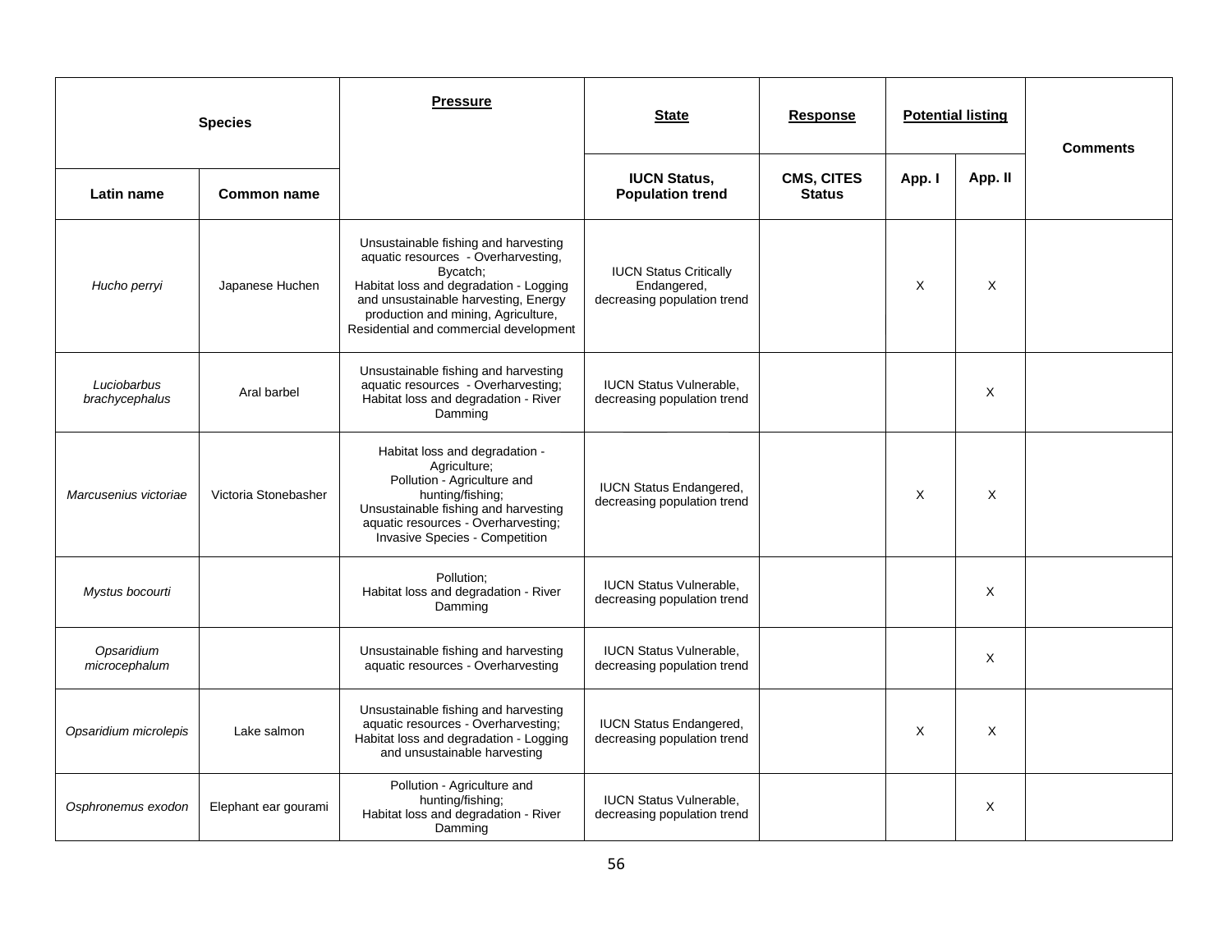| Species | | Pressure | State | Response | Potential listing | | Comments |
|---|---|---|---|---|---|---|---|
| Latin name | Common name | | IUCN Status, Population trend | CMS, CITES Status | App. I | App. II | |
| *Hucho perryi* | Japanese Huchen | Unsustainable fishing and harvesting aquatic resources - Overharvesting, Bycatch; Habitat loss and degradation - Logging and unsustainable harvesting, Energy production and mining, Agriculture, Residential and commercial development | IUCN Status Critically Endangered, decreasing population trend | | X | X | |
| *Luciobarbus brachycephalus* | Aral barbel | Unsustainable fishing and harvesting aquatic resources - Overharvesting; Habitat loss and degradation - River Damming | IUCN Status Vulnerable, decreasing population trend | | | X | |
| *Marcusenius victoriae* | Victoria Stonebasher | Habitat loss and degradation - Agriculture; Pollution - Agriculture and hunting/fishing; Unsustainable fishing and harvesting aquatic resources - Overharvesting; Invasive Species - Competition | IUCN Status Endangered, decreasing population trend | | X | X | |
| *Mystus bocourti* | | Pollution; Habitat loss and degradation - River Damming | IUCN Status Vulnerable, decreasing population trend | | | X | |
| *Opsaridium microcephalum* | | Unsustainable fishing and harvesting aquatic resources - Overharvesting | IUCN Status Vulnerable, decreasing population trend | | | X | |
| *Opsaridium microlepis* | Lake salmon | Unsustainable fishing and harvesting aquatic resources - Overharvesting; Habitat loss and degradation - Logging and unsustainable harvesting | IUCN Status Endangered, decreasing population trend | | X | X | |
| *Osphronemus exodon* | Elephant ear gourami | Pollution - Agriculture and hunting/fishing; Habitat loss and degradation - River Damming | IUCN Status Vulnerable, decreasing population trend | | | X | |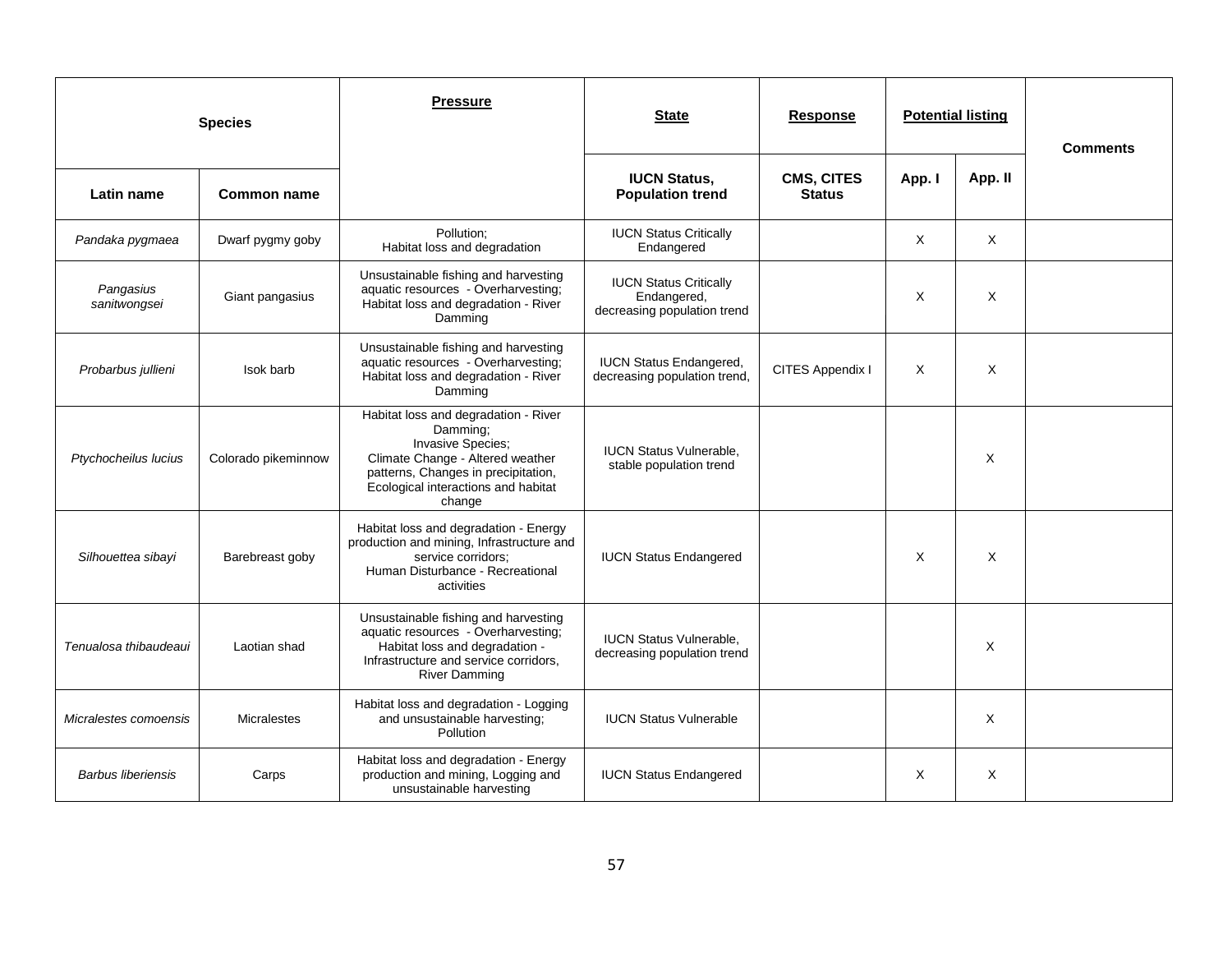| Species | | Pressure | State | Response | Potential listing | | Comments |
|---|---|---|---|---|---|---|---|
| Latin name | Common name | | IUCN Status, Population trend | CMS, CITES Status | App. I | App. II | |
| *Pandaka pygmaea* | Dwarf pygmy goby | Pollution;<br>Habitat loss and degradation | IUCN Status Critically Endangered | | X | X | |
| *Pangasius sanitwongsei* | Giant pangasius | Unsustainable fishing and harvesting aquatic resources - Overharvesting;<br>Habitat loss and degradation - River Damming | IUCN Status Critically Endangered,<br>decreasing population trend | | X | X | |
| *Probarbus jullieni* | Isok barb | Unsustainable fishing and harvesting aquatic resources - Overharvesting;<br>Habitat loss and degradation - River Damming | IUCN Status Endangered, decreasing population trend, | CITES Appendix I | X | X | |
| *Ptychocheilus lucius* | Colorado pikeminnow | Habitat loss and degradation - River Damming;<br>Invasive Species;<br>Climate Change - Altered weather patterns, Changes in precipitation, Ecological interactions and habitat change | IUCN Status Vulnerable, stable population trend | | | X | |
| *Silhouettea sibayi* | Barebreast goby | Habitat loss and degradation - Energy production and mining, Infrastructure and service corridors;<br>Human Disturbance - Recreational activities | IUCN Status Endangered | | X | X | |
| *Tenualosa thibaudeaui* | Laotian shad | Unsustainable fishing and harvesting aquatic resources - Overharvesting;<br>Habitat loss and degradation - Infrastructure and service corridors, River Damming | IUCN Status Vulnerable, decreasing population trend | | | X | |
| *Micralestes comoensis* | Micralestes | Habitat loss and degradation - Logging and unsustainable harvesting;<br>Pollution | IUCN Status Vulnerable | | | X | |
| *Barbus liberiensis* | Carps | Habitat loss and degradation - Energy production and mining, Logging and unsustainable harvesting | IUCN Status Endangered | | X | X | |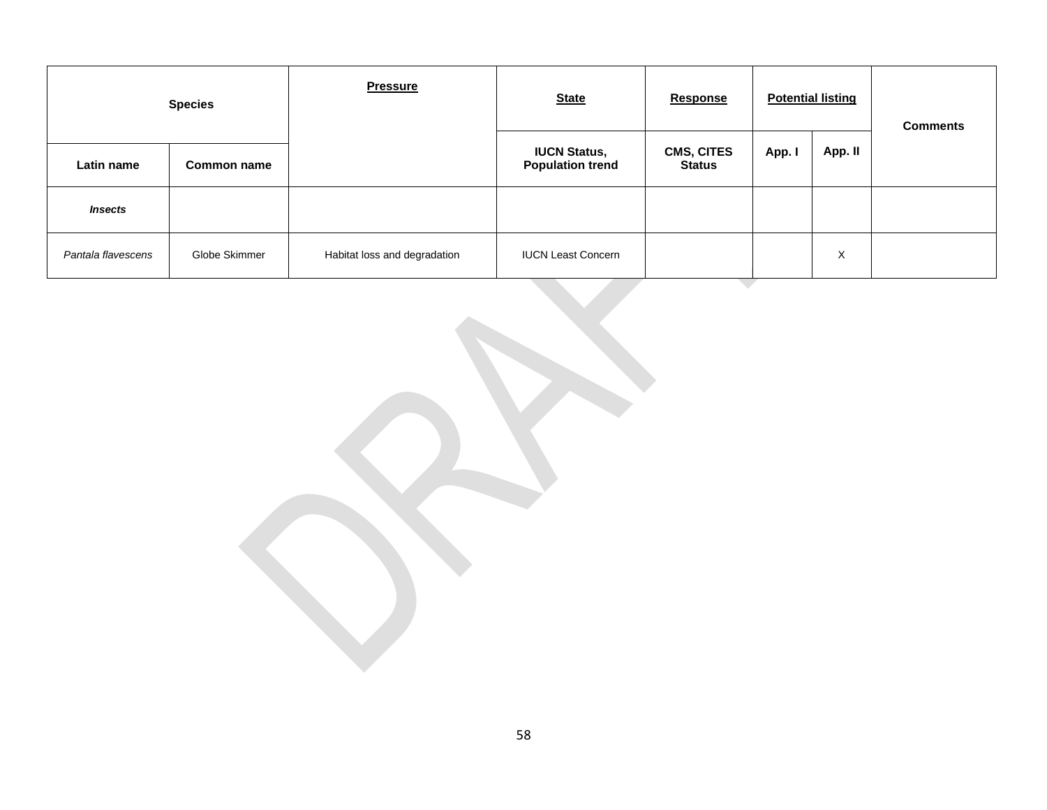| Species | | Pressure | State | Response | Potential listing | | Comments |
|---|---|---|---|---|---|---|---|
| Latin name | Common name | | IUCN Status, Population trend | CMS, CITES Status | App. I | App. II | |
| ***Insects*** | | | | | | | |
| *Pantala flavescens* | Globe Skimmer | Habitat loss and degradation | IUCN Least Concern | | | X | |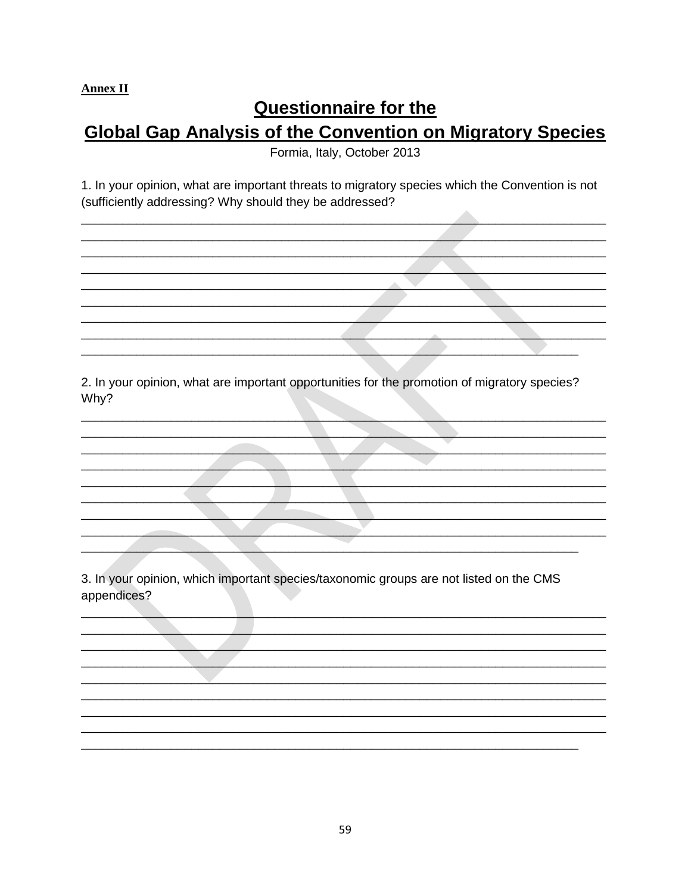**Annex II**

# Questionnaire for the Global Gap Analysis of the Convention on Migratory Species

Formia, Italy, October 2013

1. In your opinion, what are important threats to migratory species which the Convention is not (sufficiently addressing? Why should they be addressed?

_______________________________________________________________________________
_______________________________________________________________________________
_______________________________________________________________________________
_______________________________________________________________________________
_______________________________________________________________________________
_______________________________________________________________________________
_______________________________________________________________________________
_______________________________________________________________________________
___________________________________________________________________________

2. In your opinion, what are important opportunities for the promotion of migratory species? Why?

_______________________________________________________________________________
_______________________________________________________________________________
_______________________________________________________________________________
_______________________________________________________________________________
_______________________________________________________________________________
_______________________________________________________________________________
_______________________________________________________________________________
_______________________________________________________________________________
___________________________________________________________________________

3. In your opinion, which important species/taxonomic groups are not listed on the CMS appendices?

_______________________________________________________________________________
_______________________________________________________________________________
_______________________________________________________________________________
_______________________________________________________________________________
_______________________________________________________________________________
_______________________________________________________________________________
_______________________________________________________________________________
_______________________________________________________________________________
___________________________________________________________________________